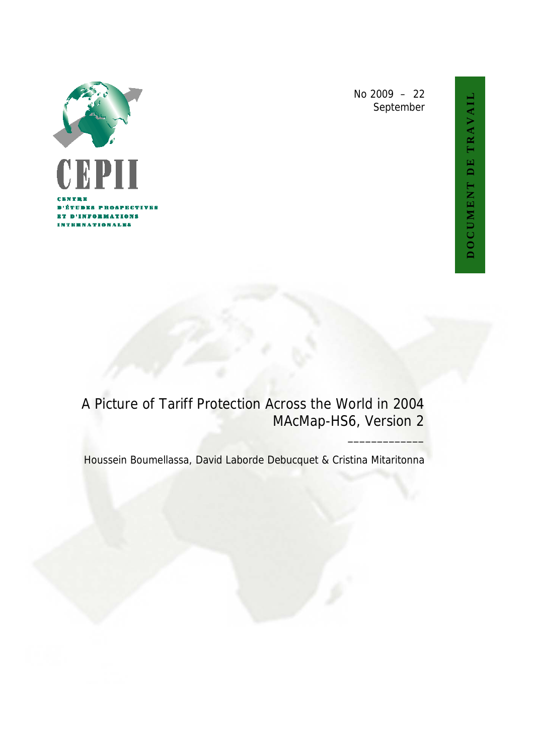CEPII

CENTRE D'ÉTUDES PROSPECTIVES ET D'INFORMATIONS INTERNATIONALES

No 2009 – 22
September

DOCUMENT DE TRAVAIL

# A Picture of Tariff Protection Across the World in 2004 MAcMap-HS6, Version 2

Houssein Boumellassa, David Laborde Debucquet & Cristina Mitaritonna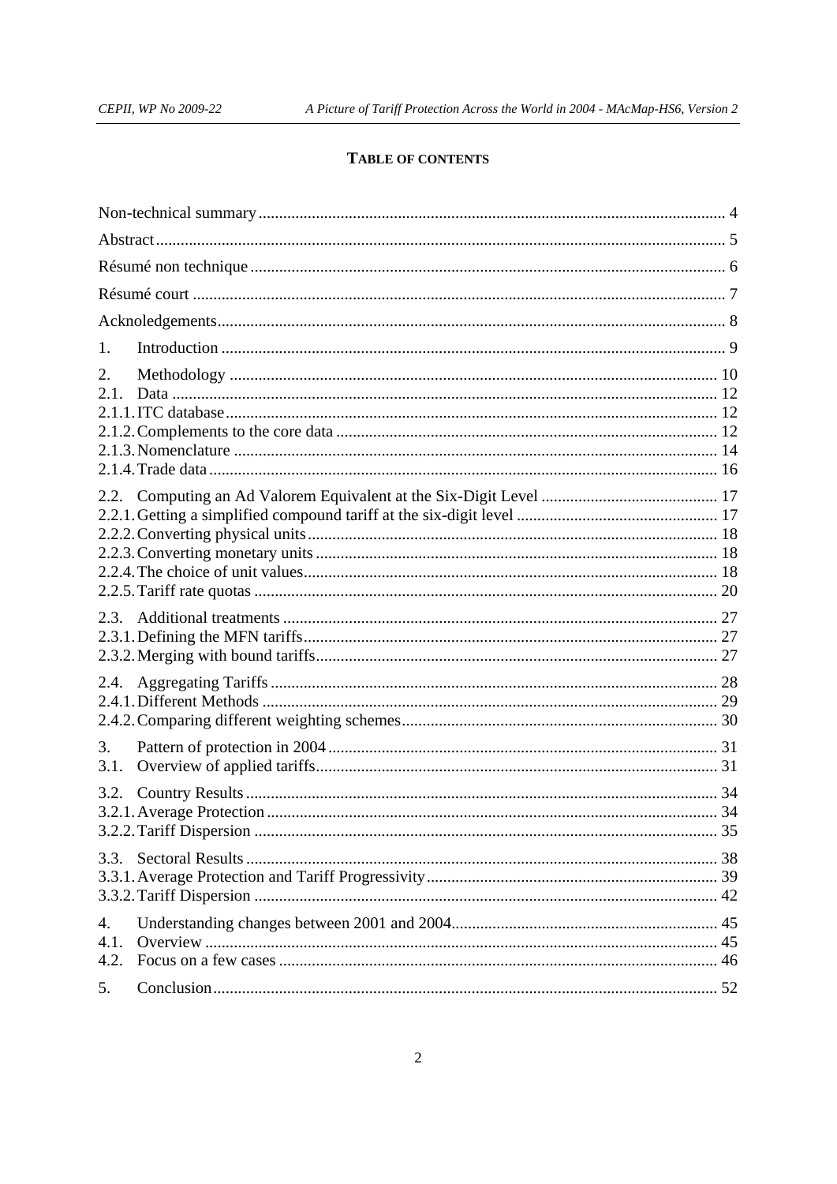**TABLE OF CONTENTS**

Non-technical summary ........ 4

Abstract ........ 5

Résumé non technique ........ 6

Résumé court ........ 7

Acknoledgements ........ 8

1. Introduction ........ 9

2. Methodology ........ 10
2.1. Data ........ 12
2.1.1. ITC database ........ 12
2.1.2. Complements to the core data ........ 12
2.1.3. Nomenclature ........ 14
2.1.4. Trade data ........ 16

2.2. Computing an Ad Valorem Equivalent at the Six-Digit Level ........ 17
2.2.1. Getting a simplified compound tariff at the six-digit level ........ 17
2.2.2. Converting physical units ........ 18
2.2.3. Converting monetary units ........ 18
2.2.4. The choice of unit values ........ 18
2.2.5. Tariff rate quotas ........ 20

2.3. Additional treatments ........ 27
2.3.1. Defining the MFN tariffs ........ 27
2.3.2. Merging with bound tariffs ........ 27

2.4. Aggregating Tariffs ........ 28
2.4.1. Different Methods ........ 29
2.4.2. Comparing different weighting schemes ........ 30

3. Pattern of protection in 2004 ........ 31
3.1. Overview of applied tariffs ........ 31

3.2. Country Results ........ 34
3.2.1. Average Protection ........ 34
3.2.2. Tariff Dispersion ........ 35

3.3. Sectoral Results ........ 38
3.3.1. Average Protection and Tariff Progressivity ........ 39
3.3.2. Tariff Dispersion ........ 42

4. Understanding changes between 2001 and 2004 ........ 45
4.1. Overview ........ 45
4.2. Focus on a few cases ........ 46

5. Conclusion ........ 52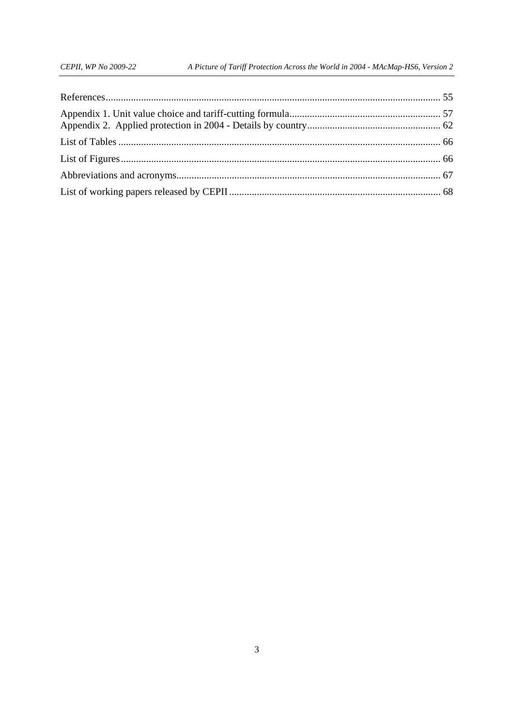References .................................................................................................................................. 55

Appendix 1. Unit value choice and tariff-cutting formula ........................................................... 57

Appendix 2. Applied protection in 2004 - Details by country ..................................................... 62

List of Tables ............................................................................................................................... 66

List of Figures .............................................................................................................................. 66

Abbreviations and acronyms ........................................................................................................ 67

List of working papers released by CEPII .................................................................................... 68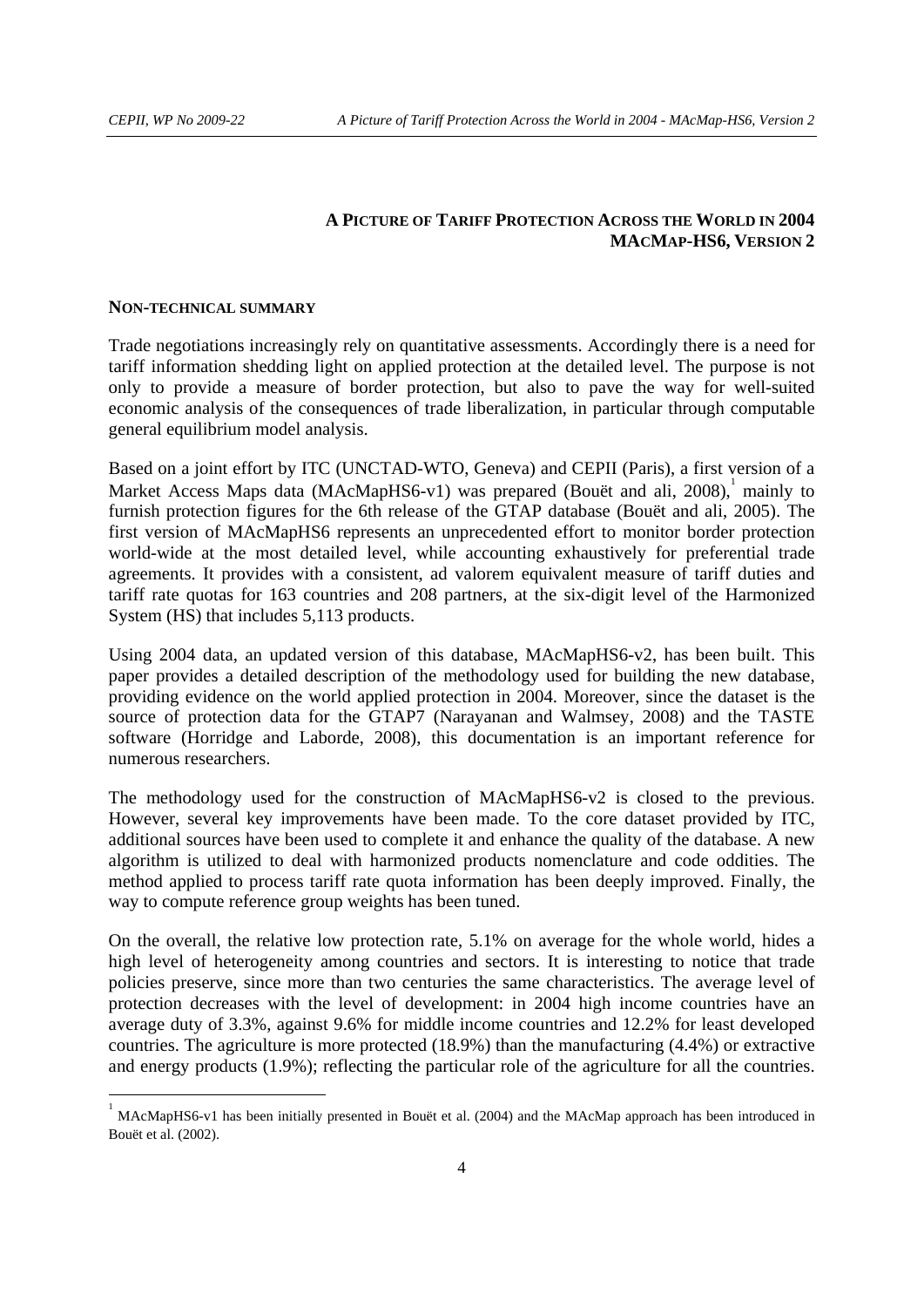## A PICTURE OF TARIFF PROTECTION ACROSS THE WORLD IN 2004 MACMAP-HS6, VERSION 2

### NON-TECHNICAL SUMMARY

Trade negotiations increasingly rely on quantitative assessments. Accordingly there is a need for tariff information shedding light on applied protection at the detailed level. The purpose is not only to provide a measure of border protection, but also to pave the way for well-suited economic analysis of the consequences of trade liberalization, in particular through computable general equilibrium model analysis.

Based on a joint effort by ITC (UNCTAD-WTO, Geneva) and CEPII (Paris), a first version of a Market Access Maps data (MAcMapHS6-v1) was prepared (Bouët and ali, 2008),[1] mainly to furnish protection figures for the 6th release of the GTAP database (Bouët and ali, 2005). The first version of MAcMapHS6 represents an unprecedented effort to monitor border protection world-wide at the most detailed level, while accounting exhaustively for preferential trade agreements. It provides with a consistent, ad valorem equivalent measure of tariff duties and tariff rate quotas for 163 countries and 208 partners, at the six-digit level of the Harmonized System (HS) that includes 5,113 products.

Using 2004 data, an updated version of this database, MAcMapHS6-v2, has been built. This paper provides a detailed description of the methodology used for building the new database, providing evidence on the world applied protection in 2004. Moreover, since the dataset is the source of protection data for the GTAP7 (Narayanan and Walmsey, 2008) and the TASTE software (Horridge and Laborde, 2008), this documentation is an important reference for numerous researchers.

The methodology used for the construction of MAcMapHS6-v2 is closed to the previous. However, several key improvements have been made. To the core dataset provided by ITC, additional sources have been used to complete it and enhance the quality of the database. A new algorithm is utilized to deal with harmonized products nomenclature and code oddities. The method applied to process tariff rate quota information has been deeply improved. Finally, the way to compute reference group weights has been tuned.

On the overall, the relative low protection rate, 5.1% on average for the whole world, hides a high level of heterogeneity among countries and sectors. It is interesting to notice that trade policies preserve, since more than two centuries the same characteristics. The average level of protection decreases with the level of development: in 2004 high income countries have an average duty of 3.3%, against 9.6% for middle income countries and 12.2% for least developed countries. The agriculture is more protected (18.9%) than the manufacturing (4.4%) or extractive and energy products (1.9%); reflecting the particular role of the agriculture for all the countries.

---

[1] MAcMapHS6-v1 has been initially presented in Bouët et al. (2004) and the MAcMap approach has been introduced in Bouët et al. (2002).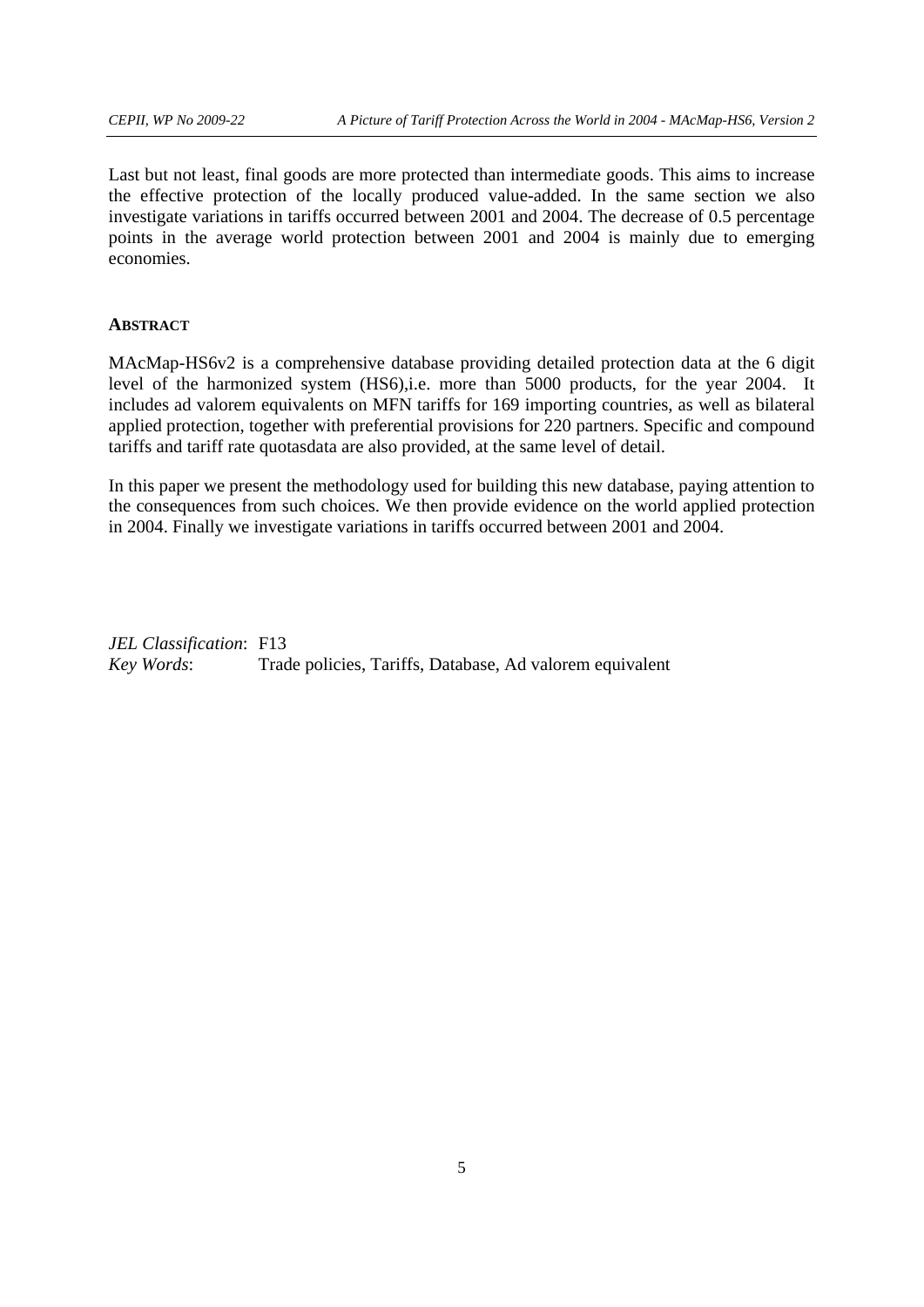Last but not least, final goods are more protected than intermediate goods. This aims to increase the effective protection of the locally produced value-added. In the same section we also investigate variations in tariffs occurred between 2001 and 2004. The decrease of 0.5 percentage points in the average world protection between 2001 and 2004 is mainly due to emerging economies.

## ABSTRACT

MAcMap-HS6v2 is a comprehensive database providing detailed protection data at the 6 digit level of the harmonized system (HS6),i.e. more than 5000 products, for the year 2004. It includes ad valorem equivalents on MFN tariffs for 169 importing countries, as well as bilateral applied protection, together with preferential provisions for 220 partners. Specific and compound tariffs and tariff rate quotasdata are also provided, at the same level of detail.

In this paper we present the methodology used for building this new database, paying attention to the consequences from such choices. We then provide evidence on the world applied protection in 2004. Finally we investigate variations in tariffs occurred between 2001 and 2004.

*JEL Classification*: F13
*Key Words*: Trade policies, Tariffs, Database, Ad valorem equivalent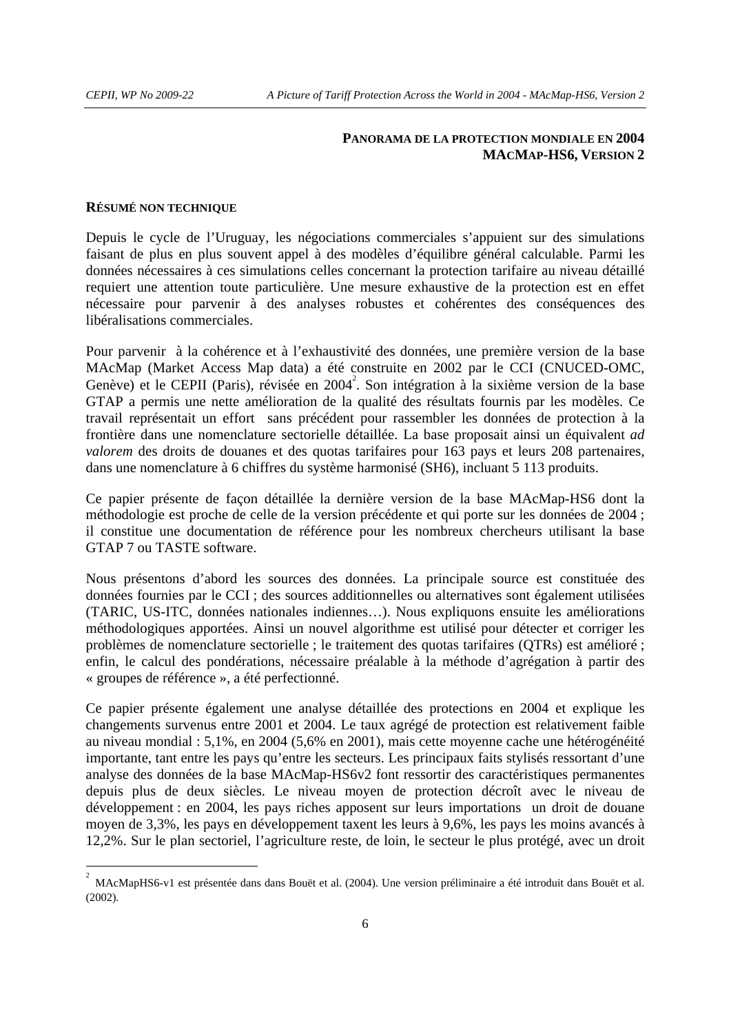**PANORAMA DE LA PROTECTION MONDIALE EN 2004**
**MACMAP-HS6, VERSION 2**

**RÉSUMÉ NON TECHNIQUE**

Depuis le cycle de l'Uruguay, les négociations commerciales s'appuient sur des simulations faisant de plus en plus souvent appel à des modèles d'équilibre général calculable. Parmi les données nécessaires à ces simulations celles concernant la protection tarifaire au niveau détaillé requiert une attention toute particulière. Une mesure exhaustive de la protection est en effet nécessaire pour parvenir à des analyses robustes et cohérentes des conséquences des libéralisations commerciales.

Pour parvenir à la cohérence et à l'exhaustivité des données, une première version de la base MAcMap (Market Access Map data) a été construite en 2002 par le CCI (CNUCED-OMC, Genève) et le CEPII (Paris), révisée en 2004[2]. Son intégration à la sixième version de la base GTAP a permis une nette amélioration de la qualité des résultats fournis par les modèles. Ce travail représentait un effort sans précédent pour rassembler les données de protection à la frontière dans une nomenclature sectorielle détaillée. La base proposait ainsi un équivalent *ad valorem* des droits de douanes et des quotas tarifaires pour 163 pays et leurs 208 partenaires, dans une nomenclature à 6 chiffres du système harmonisé (SH6), incluant 5 113 produits.

Ce papier présente de façon détaillée la dernière version de la base MAcMap-HS6 dont la méthodologie est proche de celle de la version précédente et qui porte sur les données de 2004 ; il constitue une documentation de référence pour les nombreux chercheurs utilisant la base GTAP 7 ou TASTE software.

Nous présentons d'abord les sources des données. La principale source est constituée des données fournies par le CCI ; des sources additionnelles ou alternatives sont également utilisées (TARIC, US-ITC, données nationales indiennes…). Nous expliquons ensuite les améliorations méthodologiques apportées. Ainsi un nouvel algorithme est utilisé pour détecter et corriger les problèmes de nomenclature sectorielle ; le traitement des quotas tarifaires (QTRs) est amélioré ; enfin, le calcul des pondérations, nécessaire préalable à la méthode d'agrégation à partir des « groupes de référence », a été perfectionné.

Ce papier présente également une analyse détaillée des protections en 2004 et explique les changements survenus entre 2001 et 2004. Le taux agrégé de protection est relativement faible au niveau mondial : 5,1%, en 2004 (5,6% en 2001), mais cette moyenne cache une hétérogénéité importante, tant entre les pays qu'entre les secteurs. Les principaux faits stylisés ressortant d'une analyse des données de la base MAcMap-HS6v2 font ressortir des caractéristiques permanentes depuis plus de deux siècles. Le niveau moyen de protection décroît avec le niveau de développement : en 2004, les pays riches apposent sur leurs importations un droit de douane moyen de 3,3%, les pays en développement taxent les leurs à 9,6%, les pays les moins avancés à 12,2%. Sur le plan sectoriel, l'agriculture reste, de loin, le secteur le plus protégé, avec un droit

---

[2] MAcMapHS6-v1 est présentée dans dans Bouët et al. (2004). Une version préliminaire a été introduit dans Bouët et al. (2002).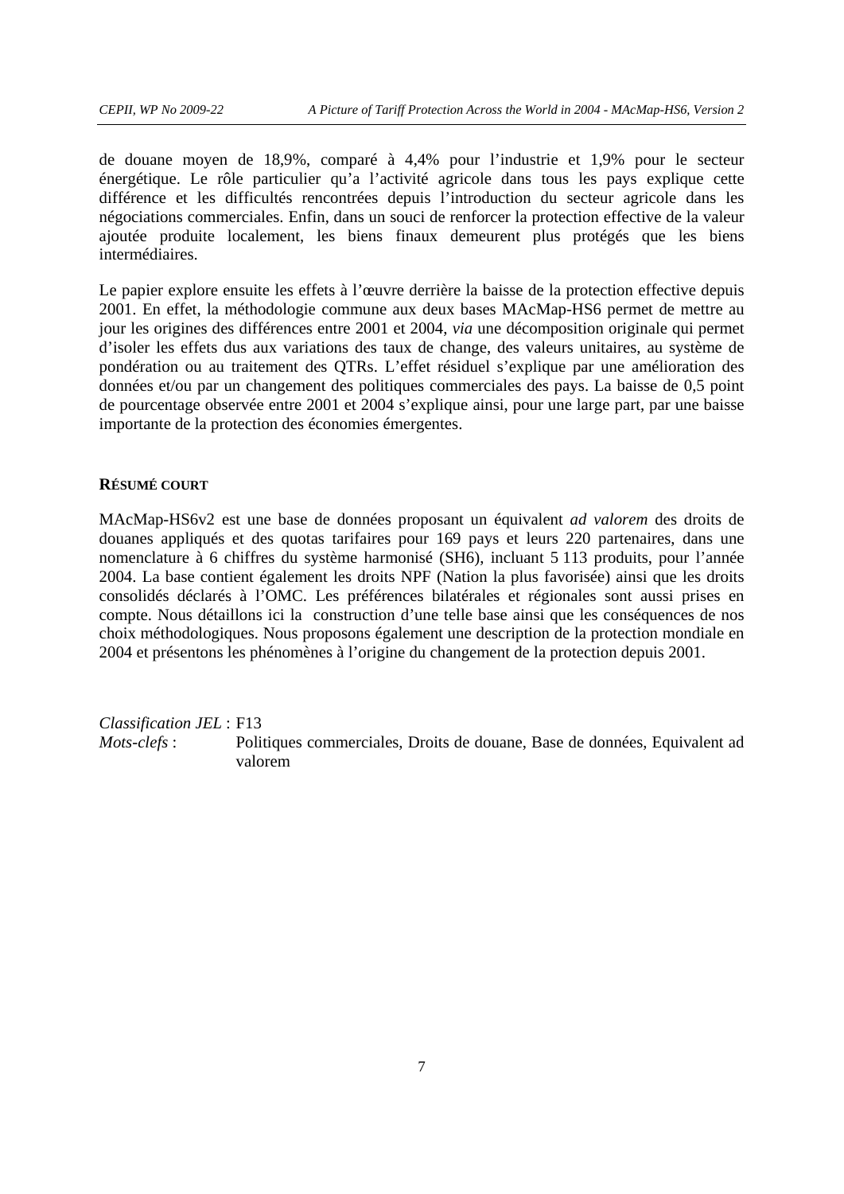de douane moyen de 18,9%, comparé à 4,4% pour l'industrie et 1,9% pour le secteur énergétique. Le rôle particulier qu'a l'activité agricole dans tous les pays explique cette différence et les difficultés rencontrées depuis l'introduction du secteur agricole dans les négociations commerciales. Enfin, dans un souci de renforcer la protection effective de la valeur ajoutée produite localement, les biens finaux demeurent plus protégés que les biens intermédiaires.

Le papier explore ensuite les effets à l'œuvre derrière la baisse de la protection effective depuis 2001. En effet, la méthodologie commune aux deux bases MAcMap-HS6 permet de mettre au jour les origines des différences entre 2001 et 2004, *via* une décomposition originale qui permet d'isoler les effets dus aux variations des taux de change, des valeurs unitaires, au système de pondération ou au traitement des QTRs. L'effet résiduel s'explique par une amélioration des données et/ou par un changement des politiques commerciales des pays. La baisse de 0,5 point de pourcentage observée entre 2001 et 2004 s'explique ainsi, pour une large part, par une baisse importante de la protection des économies émergentes.

**RÉSUMÉ COURT**

MAcMap-HS6v2 est une base de données proposant un équivalent *ad valorem* des droits de douanes appliqués et des quotas tarifaires pour 169 pays et leurs 220 partenaires, dans une nomenclature à 6 chiffres du système harmonisé (SH6), incluant 5 113 produits, pour l'année 2004. La base contient également les droits NPF (Nation la plus favorisée) ainsi que les droits consolidés déclarés à l'OMC. Les préférences bilatérales et régionales sont aussi prises en compte. Nous détaillons ici la construction d'une telle base ainsi que les conséquences de nos choix méthodologiques. Nous proposons également une description de la protection mondiale en 2004 et présentons les phénomènes à l'origine du changement de la protection depuis 2001.

*Classification JEL* : F13

*Mots-clefs* : Politiques commerciales, Droits de douane, Base de données, Equivalent ad valorem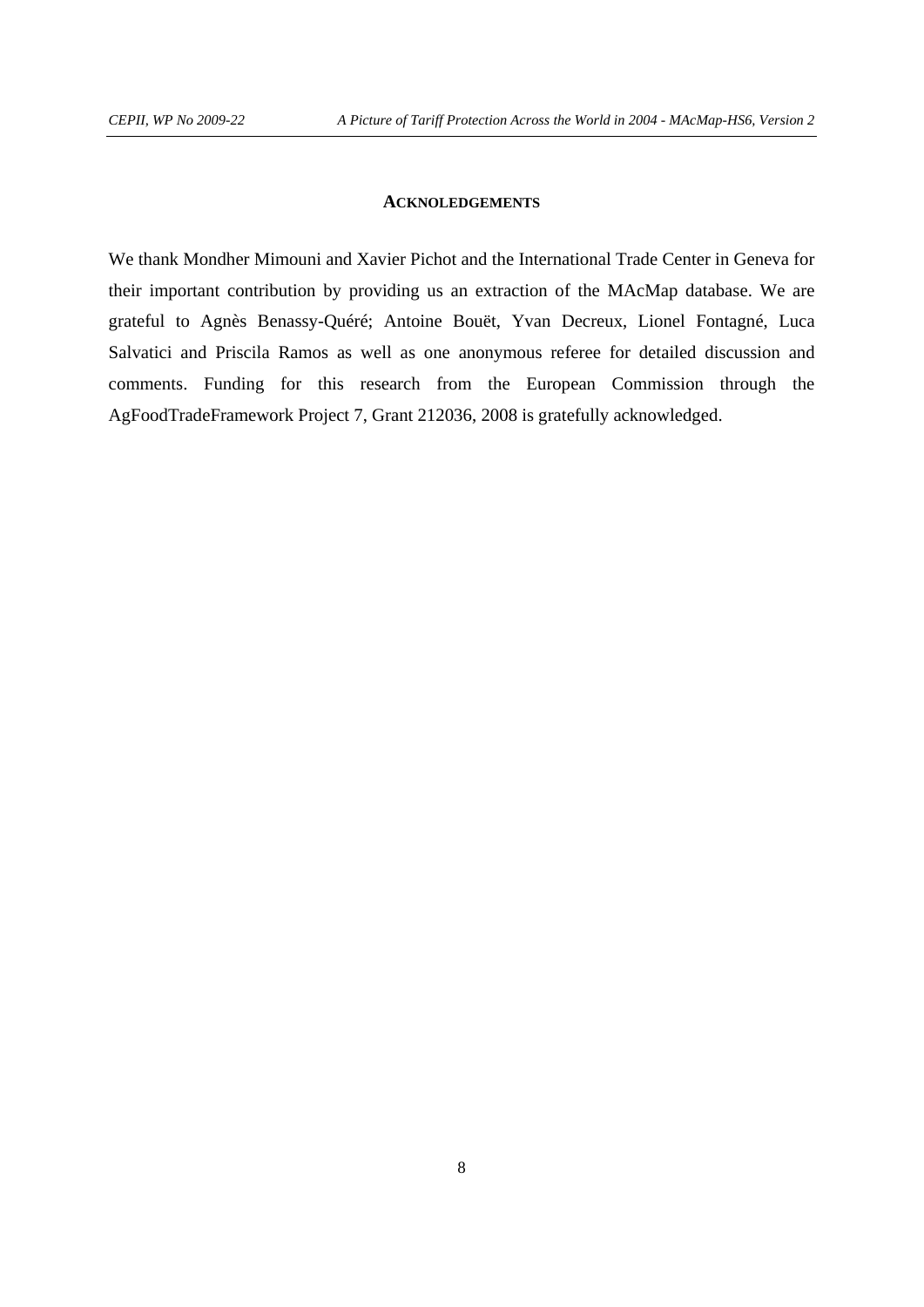## ACKNOLEDGEMENTS

We thank Mondher Mimouni and Xavier Pichot and the International Trade Center in Geneva for their important contribution by providing us an extraction of the MAcMap database. We are grateful to Agnès Benassy-Quéré; Antoine Bouët, Yvan Decreux, Lionel Fontagné, Luca Salvatici and Priscila Ramos as well as one anonymous referee for detailed discussion and comments. Funding for this research from the European Commission through the AgFoodTradeFramework Project 7, Grant 212036, 2008 is gratefully acknowledged.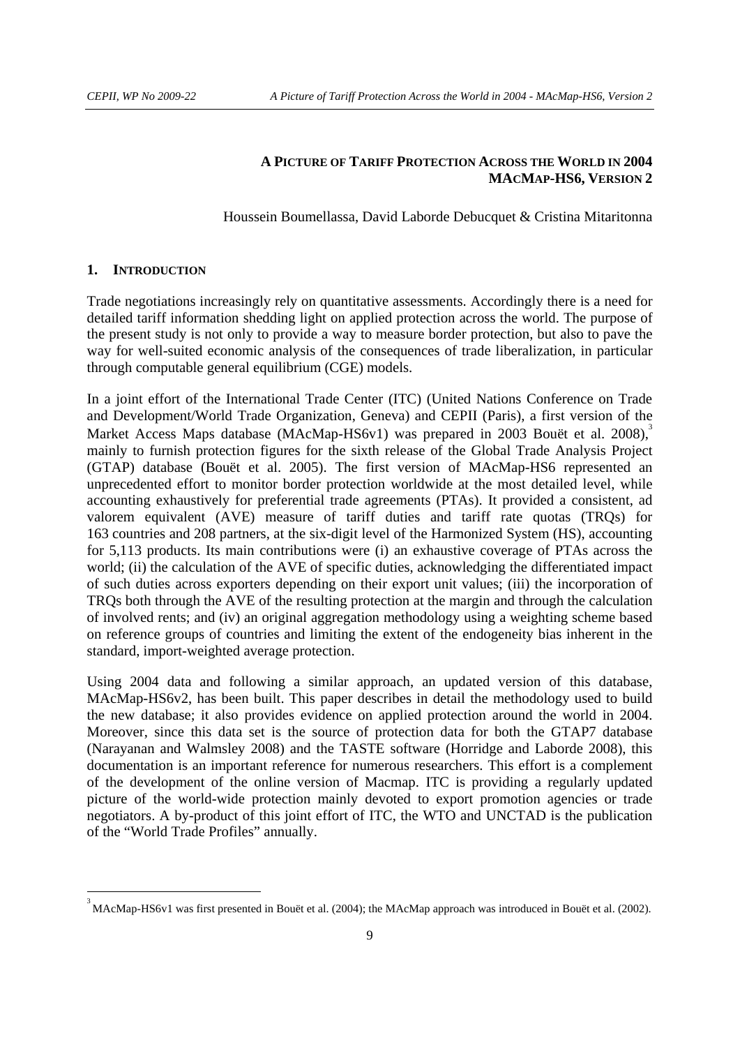# A Picture of Tariff Protection Across the World in 2004 MAcMap-HS6, Version 2

Houssein Boumellassa, David Laborde Debucquet & Cristina Mitaritonna

## 1. Introduction

Trade negotiations increasingly rely on quantitative assessments. Accordingly there is a need for detailed tariff information shedding light on applied protection across the world. The purpose of the present study is not only to provide a way to measure border protection, but also to pave the way for well-suited economic analysis of the consequences of trade liberalization, in particular through computable general equilibrium (CGE) models.

In a joint effort of the International Trade Center (ITC) (United Nations Conference on Trade and Development/World Trade Organization, Geneva) and CEPII (Paris), a first version of the Market Access Maps database (MAcMap-HS6v1) was prepared in 2003 Bouët et al. 2008),[3] mainly to furnish protection figures for the sixth release of the Global Trade Analysis Project (GTAP) database (Bouët et al. 2005). The first version of MAcMap-HS6 represented an unprecedented effort to monitor border protection worldwide at the most detailed level, while accounting exhaustively for preferential trade agreements (PTAs). It provided a consistent, ad valorem equivalent (AVE) measure of tariff duties and tariff rate quotas (TRQs) for 163 countries and 208 partners, at the six-digit level of the Harmonized System (HS), accounting for 5,113 products. Its main contributions were (i) an exhaustive coverage of PTAs across the world; (ii) the calculation of the AVE of specific duties, acknowledging the differentiated impact of such duties across exporters depending on their export unit values; (iii) the incorporation of TRQs both through the AVE of the resulting protection at the margin and through the calculation of involved rents; and (iv) an original aggregation methodology using a weighting scheme based on reference groups of countries and limiting the extent of the endogeneity bias inherent in the standard, import-weighted average protection.

Using 2004 data and following a similar approach, an updated version of this database, MAcMap-HS6v2, has been built. This paper describes in detail the methodology used to build the new database; it also provides evidence on applied protection around the world in 2004. Moreover, since this data set is the source of protection data for both the GTAP7 database (Narayanan and Walmsley 2008) and the TASTE software (Horridge and Laborde 2008), this documentation is an important reference for numerous researchers. This effort is a complement of the development of the online version of Macmap. ITC is providing a regularly updated picture of the world-wide protection mainly devoted to export promotion agencies or trade negotiators. A by-product of this joint effort of ITC, the WTO and UNCTAD is the publication of the "World Trade Profiles" annually.

[3] MAcMap-HS6v1 was first presented in Bouët et al. (2004); the MAcMap approach was introduced in Bouët et al. (2002).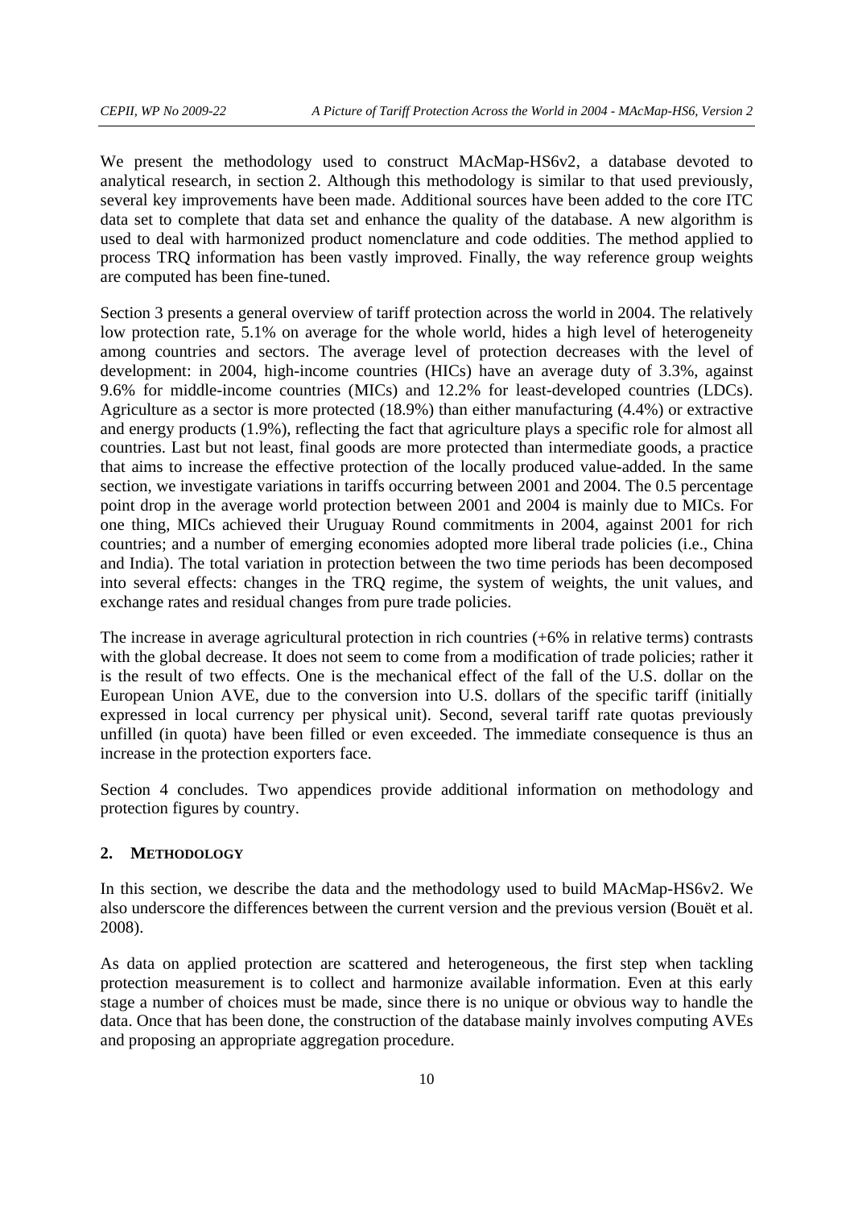We present the methodology used to construct MAcMap-HS6v2, a database devoted to analytical research, in section 2. Although this methodology is similar to that used previously, several key improvements have been made. Additional sources have been added to the core ITC data set to complete that data set and enhance the quality of the database. A new algorithm is used to deal with harmonized product nomenclature and code oddities. The method applied to process TRQ information has been vastly improved. Finally, the way reference group weights are computed has been fine-tuned.

Section 3 presents a general overview of tariff protection across the world in 2004. The relatively low protection rate, 5.1% on average for the whole world, hides a high level of heterogeneity among countries and sectors. The average level of protection decreases with the level of development: in 2004, high-income countries (HICs) have an average duty of 3.3%, against 9.6% for middle-income countries (MICs) and 12.2% for least-developed countries (LDCs). Agriculture as a sector is more protected (18.9%) than either manufacturing (4.4%) or extractive and energy products (1.9%), reflecting the fact that agriculture plays a specific role for almost all countries. Last but not least, final goods are more protected than intermediate goods, a practice that aims to increase the effective protection of the locally produced value-added. In the same section, we investigate variations in tariffs occurring between 2001 and 2004. The 0.5 percentage point drop in the average world protection between 2001 and 2004 is mainly due to MICs. For one thing, MICs achieved their Uruguay Round commitments in 2004, against 2001 for rich countries; and a number of emerging economies adopted more liberal trade policies (i.e., China and India). The total variation in protection between the two time periods has been decomposed into several effects: changes in the TRQ regime, the system of weights, the unit values, and exchange rates and residual changes from pure trade policies.

The increase in average agricultural protection in rich countries (+6% in relative terms) contrasts with the global decrease. It does not seem to come from a modification of trade policies; rather it is the result of two effects. One is the mechanical effect of the fall of the U.S. dollar on the European Union AVE, due to the conversion into U.S. dollars of the specific tariff (initially expressed in local currency per physical unit). Second, several tariff rate quotas previously unfilled (in quota) have been filled or even exceeded. The immediate consequence is thus an increase in the protection exporters face.

Section 4 concludes. Two appendices provide additional information on methodology and protection figures by country.

## 2. Methodology

In this section, we describe the data and the methodology used to build MAcMap-HS6v2. We also underscore the differences between the current version and the previous version (Bouët et al. 2008).

As data on applied protection are scattered and heterogeneous, the first step when tackling protection measurement is to collect and harmonize available information. Even at this early stage a number of choices must be made, since there is no unique or obvious way to handle the data. Once that has been done, the construction of the database mainly involves computing AVEs and proposing an appropriate aggregation procedure.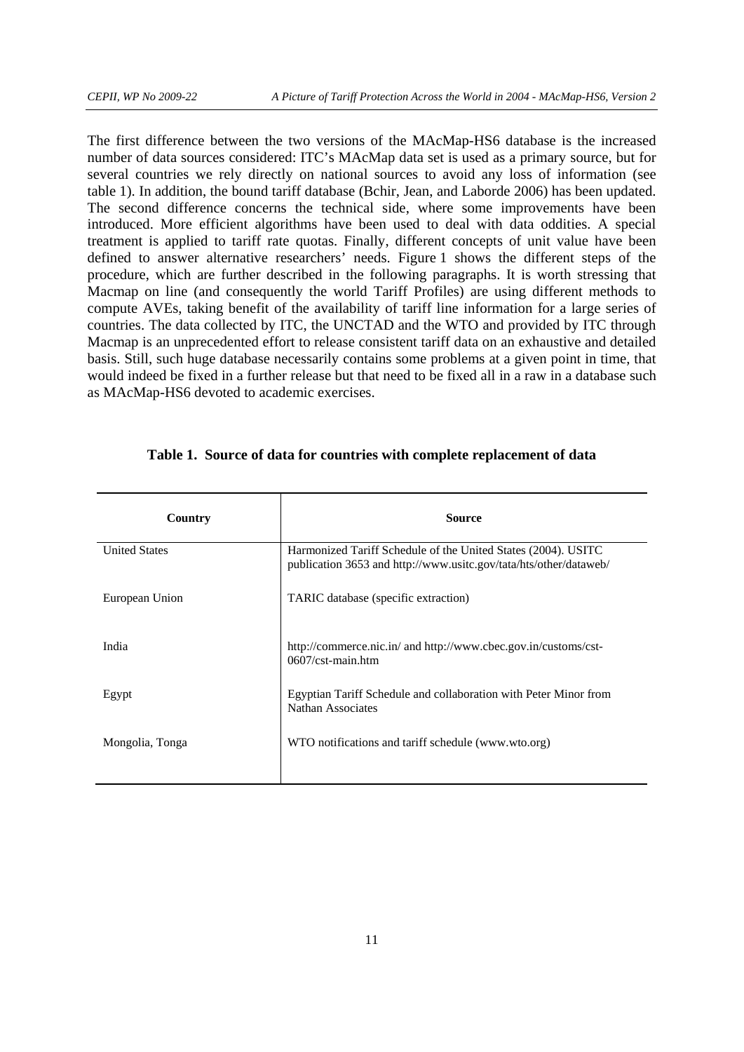The first difference between the two versions of the MAcMap-HS6 database is the increased number of data sources considered: ITC's MAcMap data set is used as a primary source, but for several countries we rely directly on national sources to avoid any loss of information (see table 1). In addition, the bound tariff database (Bchir, Jean, and Laborde 2006) has been updated. The second difference concerns the technical side, where some improvements have been introduced. More efficient algorithms have been used to deal with data oddities. A special treatment is applied to tariff rate quotas. Finally, different concepts of unit value have been defined to answer alternative researchers' needs. Figure 1 shows the different steps of the procedure, which are further described in the following paragraphs. It is worth stressing that Macmap on line (and consequently the world Tariff Profiles) are using different methods to compute AVEs, taking benefit of the availability of tariff line information for a large series of countries. The data collected by ITC, the UNCTAD and the WTO and provided by ITC through Macmap is an unprecedented effort to release consistent tariff data on an exhaustive and detailed basis. Still, such huge database necessarily contains some problems at a given point in time, that would indeed be fixed in a further release but that need to be fixed all in a raw in a database such as MAcMap-HS6 devoted to academic exercises.

**Table 1. Source of data for countries with complete replacement of data**

| Country | Source |
|---|---|
| United States | Harmonized Tariff Schedule of the United States (2004). USITC publication 3653 and http://www.usitc.gov/tata/hts/other/dataweb/ |
| European Union | TARIC database (specific extraction) |
| India | http://commerce.nic.in/ and http://www.cbec.gov.in/customs/cst-0607/cst-main.htm |
| Egypt | Egyptian Tariff Schedule and collaboration with Peter Minor from Nathan Associates |
| Mongolia, Tonga | WTO notifications and tariff schedule (www.wto.org) |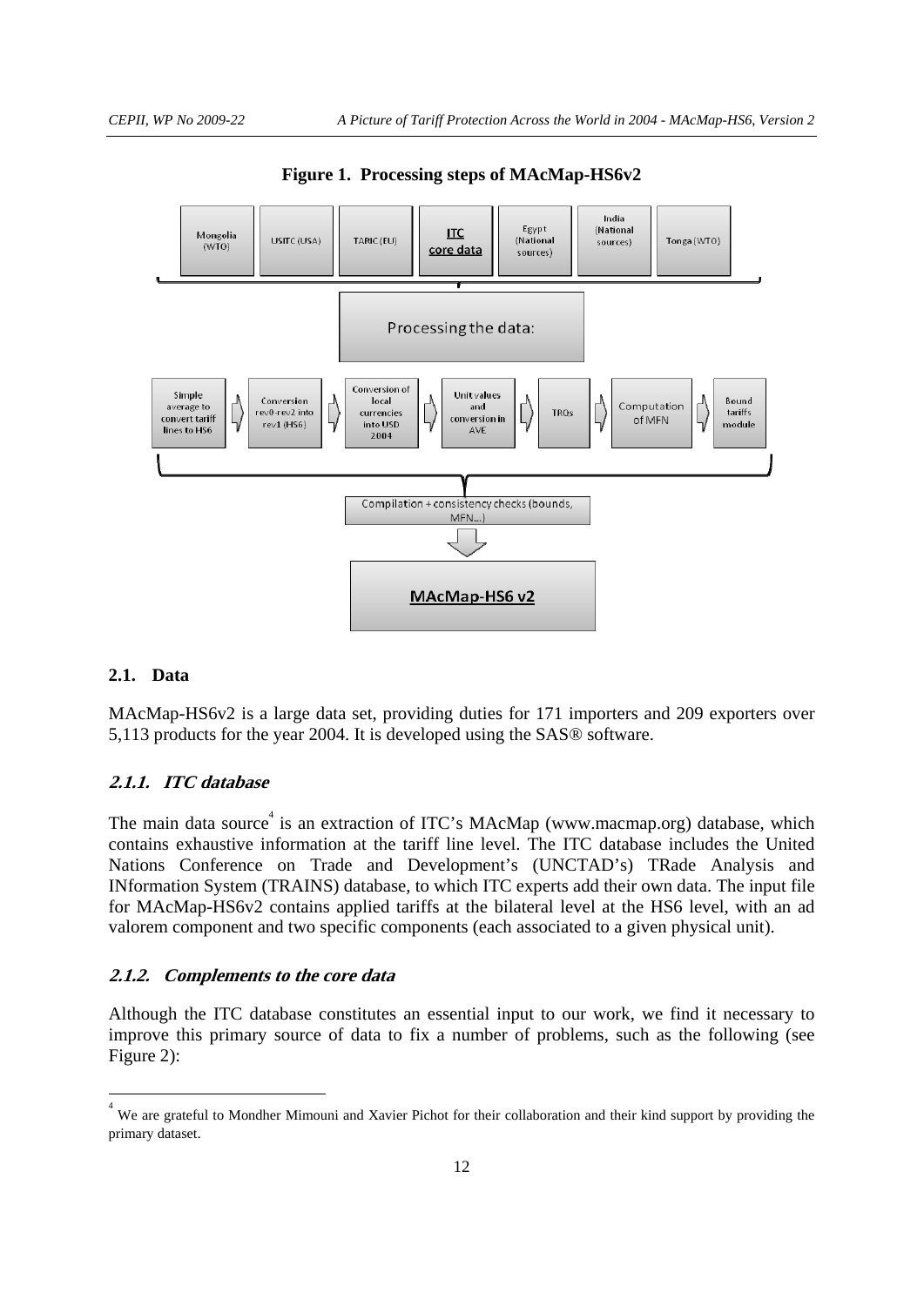**Figure 1. Processing steps of MAcMap-HS6v2**

Mongolia (WTO) | USITC (USA) | TARIC (EU) | ITC core data | Egypt (National sources) | India (National sources) | Tonga (WTO)

Processing the data:

Simple average to convert tariff lines to HS6 → Conversion rev0-rev2 into rev1 (HS6) → Conversion of local currencies into USD 2004 → Unit values and conversion in AVE → TRQs → Computation of MFN → Bound tariffs module

Compilation + consistency checks (bounds, MFN…)

**MAcMap-HS6 v2**

### 2.1. Data

MAcMap-HS6v2 is a large data set, providing duties for 171 importers and 209 exporters over 5,113 products for the year 2004. It is developed using the SAS® software.

#### *2.1.1. ITC database*

The main data source[4] is an extraction of ITC's MAcMap (www.macmap.org) database, which contains exhaustive information at the tariff line level. The ITC database includes the United Nations Conference on Trade and Development's (UNCTAD's) TRade Analysis and INformation System (TRAINS) database, to which ITC experts add their own data. The input file for MAcMap-HS6v2 contains applied tariffs at the bilateral level at the HS6 level, with an ad valorem component and two specific components (each associated to a given physical unit).

#### *2.1.2. Complements to the core data*

Although the ITC database constitutes an essential input to our work, we find it necessary to improve this primary source of data to fix a number of problems, such as the following (see Figure 2):

[4] We are grateful to Mondher Mimouni and Xavier Pichot for their collaboration and their kind support by providing the primary dataset.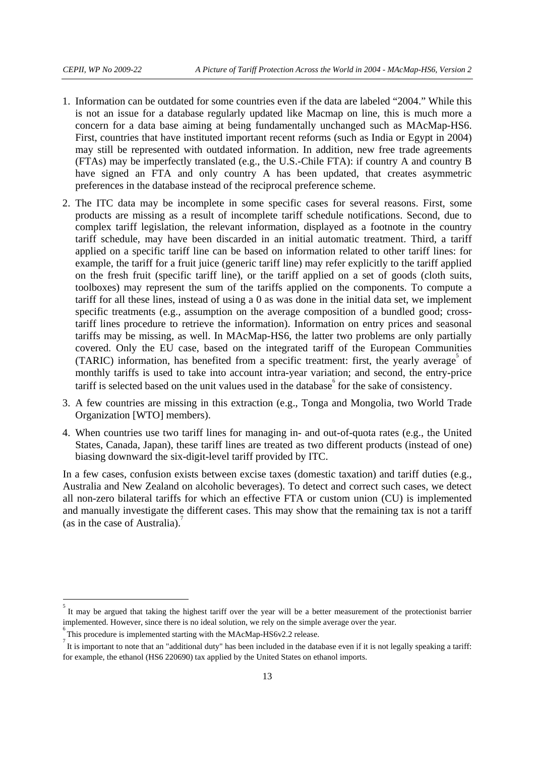1. Information can be outdated for some countries even if the data are labeled "2004." While this is not an issue for a database regularly updated like Macmap on line, this is much more a concern for a data base aiming at being fundamentally unchanged such as MAcMap-HS6. First, countries that have instituted important recent reforms (such as India or Egypt in 2004) may still be represented with outdated information. In addition, new free trade agreements (FTAs) may be imperfectly translated (e.g., the U.S.-Chile FTA): if country A and country B have signed an FTA and only country A has been updated, that creates asymmetric preferences in the database instead of the reciprocal preference scheme.

2. The ITC data may be incomplete in some specific cases for several reasons. First, some products are missing as a result of incomplete tariff schedule notifications. Second, due to complex tariff legislation, the relevant information, displayed as a footnote in the country tariff schedule, may have been discarded in an initial automatic treatment. Third, a tariff applied on a specific tariff line can be based on information related to other tariff lines: for example, the tariff for a fruit juice (generic tariff line) may refer explicitly to the tariff applied on the fresh fruit (specific tariff line), or the tariff applied on a set of goods (cloth suits, toolboxes) may represent the sum of the tariffs applied on the components. To compute a tariff for all these lines, instead of using a 0 as was done in the initial data set, we implement specific treatments (e.g., assumption on the average composition of a bundled good; cross-tariff lines procedure to retrieve the information). Information on entry prices and seasonal tariffs may be missing, as well. In MAcMap-HS6, the latter two problems are only partially covered. Only the EU case, based on the integrated tariff of the European Communities (TARIC) information, has benefited from a specific treatment: first, the yearly average[5] of monthly tariffs is used to take into account intra-year variation; and second, the entry-price tariff is selected based on the unit values used in the database[6] for the sake of consistency.

3. A few countries are missing in this extraction (e.g., Tonga and Mongolia, two World Trade Organization [WTO] members).

4. When countries use two tariff lines for managing in- and out-of-quota rates (e.g., the United States, Canada, Japan), these tariff lines are treated as two different products (instead of one) biasing downward the six-digit-level tariff provided by ITC.

In a few cases, confusion exists between excise taxes (domestic taxation) and tariff duties (e.g., Australia and New Zealand on alcoholic beverages). To detect and correct such cases, we detect all non-zero bilateral tariffs for which an effective FTA or custom union (CU) is implemented and manually investigate the different cases. This may show that the remaining tax is not a tariff (as in the case of Australia).[7]

---

[5] It may be argued that taking the highest tariff over the year will be a better measurement of the protectionist barrier implemented. However, since there is no ideal solution, we rely on the simple average over the year.

[6] This procedure is implemented starting with the MAcMap-HS6v2.2 release.

[7] It is important to note that an "additional duty" has been included in the database even if it is not legally speaking a tariff: for example, the ethanol (HS6 220690) tax applied by the United States on ethanol imports.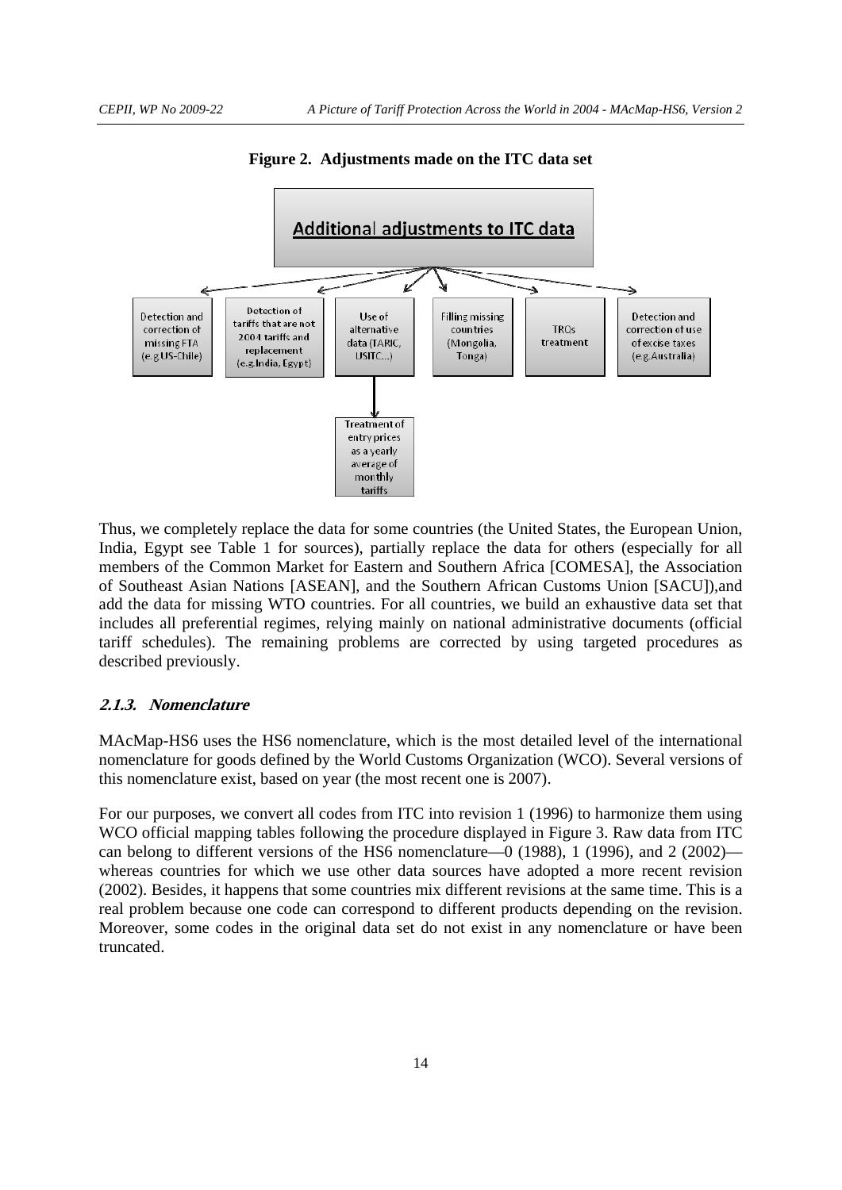**Figure 2. Adjustments made on the ITC data set**

Additional adjustments to ITC data

- Detection and correction of missing FTA (e.g US-Chile)
- Detection of tariffs that are not 2004 tariffs and replacement (e.g.India, Egypt)
- Use of alternative data (TARIC, USITC…)
  - Treatment of entry prices as a yearly average of monthly tariffs
- Filling missing countries (Mongolia, Tonga)
- TRQs treatment
- Detection and correction of use of excise taxes (e.g.Australia)

Thus, we completely replace the data for some countries (the United States, the European Union, India, Egypt see Table 1 for sources), partially replace the data for others (especially for all members of the Common Market for Eastern and Southern Africa [COMESA], the Association of Southeast Asian Nations [ASEAN], and the Southern African Customs Union [SACU]),and add the data for missing WTO countries. For all countries, we build an exhaustive data set that includes all preferential regimes, relying mainly on national administrative documents (official tariff schedules). The remaining problems are corrected by using targeted procedures as described previously.

### *2.1.3. Nomenclature*

MAcMap-HS6 uses the HS6 nomenclature, which is the most detailed level of the international nomenclature for goods defined by the World Customs Organization (WCO). Several versions of this nomenclature exist, based on year (the most recent one is 2007).

For our purposes, we convert all codes from ITC into revision 1 (1996) to harmonize them using WCO official mapping tables following the procedure displayed in Figure 3. Raw data from ITC can belong to different versions of the HS6 nomenclature—0 (1988), 1 (1996), and 2 (2002)—whereas countries for which we use other data sources have adopted a more recent revision (2002). Besides, it happens that some countries mix different revisions at the same time. This is a real problem because one code can correspond to different products depending on the revision. Moreover, some codes in the original data set do not exist in any nomenclature or have been truncated.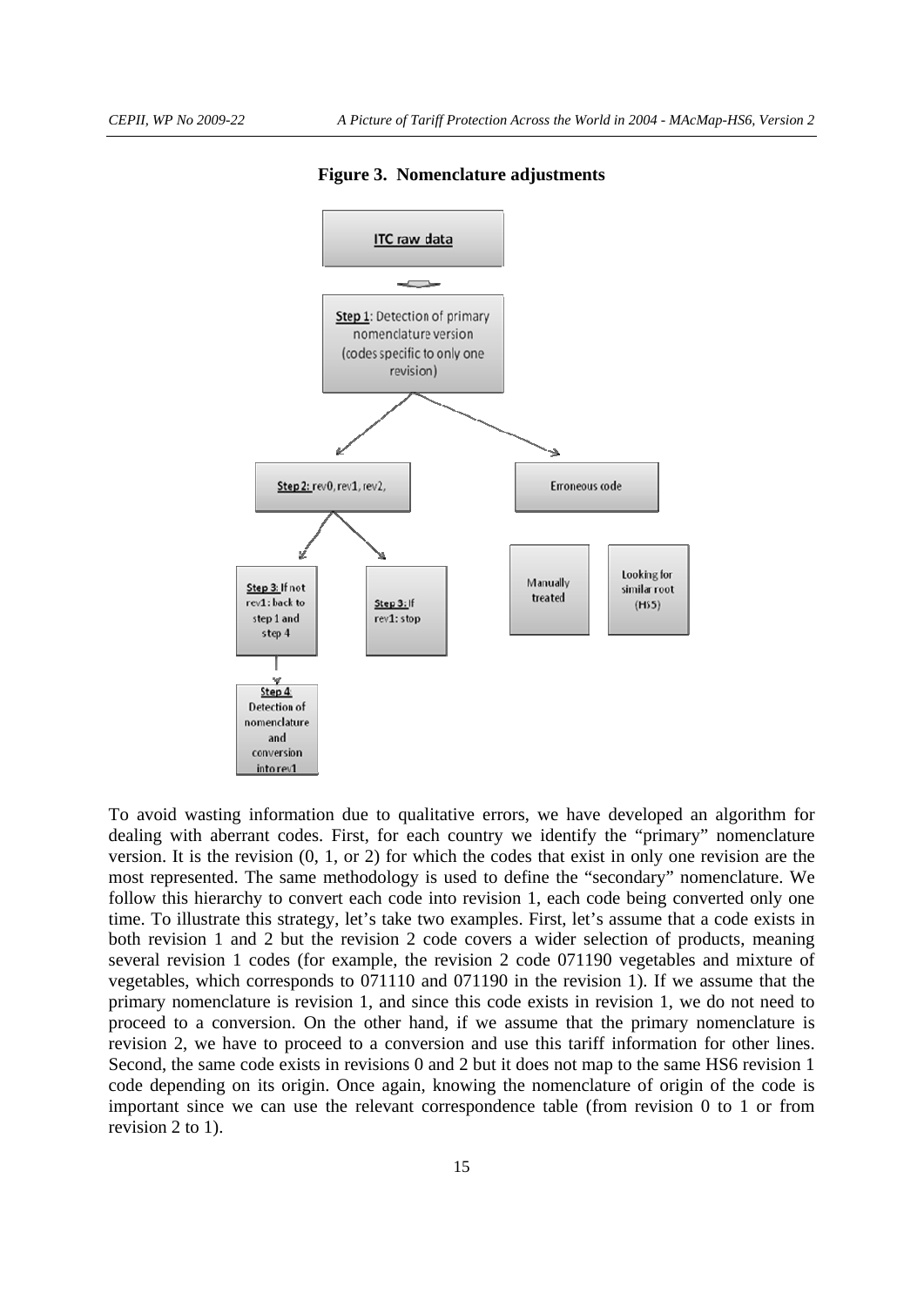**Figure 3. Nomenclature adjustments**

ITC raw data

Step 1: Detection of primary nomenclature version (codes specific to only one revision)

Step 2: rev0, rev1, rev2,

Erroneous code

Step 3: If not rev1: back to step 1 and step 4

Step 3: If rev1: stop

Manually treated

Looking for similar root (HS5)

Step 4: Detection of nomenclature and conversion into rev1

To avoid wasting information due to qualitative errors, we have developed an algorithm for dealing with aberrant codes. First, for each country we identify the "primary" nomenclature version. It is the revision (0, 1, or 2) for which the codes that exist in only one revision are the most represented. The same methodology is used to define the "secondary" nomenclature. We follow this hierarchy to convert each code into revision 1, each code being converted only one time. To illustrate this strategy, let's take two examples. First, let's assume that a code exists in both revision 1 and 2 but the revision 2 code covers a wider selection of products, meaning several revision 1 codes (for example, the revision 2 code 071190 vegetables and mixture of vegetables, which corresponds to 071110 and 071190 in the revision 1). If we assume that the primary nomenclature is revision 1, and since this code exists in revision 1, we do not need to proceed to a conversion. On the other hand, if we assume that the primary nomenclature is revision 2, we have to proceed to a conversion and use this tariff information for other lines. Second, the same code exists in revisions 0 and 2 but it does not map to the same HS6 revision 1 code depending on its origin. Once again, knowing the nomenclature of origin of the code is important since we can use the relevant correspondence table (from revision 0 to 1 or from revision 2 to 1).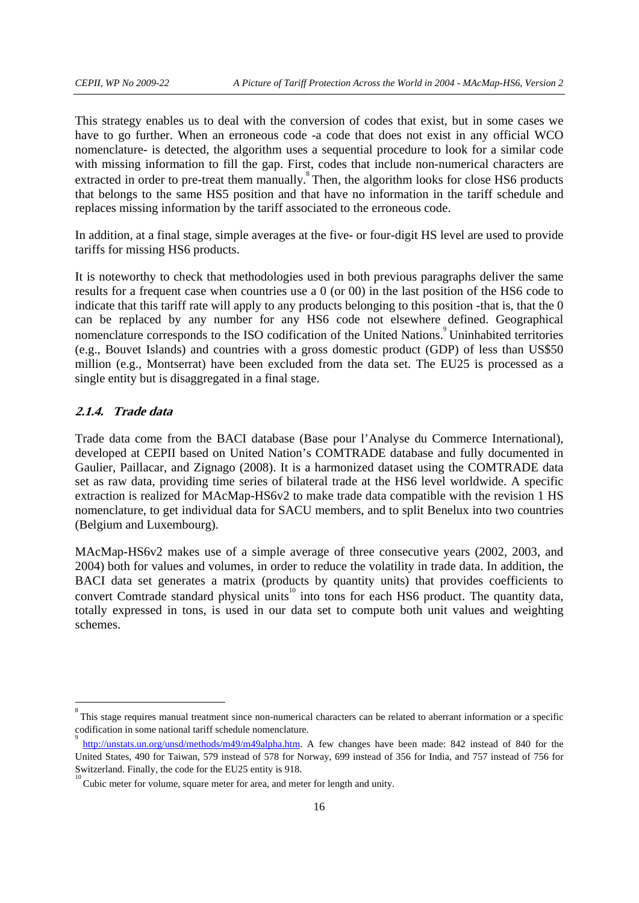This strategy enables us to deal with the conversion of codes that exist, but in some cases we have to go further. When an erroneous code -a code that does not exist in any official WCO nomenclature- is detected, the algorithm uses a sequential procedure to look for a similar code with missing information to fill the gap. First, codes that include non-numerical characters are extracted in order to pre-treat them manually.[8] Then, the algorithm looks for close HS6 products that belongs to the same HS5 position and that have no information in the tariff schedule and replaces missing information by the tariff associated to the erroneous code.

In addition, at a final stage, simple averages at the five- or four-digit HS level are used to provide tariffs for missing HS6 products.

It is noteworthy to check that methodologies used in both previous paragraphs deliver the same results for a frequent case when countries use a 0 (or 00) in the last position of the HS6 code to indicate that this tariff rate will apply to any products belonging to this position -that is, that the 0 can be replaced by any number for any HS6 code not elsewhere defined. Geographical nomenclature corresponds to the ISO codification of the United Nations.[9] Uninhabited territories (e.g., Bouvet Islands) and countries with a gross domestic product (GDP) of less than US$50 million (e.g., Montserrat) have been excluded from the data set. The EU25 is processed as a single entity but is disaggregated in a final stage.

### 2.1.4. Trade data

Trade data come from the BACI database (Base pour l'Analyse du Commerce International), developed at CEPII based on United Nation's COMTRADE database and fully documented in Gaulier, Paillacar, and Zignago (2008). It is a harmonized dataset using the COMTRADE data set as raw data, providing time series of bilateral trade at the HS6 level worldwide. A specific extraction is realized for MAcMap-HS6v2 to make trade data compatible with the revision 1 HS nomenclature, to get individual data for SACU members, and to split Benelux into two countries (Belgium and Luxembourg).

MAcMap-HS6v2 makes use of a simple average of three consecutive years (2002, 2003, and 2004) both for values and volumes, in order to reduce the volatility in trade data. In addition, the BACI data set generates a matrix (products by quantity units) that provides coefficients to convert Comtrade standard physical units[10] into tons for each HS6 product. The quantity data, totally expressed in tons, is used in our data set to compute both unit values and weighting schemes.

---

[8] This stage requires manual treatment since non-numerical characters can be related to aberrant information or a specific codification in some national tariff schedule nomenclature.

[9] http://unstats.un.org/unsd/methods/m49/m49alpha.htm. A few changes have been made: 842 instead of 840 for the United States, 490 for Taiwan, 579 instead of 578 for Norway, 699 instead of 356 for India, and 757 instead of 756 for Switzerland. Finally, the code for the EU25 entity is 918.

[10] Cubic meter for volume, square meter for area, and meter for length and unity.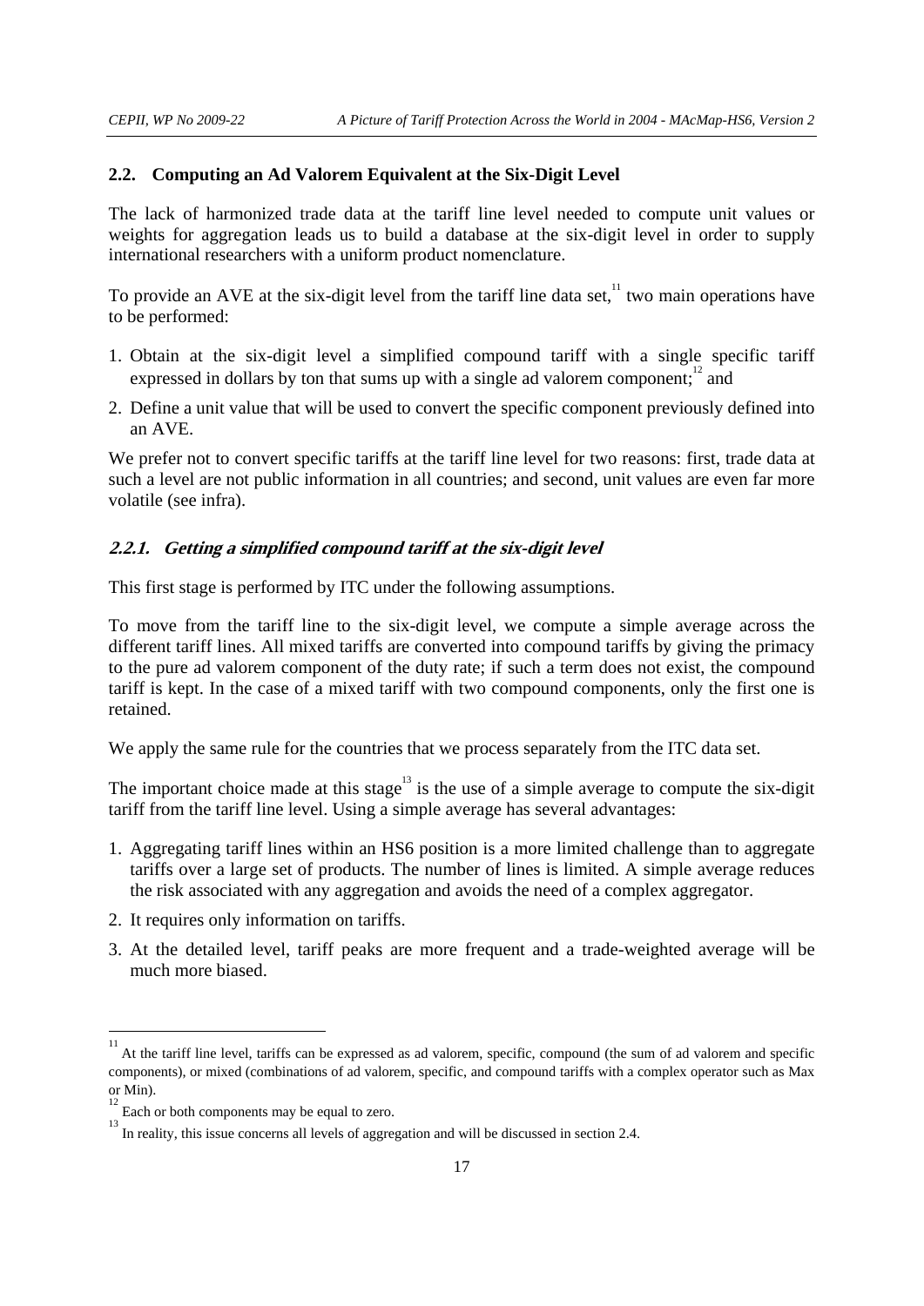### 2.2. Computing an Ad Valorem Equivalent at the Six-Digit Level

The lack of harmonized trade data at the tariff line level needed to compute unit values or weights for aggregation leads us to build a database at the six-digit level in order to supply international researchers with a uniform product nomenclature.

To provide an AVE at the six-digit level from the tariff line data set,[11] two main operations have to be performed:

1. Obtain at the six-digit level a simplified compound tariff with a single specific tariff expressed in dollars by ton that sums up with a single ad valorem component;[12] and
2. Define a unit value that will be used to convert the specific component previously defined into an AVE.

We prefer not to convert specific tariffs at the tariff line level for two reasons: first, trade data at such a level are not public information in all countries; and second, unit values are even far more volatile (see infra).

#### *2.2.1. Getting a simplified compound tariff at the six-digit level*

This first stage is performed by ITC under the following assumptions.

To move from the tariff line to the six-digit level, we compute a simple average across the different tariff lines. All mixed tariffs are converted into compound tariffs by giving the primacy to the pure ad valorem component of the duty rate; if such a term does not exist, the compound tariff is kept. In the case of a mixed tariff with two compound components, only the first one is retained.

We apply the same rule for the countries that we process separately from the ITC data set.

The important choice made at this stage[13] is the use of a simple average to compute the six-digit tariff from the tariff line level. Using a simple average has several advantages:

1. Aggregating tariff lines within an HS6 position is a more limited challenge than to aggregate tariffs over a large set of products. The number of lines is limited. A simple average reduces the risk associated with any aggregation and avoids the need of a complex aggregator.
2. It requires only information on tariffs.
3. At the detailed level, tariff peaks are more frequent and a trade-weighted average will be much more biased.

---

[11] At the tariff line level, tariffs can be expressed as ad valorem, specific, compound (the sum of ad valorem and specific components), or mixed (combinations of ad valorem, specific, and compound tariffs with a complex operator such as Max or Min).

[12] Each or both components may be equal to zero.

[13] In reality, this issue concerns all levels of aggregation and will be discussed in section 2.4.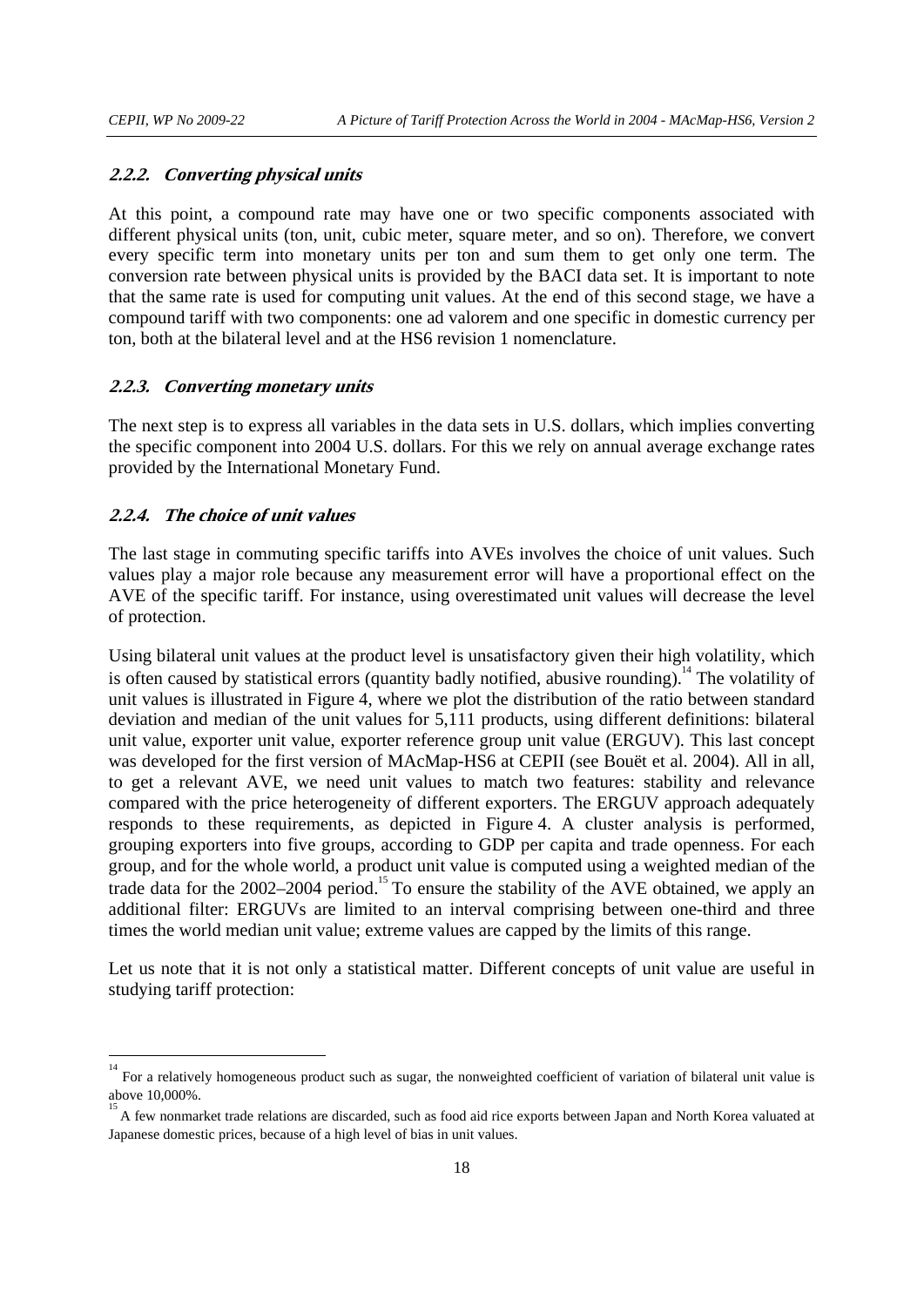#### *2.2.2. Converting physical units*

At this point, a compound rate may have one or two specific components associated with different physical units (ton, unit, cubic meter, square meter, and so on). Therefore, we convert every specific term into monetary units per ton and sum them to get only one term. The conversion rate between physical units is provided by the BACI data set. It is important to note that the same rate is used for computing unit values. At the end of this second stage, we have a compound tariff with two components: one ad valorem and one specific in domestic currency per ton, both at the bilateral level and at the HS6 revision 1 nomenclature.

#### *2.2.3. Converting monetary units*

The next step is to express all variables in the data sets in U.S. dollars, which implies converting the specific component into 2004 U.S. dollars. For this we rely on annual average exchange rates provided by the International Monetary Fund.

#### *2.2.4. The choice of unit values*

The last stage in commuting specific tariffs into AVEs involves the choice of unit values. Such values play a major role because any measurement error will have a proportional effect on the AVE of the specific tariff. For instance, using overestimated unit values will decrease the level of protection.

Using bilateral unit values at the product level is unsatisfactory given their high volatility, which is often caused by statistical errors (quantity badly notified, abusive rounding).[14] The volatility of unit values is illustrated in Figure 4, where we plot the distribution of the ratio between standard deviation and median of the unit values for 5,111 products, using different definitions: bilateral unit value, exporter unit value, exporter reference group unit value (ERGUV). This last concept was developed for the first version of MAcMap-HS6 at CEPII (see Bouët et al. 2004). All in all, to get a relevant AVE, we need unit values to match two features: stability and relevance compared with the price heterogeneity of different exporters. The ERGUV approach adequately responds to these requirements, as depicted in Figure 4. A cluster analysis is performed, grouping exporters into five groups, according to GDP per capita and trade openness. For each group, and for the whole world, a product unit value is computed using a weighted median of the trade data for the 2002–2004 period.[15] To ensure the stability of the AVE obtained, we apply an additional filter: ERGUVs are limited to an interval comprising between one-third and three times the world median unit value; extreme values are capped by the limits of this range.

Let us note that it is not only a statistical matter. Different concepts of unit value are useful in studying tariff protection:

---

[14] For a relatively homogeneous product such as sugar, the nonweighted coefficient of variation of bilateral unit value is above 10,000%.

[15] A few nonmarket trade relations are discarded, such as food aid rice exports between Japan and North Korea valuated at Japanese domestic prices, because of a high level of bias in unit values.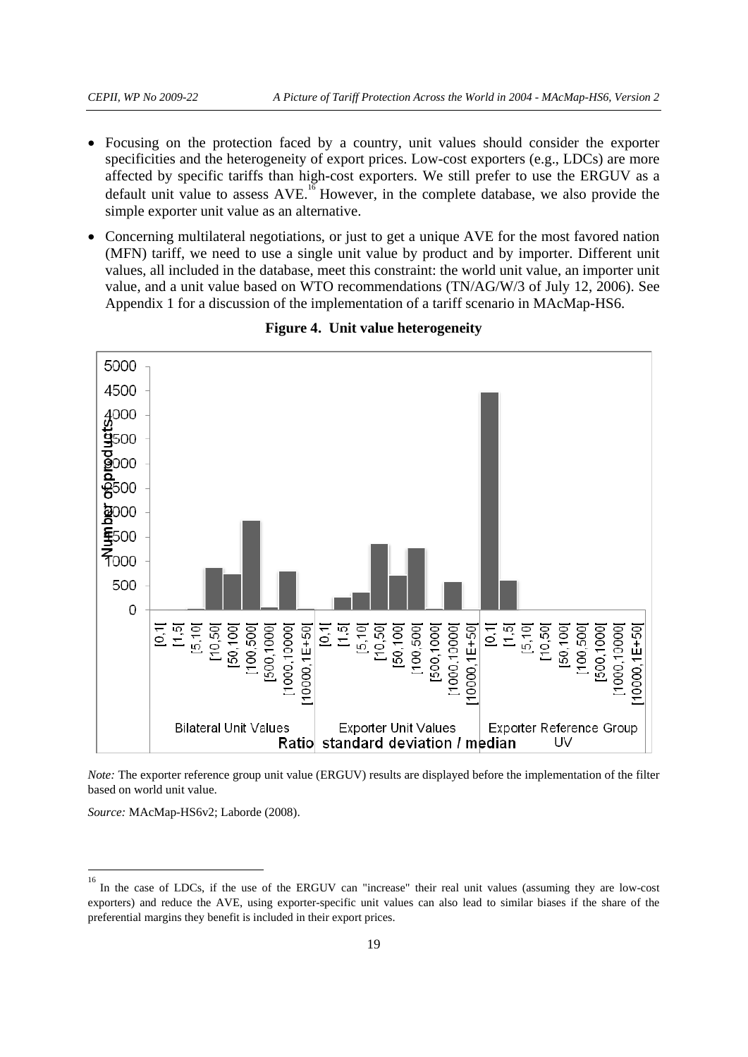- Focusing on the protection faced by a country, unit values should consider the exporter specificities and the heterogeneity of export prices. Low-cost exporters (e.g., LDCs) are more affected by specific tariffs than high-cost exporters. We still prefer to use the ERGUV as a default unit value to assess AVE.[16] However, in the complete database, we also provide the simple exporter unit value as an alternative.
- Concerning multilateral negotiations, or just to get a unique AVE for the most favored nation (MFN) tariff, we need to use a single unit value by product and by importer. Different unit values, all included in the database, meet this constraint: the world unit value, an importer unit value, and a unit value based on WTO recommendations (TN/AG/W/3 of July 12, 2006). See Appendix 1 for a discussion of the implementation of a tariff scenario in MAcMap-HS6.

**Figure 4. Unit value heterogeneity**

*Note:* The exporter reference group unit value (ERGUV) results are displayed before the implementation of the filter based on world unit value.

*Source:* MAcMap-HS6v2; Laborde (2008).

[16] In the case of LDCs, if the use of the ERGUV can "increase" their real unit values (assuming they are low-cost exporters) and reduce the AVE, using exporter-specific unit values can also lead to similar biases if the share of the preferential margins they benefit is included in their export prices.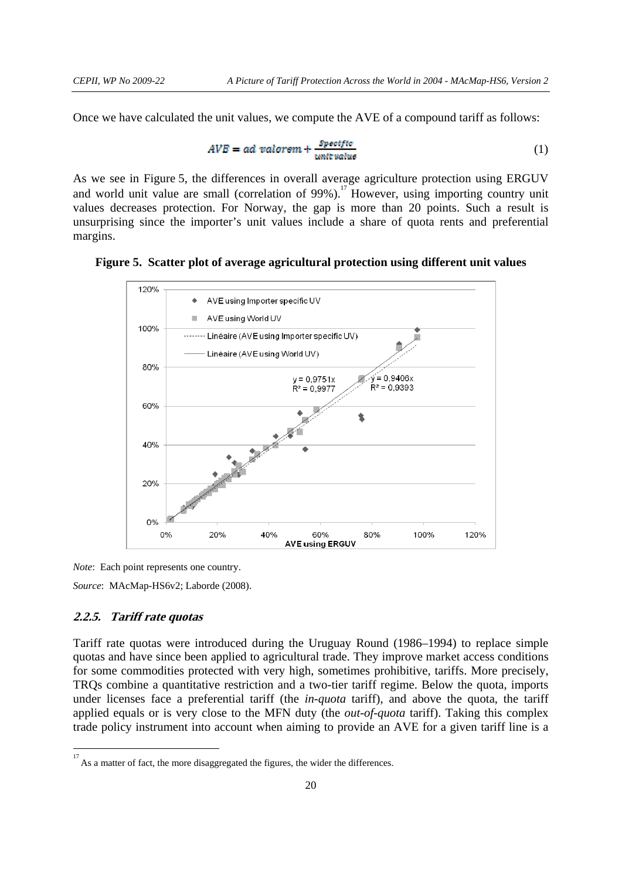Once we have calculated the unit values, we compute the AVE of a compound tariff as follows:

$$AVE = ad\ valorem + \frac{Specific}{unit\ value} \tag{1}$$

As we see in Figure 5, the differences in overall average agriculture protection using ERGUV and world unit value are small (correlation of 99%).[17] However, using importing country unit values decreases protection. For Norway, the gap is more than 20 points. Such a result is unsurprising since the importer's unit values include a share of quota rents and preferential margins.

**Figure 5. Scatter plot of average agricultural protection using different unit values**

*Note*: Each point represents one country.

*Source*: MAcMap-HS6v2; Laborde (2008).

### *2.2.5. Tariff rate quotas*

Tariff rate quotas were introduced during the Uruguay Round (1986–1994) to replace simple quotas and have since been applied to agricultural trade. They improve market access conditions for some commodities protected with very high, sometimes prohibitive, tariffs. More precisely, TRQs combine a quantitative restriction and a two-tier tariff regime. Below the quota, imports under licenses face a preferential tariff (the *in-quota* tariff), and above the quota, the tariff applied equals or is very close to the MFN duty (the *out-of-quota* tariff). Taking this complex trade policy instrument into account when aiming to provide an AVE for a given tariff line is a

[17] As a matter of fact, the more disaggregated the figures, the wider the differences.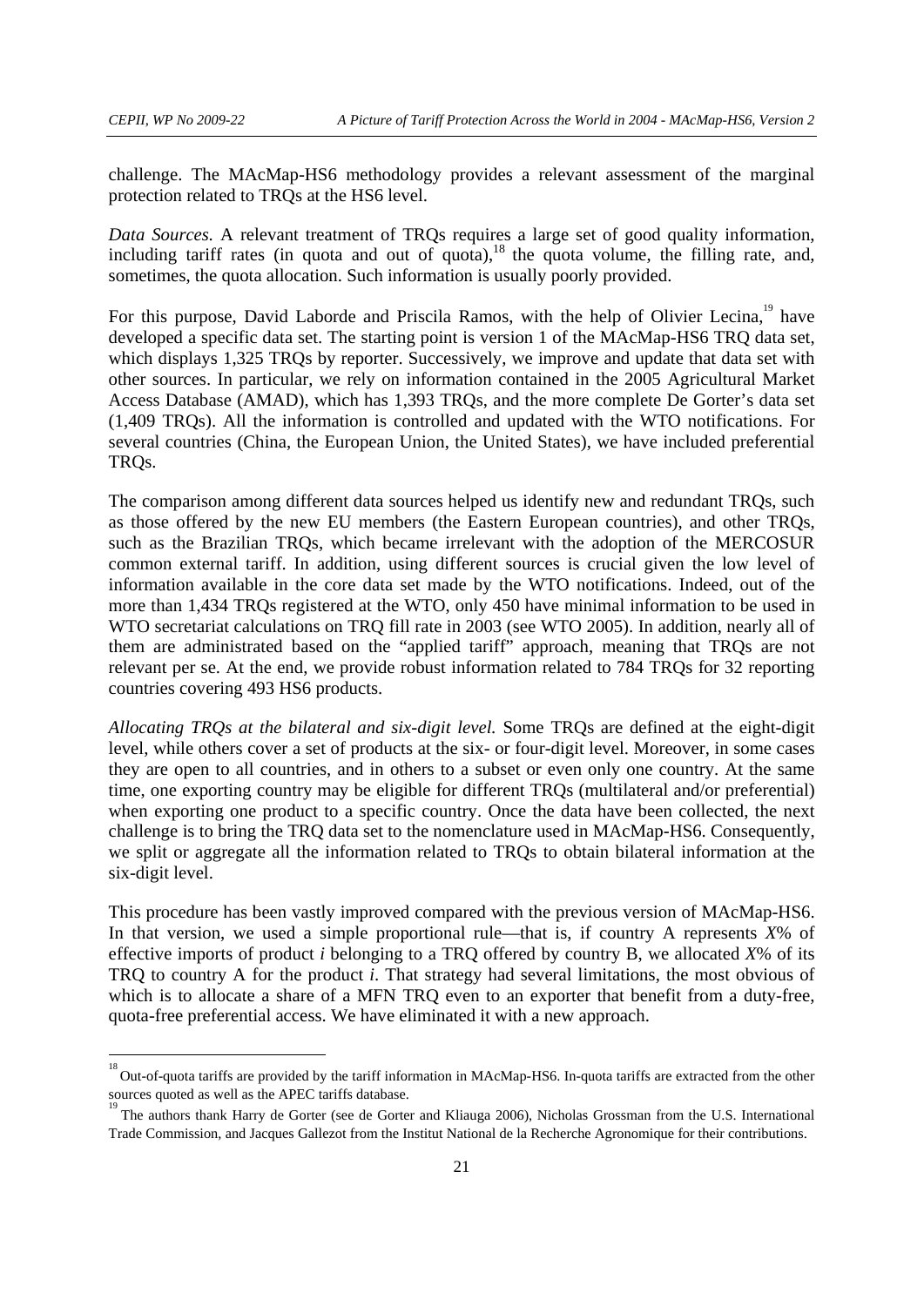challenge. The MAcMap-HS6 methodology provides a relevant assessment of the marginal protection related to TRQs at the HS6 level.

*Data Sources.* A relevant treatment of TRQs requires a large set of good quality information, including tariff rates (in quota and out of quota),[18] the quota volume, the filling rate, and, sometimes, the quota allocation. Such information is usually poorly provided.

For this purpose, David Laborde and Priscila Ramos, with the help of Olivier Lecina,[19] have developed a specific data set. The starting point is version 1 of the MAcMap-HS6 TRQ data set, which displays 1,325 TRQs by reporter. Successively, we improve and update that data set with other sources. In particular, we rely on information contained in the 2005 Agricultural Market Access Database (AMAD), which has 1,393 TRQs, and the more complete De Gorter's data set (1,409 TRQs). All the information is controlled and updated with the WTO notifications. For several countries (China, the European Union, the United States), we have included preferential TRQs.

The comparison among different data sources helped us identify new and redundant TRQs, such as those offered by the new EU members (the Eastern European countries), and other TRQs, such as the Brazilian TRQs, which became irrelevant with the adoption of the MERCOSUR common external tariff. In addition, using different sources is crucial given the low level of information available in the core data set made by the WTO notifications. Indeed, out of the more than 1,434 TRQs registered at the WTO, only 450 have minimal information to be used in WTO secretariat calculations on TRQ fill rate in 2003 (see WTO 2005). In addition, nearly all of them are administrated based on the "applied tariff" approach, meaning that TRQs are not relevant per se. At the end, we provide robust information related to 784 TRQs for 32 reporting countries covering 493 HS6 products.

*Allocating TRQs at the bilateral and six-digit level.* Some TRQs are defined at the eight-digit level, while others cover a set of products at the six- or four-digit level. Moreover, in some cases they are open to all countries, and in others to a subset or even only one country. At the same time, one exporting country may be eligible for different TRQs (multilateral and/or preferential) when exporting one product to a specific country. Once the data have been collected, the next challenge is to bring the TRQ data set to the nomenclature used in MAcMap-HS6. Consequently, we split or aggregate all the information related to TRQs to obtain bilateral information at the six-digit level.

This procedure has been vastly improved compared with the previous version of MAcMap-HS6. In that version, we used a simple proportional rule—that is, if country A represents *X*% of effective imports of product *i* belonging to a TRQ offered by country B, we allocated *X*% of its TRQ to country A for the product *i*. That strategy had several limitations, the most obvious of which is to allocate a share of a MFN TRQ even to an exporter that benefit from a duty-free, quota-free preferential access. We have eliminated it with a new approach.

---

[18] Out-of-quota tariffs are provided by the tariff information in MAcMap-HS6. In-quota tariffs are extracted from the other sources quoted as well as the APEC tariffs database.

[19] The authors thank Harry de Gorter (see de Gorter and Kliauga 2006), Nicholas Grossman from the U.S. International Trade Commission, and Jacques Gallezot from the Institut National de la Recherche Agronomique for their contributions.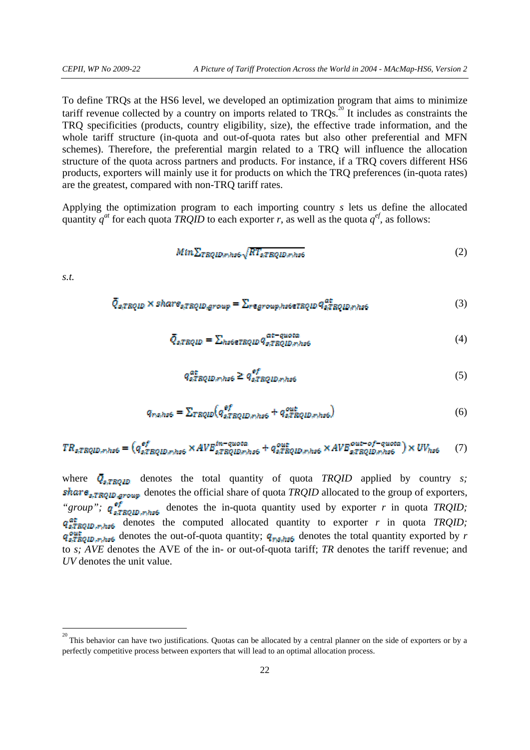To define TRQs at the HS6 level, we developed an optimization program that aims to minimize tariff revenue collected by a country on imports related to TRQs.[20] It includes as constraints the TRQ specificities (products, country eligibility, size), the effective trade information, and the whole tariff structure (in-quota and out-of-quota rates but also other preferential and MFN schemes). Therefore, the preferential margin related to a TRQ will influence the allocation structure of the quota across partners and products. For instance, if a TRQ covers different HS6 products, exporters will mainly use it for products on which the TRQ preferences (in-quota rates) are the greatest, compared with non-TRQ tariff rates.

Applying the optimization program to each importing country *s* lets us define the allocated quantity $q^{at}$ for each quota *TRQID* to each exporter *r*, as well as the quota $q^{ef}$, as follows:

$$Min \sum_{TRQID,r,hs6} \sqrt{RT_{s,TRQID,r,hs6}} \tag{2}$$

*s.t.*

$$\bar{Q}_{s,TRQID} \times share_{s,TRQID,group} = \sum_{r \in group, hs6 \in TRQID} q^{at}_{s,TRQID,r,hs6} \tag{3}$$

$$\bar{Q}_{s,TRQID} = \sum_{hs6 \in TRQID} q^{at-quota}_{s,TRQID,r,hs6} \tag{4}$$

$$q^{at}_{s,TRQID,r,hs6} \geq q^{ef}_{s,TRQID,r,hs6} \tag{5}$$

$$q_{r,s,hs6} = \sum_{TRQID} \left( q^{ef}_{s,TRQID,r,hs6} + q^{out}_{s,TRQID,r,hs6} \right) \tag{6}$$

$$TR_{s,TRQID,r,hs6} = \left( q^{ef}_{s,TRQID,r,hs6} \times AVE^{in-quota}_{s,TRQID,r,hs6} + q^{out}_{s,TRQID,r,hs6} \times AVE^{out-of-quota}_{s,TRQID,r,hs6} \right) \times UV_{hs6} \tag{7}$$

where $\bar{Q}_{s,TRQID}$ denotes the total quantity of quota *TRQID* applied by country *s;* $share_{s,TRQID,group}$ denotes the official share of quota *TRQID* allocated to the group of exporters, *"group"*; $q^{ef}_{s,TRQID,r,hs6}$ denotes the in-quota quantity used by exporter *r* in quota *TRQID;* $q^{at}_{s,TRQID,r,hs6}$ denotes the computed allocated quantity to exporter *r* in quota *TRQID;* $q^{out}_{s,TRQID,r,hs6}$ denotes the out-of-quota quantity; $q_{r,s,hs6}$ denotes the total quantity exported by *r* to *s; AVE* denotes the AVE of the in- or out-of-quota tariff; *TR* denotes the tariff revenue; and *UV* denotes the unit value.

[20] This behavior can have two justifications. Quotas can be allocated by a central planner on the side of exporters or by a perfectly competitive process between exporters that will lead to an optimal allocation process.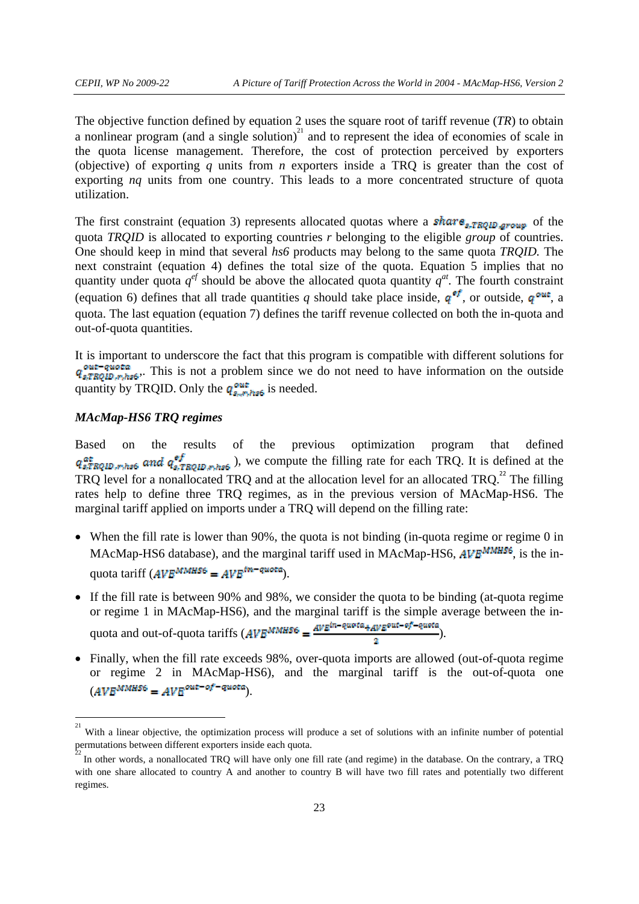The objective function defined by equation 2 uses the square root of tariff revenue (*TR*) to obtain a nonlinear program (and a single solution)[21] and to represent the idea of economies of scale in the quota license management. Therefore, the cost of protection perceived by exporters (objective) of exporting *q* units from *n* exporters inside a TRQ is greater than the cost of exporting *nq* units from one country. This leads to a more concentrated structure of quota utilization.

The first constraint (equation 3) represents allocated quotas where a $share_{s,TRQID,group}$ of the quota *TRQID* is allocated to exporting countries *r* belonging to the eligible *group* of countries. One should keep in mind that several *hs6* products may belong to the same quota *TRQID*. The next constraint (equation 4) defines the total size of the quota. Equation 5 implies that no quantity under quota $q^{ef}$ should be above the allocated quota quantity $q^{at}$. The fourth constraint (equation 6) defines that all trade quantities *q* should take place inside, $q^{ef}$, or outside, $q^{out}$, a quota. The last equation (equation 7) defines the tariff revenue collected on both the in-quota and out-of-quota quantities.

It is important to underscore the fact that this program is compatible with different solutions for $q^{out-quota}_{s,TRQID,r,hs6}$. This is not a problem since we do not need to have information on the outside quantity by TRQID. Only the $q^{out}_{s,r,hs6}$ is needed.

### *MAcMap-HS6 TRQ regimes*

Based on the results of the previous optimization program that defined $q^{at}_{s,TRQID,r,hs6}$ and $q^{ef}_{s,TRQID,r,hs6}$ ), we compute the filling rate for each TRQ. It is defined at the TRQ level for a nonallocated TRQ and at the allocation level for an allocated TRQ.[22] The filling rates help to define three TRQ regimes, as in the previous version of MAcMap-HS6. The marginal tariff applied on imports under a TRQ will depend on the filling rate:

- When the fill rate is lower than 90%, the quota is not binding (in-quota regime or regime 0 in MAcMap-HS6 database), and the marginal tariff used in MAcMap-HS6, $AVE^{MMHS6}$, is the in-quota tariff ($AVE^{MMHS6} = AVE^{in-quota}$).
- If the fill rate is between 90% and 98%, we consider the quota to be binding (at-quota regime or regime 1 in MAcMap-HS6), and the marginal tariff is the simple average between the in-quota and out-of-quota tariffs ($AVE^{MMHS6} = \frac{AVE^{in-quota} + AVE^{out-of-quota}}{2}$).
- Finally, when the fill rate exceeds 98%, over-quota imports are allowed (out-of-quota regime or regime 2 in MAcMap-HS6), and the marginal tariff is the out-of-quota one ($AVE^{MMHS6} = AVE^{out-of-quota}$).

---

[21] With a linear objective, the optimization process will produce a set of solutions with an infinite number of potential permutations between different exporters inside each quota.

[22] In other words, a nonallocated TRQ will have only one fill rate (and regime) in the database. On the contrary, a TRQ with one share allocated to country A and another to country B will have two fill rates and potentially two different regimes.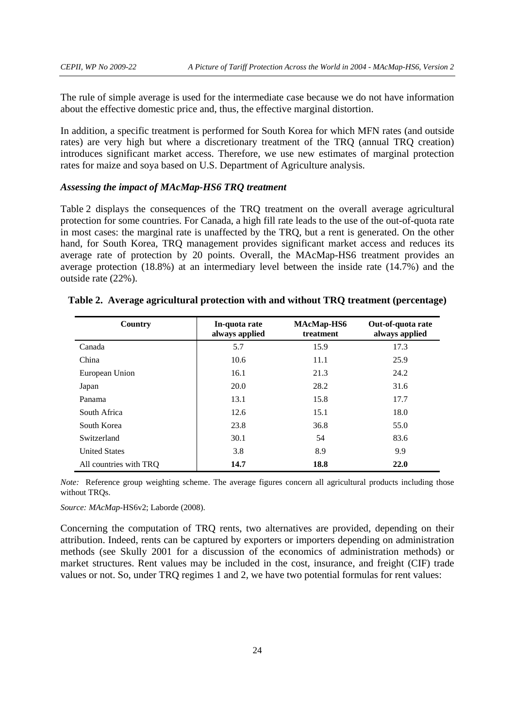The rule of simple average is used for the intermediate case because we do not have information about the effective domestic price and, thus, the effective marginal distortion.

In addition, a specific treatment is performed for South Korea for which MFN rates (and outside rates) are very high but where a discretionary treatment of the TRQ (annual TRQ creation) introduces significant market access. Therefore, we use new estimates of marginal protection rates for maize and soya based on U.S. Department of Agriculture analysis.

***Assessing the impact of MAcMap-HS6 TRQ treatment***

Table 2 displays the consequences of the TRQ treatment on the overall average agricultural protection for some countries. For Canada, a high fill rate leads to the use of the out-of-quota rate in most cases: the marginal rate is unaffected by the TRQ, but a rent is generated. On the other hand, for South Korea, TRQ management provides significant market access and reduces its average rate of protection by 20 points. Overall, the MAcMap-HS6 treatment provides an average protection (18.8%) at an intermediary level between the inside rate (14.7%) and the outside rate (22%).

**Table 2. Average agricultural protection with and without TRQ treatment (percentage)**

| Country | In-quota rate always applied | MAcMap-HS6 treatment | Out-of-quota rate always applied |
|---|---|---|---|
| Canada | 5.7 | 15.9 | 17.3 |
| China | 10.6 | 11.1 | 25.9 |
| European Union | 16.1 | 21.3 | 24.2 |
| Japan | 20.0 | 28.2 | 31.6 |
| Panama | 13.1 | 15.8 | 17.7 |
| South Africa | 12.6 | 15.1 | 18.0 |
| South Korea | 23.8 | 36.8 | 55.0 |
| Switzerland | 30.1 | 54 | 83.6 |
| United States | 3.8 | 8.9 | 9.9 |
| All countries with TRQ | **14.7** | **18.8** | **22.0** |

*Note:* Reference group weighting scheme. The average figures concern all agricultural products including those without TRQs.

*Source: MAcMap*-HS6v2; Laborde (2008).

Concerning the computation of TRQ rents, two alternatives are provided, depending on their attribution. Indeed, rents can be captured by exporters or importers depending on administration methods (see Skully 2001 for a discussion of the economics of administration methods) or market structures. Rent values may be included in the cost, insurance, and freight (CIF) trade values or not. So, under TRQ regimes 1 and 2, we have two potential formulas for rent values: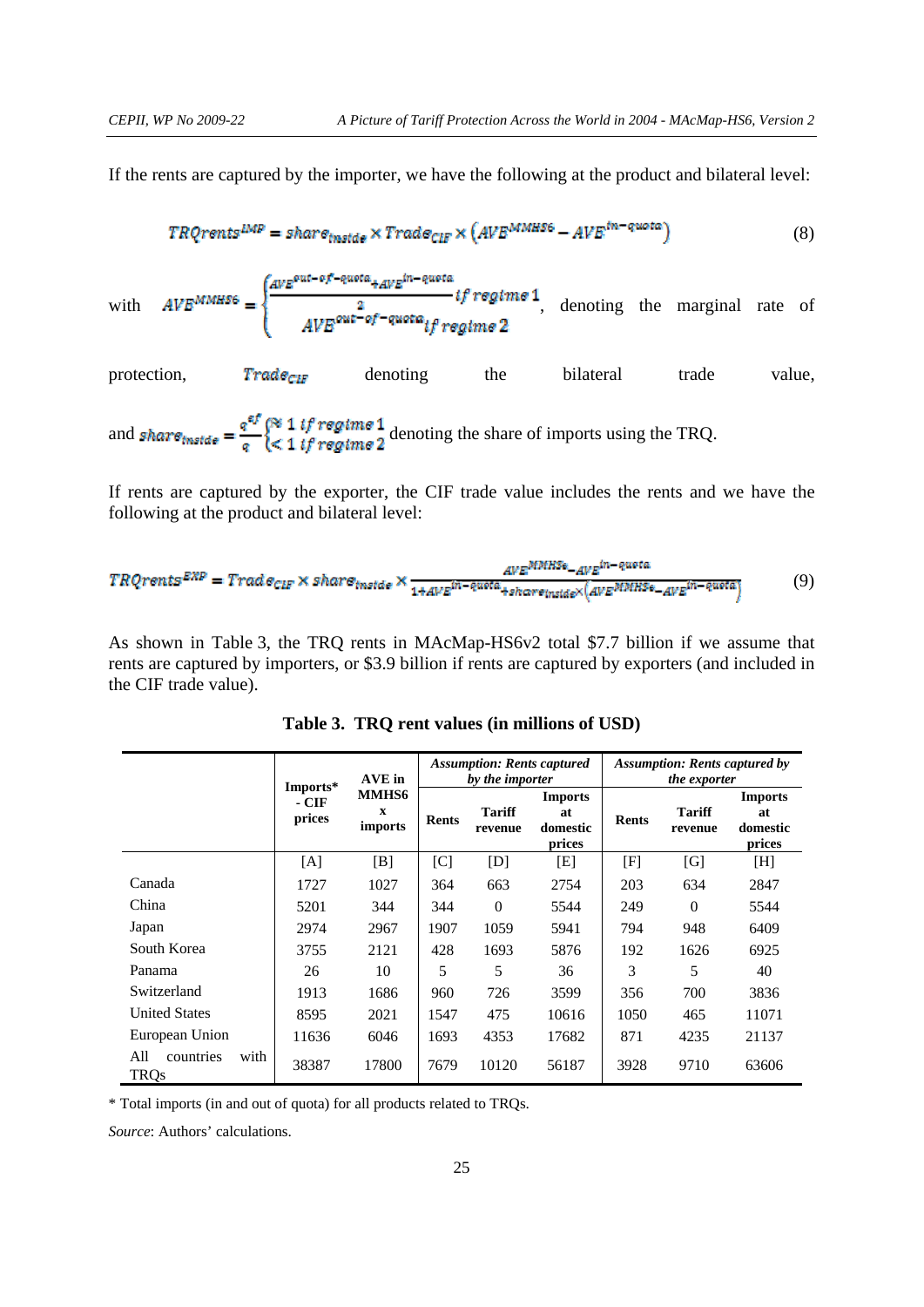If the rents are captured by the importer, we have the following at the product and bilateral level:

$$TRQrents^{IMP} = share_{inside} \times Trade_{CIF} \times \left(AVE^{MMHS6} - AVE^{in-quota}\right) \tag{8}$$

with $AVE^{MMHS6} = \begin{cases} \frac{AVE^{out-of-quota} + AVE^{in-quota}}{2} \text{ if regime 1} \\ AVE^{out-of-quota} \text{ if regime 2} \end{cases}$, denoting the marginal rate of protection, $Trade_{CIF}$ denoting the bilateral trade value, and $share_{inside} = \frac{q^{ef}}{q} \begin{cases} \approx 1 \text{ if regime 1} \\ < 1 \text{ if regime 2} \end{cases}$ denoting the share of imports using the TRQ.

If rents are captured by the exporter, the CIF trade value includes the rents and we have the following at the product and bilateral level:

$$TRQrents^{EXP} = Trade_{CIF} \times share_{inside} \times \frac{AVE^{MMHS6} - AVE^{in-quota}}{1 + AVE^{in-quota} + share_{inside} \times \left(AVE^{MMHS6} - AVE^{in-quota}\right)} \tag{9}$$

As shown in Table 3, the TRQ rents in MAcMap-HS6v2 total $7.7 billion if we assume that rents are captured by importers, or $3.9 billion if rents are captured by exporters (and included in the CIF trade value).

**Table 3. TRQ rent values (in millions of USD)**

| | Imports* - CIF prices | AVE in MMHS6 x imports | *Assumption: Rents captured by the importer* | | | *Assumption: Rents captured by the exporter* | | |
|---|---|---|---|---|---|---|---|---|
| | | | **Rents** | **Tariff revenue** | **Imports at domestic prices** | **Rents** | **Tariff revenue** | **Imports at domestic prices** |
| | [A] | [B] | [C] | [D] | [E] | [F] | [G] | [H] |
| Canada | 1727 | 1027 | 364 | 663 | 2754 | 203 | 634 | 2847 |
| China | 5201 | 344 | 344 | 0 | 5544 | 249 | 0 | 5544 |
| Japan | 2974 | 2967 | 1907 | 1059 | 5941 | 794 | 948 | 6409 |
| South Korea | 3755 | 2121 | 428 | 1693 | 5876 | 192 | 1626 | 6925 |
| Panama | 26 | 10 | 5 | 5 | 36 | 3 | 5 | 40 |
| Switzerland | 1913 | 1686 | 960 | 726 | 3599 | 356 | 700 | 3836 |
| United States | 8595 | 2021 | 1547 | 475 | 10616 | 1050 | 465 | 11071 |
| European Union | 11636 | 6046 | 1693 | 4353 | 17682 | 871 | 4235 | 21137 |
| All countries with TRQs | 38387 | 17800 | 7679 | 10120 | 56187 | 3928 | 9710 | 63606 |

\* Total imports (in and out of quota) for all products related to TRQs.

*Source*: Authors' calculations.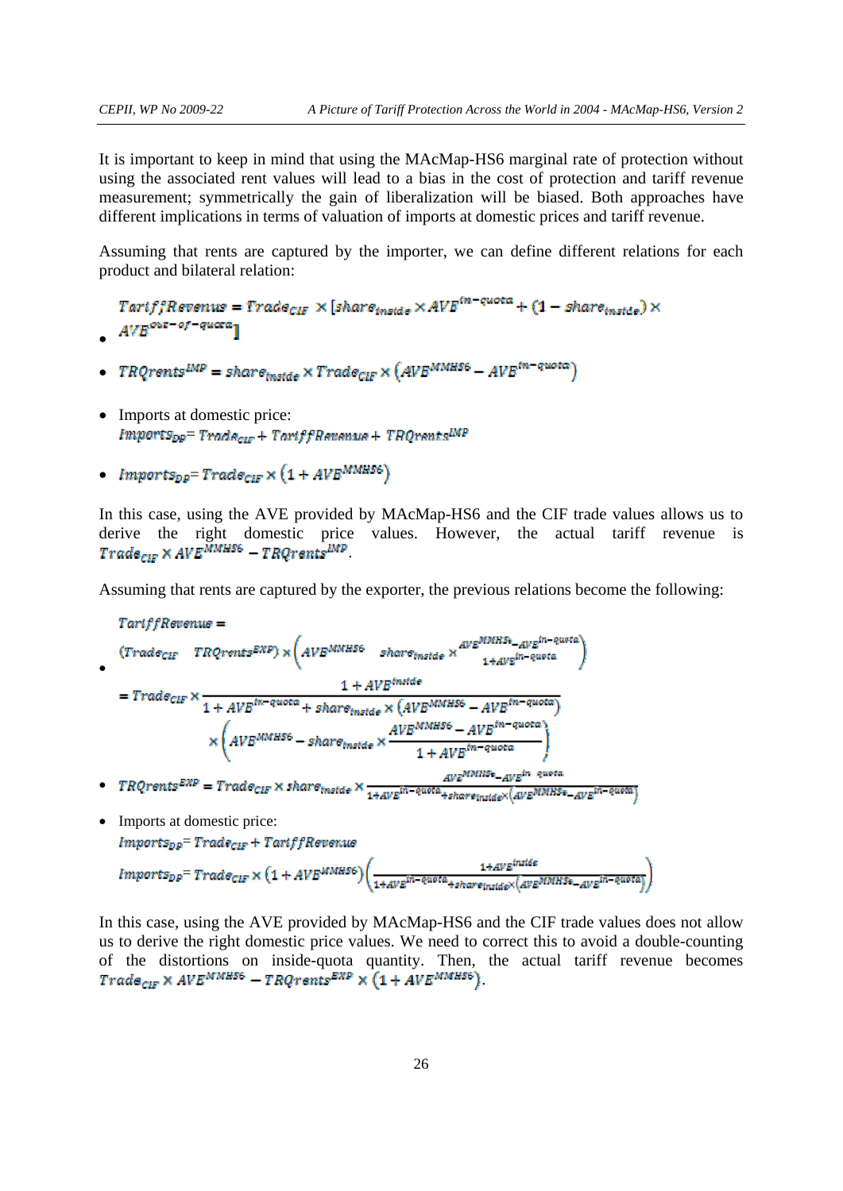It is important to keep in mind that using the MAcMap-HS6 marginal rate of protection without using the associated rent values will lead to a bias in the cost of protection and tariff revenue measurement; symmetrically the gain of liberalization will be biased. Both approaches have different implications in terms of valuation of imports at domestic prices and tariff revenue.

Assuming that rents are captured by the importer, we can define different relations for each product and bilateral relation:

- $TariffRevenue = Trade_{CIF} \times [share_{inside} \times AVE^{in-quota} + (1 - share_{inside}) \times AVE^{out-of-quota}]$
- $TRQrents^{IMP} = share_{inside} \times Trade_{CIF} \times \left(AVE^{MMHS6} - AVE^{in-quota}\right)$
- Imports at domestic price:
  $Imports_{DP} = Trade_{CIF} + TariffRevenue + TRQrents^{IMP}$
- $Imports_{DP} = Trade_{CIF} \times \left(1 + AVE^{MMHS6}\right)$

In this case, using the AVE provided by MAcMap-HS6 and the CIF trade values allows us to derive the right domestic price values. However, the actual tariff revenue is $Trade_{CIF} \times AVE^{MMHS6} - TRQrents^{IMP}$.

Assuming that rents are captured by the exporter, the previous relations become the following:

- $TariffRevenue = (Trade_{CIF} - TRQrents^{EXP}) \times \left(AVE^{MMHS6} - share_{inside} \times \frac{AVE^{MMHS6} - AVE^{in-quota}}{1 + AVE^{in-quota}}\right)$

  $$= Trade_{CIF} \times \frac{1 + AVE^{inside}}{1 + AVE^{in-quota} + share_{inside} \times \left(AVE^{MMHS6} - AVE^{in-quota}\right)} \times \left(AVE^{MMHS6} - share_{inside} \times \frac{AVE^{MMHS6} - AVE^{in-quota}}{1 + AVE^{in-quota}}\right)$$

- $TRQrents^{EXP} = Trade_{CIF} \times share_{inside} \times \frac{AVE^{MMHS6} - AVE^{in-quota}}{1 + AVE^{in-quota} + share_{inside} \times \left(AVE^{MMHS6} - AVE^{in-quota}\right)}$
- Imports at domestic price:
  $Imports_{DP} = Trade_{CIF} + TariffRevenue$

  $Imports_{DP} = Trade_{CIF} \times \left(1 + AVE^{MMHS6}\right)\left(\frac{1 + AVE^{inside}}{1 + AVE^{in-quota} + share_{inside} \times \left(AVE^{MMHS6} - AVE^{in-quota}\right)}\right)$

In this case, using the AVE provided by MAcMap-HS6 and the CIF trade values does not allow us to derive the right domestic price values. We need to correct this to avoid a double-counting of the distortions on inside-quota quantity. Then, the actual tariff revenue becomes $Trade_{CIF} \times AVE^{MMHS6} - TRQrents^{EXP} \times \left(1 + AVE^{MMHS6}\right)$.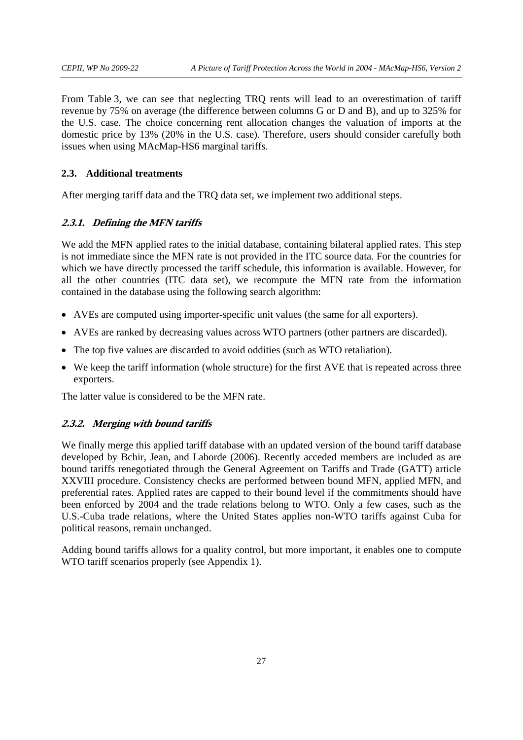From Table 3, we can see that neglecting TRQ rents will lead to an overestimation of tariff revenue by 75% on average (the difference between columns G or D and B), and up to 325% for the U.S. case. The choice concerning rent allocation changes the valuation of imports at the domestic price by 13% (20% in the U.S. case). Therefore, users should consider carefully both issues when using MAcMap-HS6 marginal tariffs.

### 2.3. Additional treatments

After merging tariff data and the TRQ data set, we implement two additional steps.

#### *2.3.1. Defining the MFN tariffs*

We add the MFN applied rates to the initial database, containing bilateral applied rates. This step is not immediate since the MFN rate is not provided in the ITC source data. For the countries for which we have directly processed the tariff schedule, this information is available. However, for all the other countries (ITC data set), we recompute the MFN rate from the information contained in the database using the following search algorithm:

- AVEs are computed using importer-specific unit values (the same for all exporters).
- AVEs are ranked by decreasing values across WTO partners (other partners are discarded).
- The top five values are discarded to avoid oddities (such as WTO retaliation).
- We keep the tariff information (whole structure) for the first AVE that is repeated across three exporters.

The latter value is considered to be the MFN rate.

#### *2.3.2. Merging with bound tariffs*

We finally merge this applied tariff database with an updated version of the bound tariff database developed by Bchir, Jean, and Laborde (2006). Recently acceded members are included as are bound tariffs renegotiated through the General Agreement on Tariffs and Trade (GATT) article XXVIII procedure. Consistency checks are performed between bound MFN, applied MFN, and preferential rates. Applied rates are capped to their bound level if the commitments should have been enforced by 2004 and the trade relations belong to WTO. Only a few cases, such as the U.S.-Cuba trade relations, where the United States applies non-WTO tariffs against Cuba for political reasons, remain unchanged.

Adding bound tariffs allows for a quality control, but more important, it enables one to compute WTO tariff scenarios properly (see Appendix 1).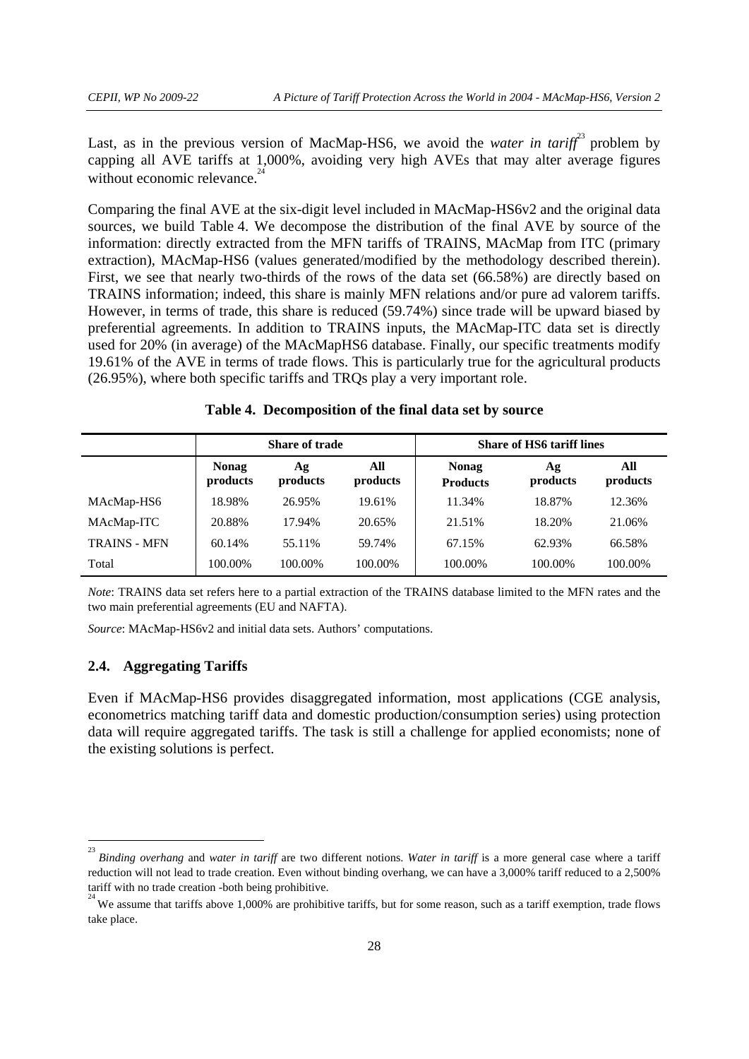Last, as in the previous version of MacMap-HS6, we avoid the *water in tariff*[23] problem by capping all AVE tariffs at 1,000%, avoiding very high AVEs that may alter average figures without economic relevance.[24]

Comparing the final AVE at the six-digit level included in MAcMap-HS6v2 and the original data sources, we build Table 4. We decompose the distribution of the final AVE by source of the information: directly extracted from the MFN tariffs of TRAINS, MAcMap from ITC (primary extraction), MAcMap-HS6 (values generated/modified by the methodology described therein). First, we see that nearly two-thirds of the rows of the data set (66.58%) are directly based on TRAINS information; indeed, this share is mainly MFN relations and/or pure ad valorem tariffs. However, in terms of trade, this share is reduced (59.74%) since trade will be upward biased by preferential agreements. In addition to TRAINS inputs, the MAcMap-ITC data set is directly used for 20% (in average) of the MAcMapHS6 database. Finally, our specific treatments modify 19.61% of the AVE in terms of trade flows. This is particularly true for the agricultural products (26.95%), where both specific tariffs and TRQs play a very important role.

**Table 4. Decomposition of the final data set by source**

| | Share of trade | | | Share of HS6 tariff lines | | |
|---|---|---|---|---|---|---|
| | **Nonag products** | **Ag products** | **All products** | **Nonag Products** | **Ag products** | **All products** |
| MAcMap-HS6 | 18.98% | 26.95% | 19.61% | 11.34% | 18.87% | 12.36% |
| MAcMap-ITC | 20.88% | 17.94% | 20.65% | 21.51% | 18.20% | 21.06% |
| TRAINS - MFN | 60.14% | 55.11% | 59.74% | 67.15% | 62.93% | 66.58% |
| Total | 100.00% | 100.00% | 100.00% | 100.00% | 100.00% | 100.00% |

*Note*: TRAINS data set refers here to a partial extraction of the TRAINS database limited to the MFN rates and the two main preferential agreements (EU and NAFTA).

*Source*: MAcMap-HS6v2 and initial data sets. Authors' computations.

### 2.4. Aggregating Tariffs

Even if MAcMap-HS6 provides disaggregated information, most applications (CGE analysis, econometrics matching tariff data and domestic production/consumption series) using protection data will require aggregated tariffs. The task is still a challenge for applied economists; none of the existing solutions is perfect.

[23] *Binding overhang* and *water in tariff* are two different notions. *Water in tariff* is a more general case where a tariff reduction will not lead to trade creation. Even without binding overhang, we can have a 3,000% tariff reduced to a 2,500% tariff with no trade creation -both being prohibitive.

[24] We assume that tariffs above 1,000% are prohibitive tariffs, but for some reason, such as a tariff exemption, trade flows take place.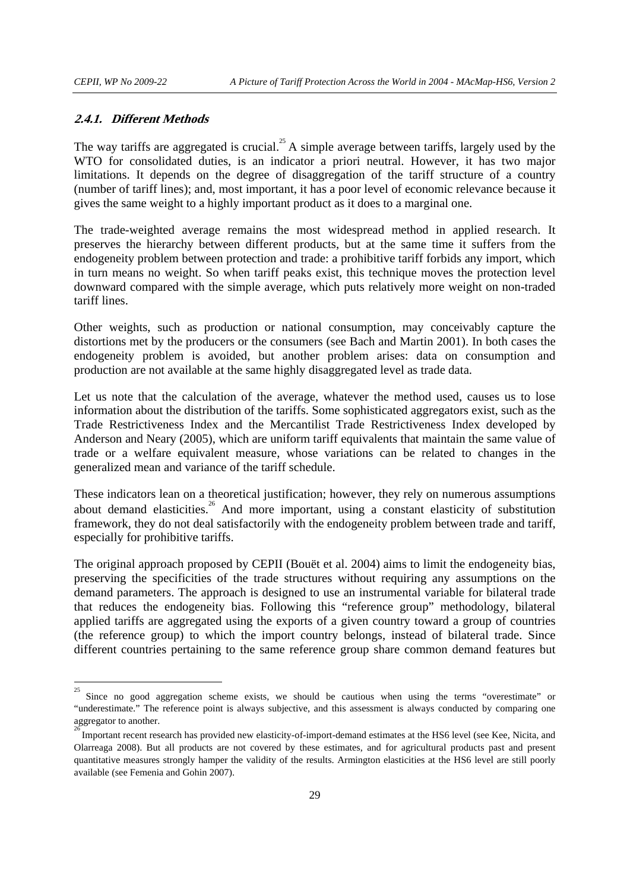### 2.4.1. Different Methods

The way tariffs are aggregated is crucial.[25] A simple average between tariffs, largely used by the WTO for consolidated duties, is an indicator a priori neutral. However, it has two major limitations. It depends on the degree of disaggregation of the tariff structure of a country (number of tariff lines); and, most important, it has a poor level of economic relevance because it gives the same weight to a highly important product as it does to a marginal one.

The trade-weighted average remains the most widespread method in applied research. It preserves the hierarchy between different products, but at the same time it suffers from the endogeneity problem between protection and trade: a prohibitive tariff forbids any import, which in turn means no weight. So when tariff peaks exist, this technique moves the protection level downward compared with the simple average, which puts relatively more weight on non-traded tariff lines.

Other weights, such as production or national consumption, may conceivably capture the distortions met by the producers or the consumers (see Bach and Martin 2001). In both cases the endogeneity problem is avoided, but another problem arises: data on consumption and production are not available at the same highly disaggregated level as trade data.

Let us note that the calculation of the average, whatever the method used, causes us to lose information about the distribution of the tariffs. Some sophisticated aggregators exist, such as the Trade Restrictiveness Index and the Mercantilist Trade Restrictiveness Index developed by Anderson and Neary (2005), which are uniform tariff equivalents that maintain the same value of trade or a welfare equivalent measure, whose variations can be related to changes in the generalized mean and variance of the tariff schedule.

These indicators lean on a theoretical justification; however, they rely on numerous assumptions about demand elasticities.[26] And more important, using a constant elasticity of substitution framework, they do not deal satisfactorily with the endogeneity problem between trade and tariff, especially for prohibitive tariffs.

The original approach proposed by CEPII (Bouët et al. 2004) aims to limit the endogeneity bias, preserving the specificities of the trade structures without requiring any assumptions on the demand parameters. The approach is designed to use an instrumental variable for bilateral trade that reduces the endogeneity bias. Following this "reference group" methodology, bilateral applied tariffs are aggregated using the exports of a given country toward a group of countries (the reference group) to which the import country belongs, instead of bilateral trade. Since different countries pertaining to the same reference group share common demand features but

---

[25] Since no good aggregation scheme exists, we should be cautious when using the terms "overestimate" or "underestimate." The reference point is always subjective, and this assessment is always conducted by comparing one aggregator to another.

[26] Important recent research has provided new elasticity-of-import-demand estimates at the HS6 level (see Kee, Nicita, and Olarreaga 2008). But all products are not covered by these estimates, and for agricultural products past and present quantitative measures strongly hamper the validity of the results. Armington elasticities at the HS6 level are still poorly available (see Femenia and Gohin 2007).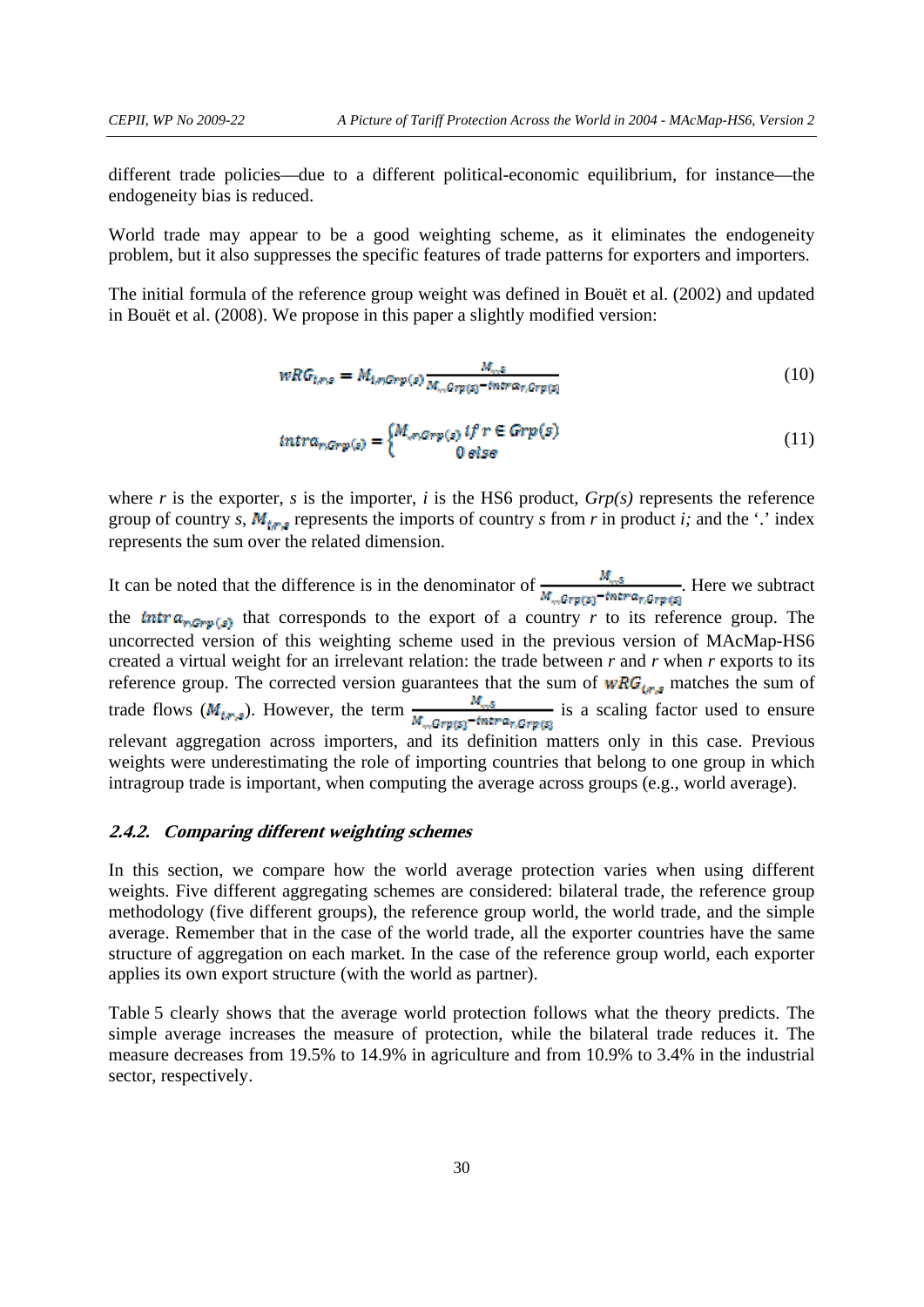different trade policies—due to a different political-economic equilibrium, for instance—the endogeneity bias is reduced.

World trade may appear to be a good weighting scheme, as it eliminates the endogeneity problem, but it also suppresses the specific features of trade patterns for exporters and importers.

The initial formula of the reference group weight was defined in Bouët et al. (2002) and updated in Bouët et al. (2008). We propose in this paper a slightly modified version:

$$wRG_{i,r,s} = M_{i,r,Grp(s)} \frac{M_{.,.,s}}{M_{.,.,Grp(s)} - intra_{r,Grp(s)}} \tag{10}$$

$$intra_{r,Grp(s)} = \begin{cases} M_{.,r,Grp(s)} \text{ if } r \in Grp(s) \\ 0 \text{ else} \end{cases} \tag{11}$$

where $r$ is the exporter, $s$ is the importer, $i$ is the HS6 product, *Grp(s)* represents the reference group of country $s$, $M_{i,r,s}$ represents the imports of country $s$ from $r$ in product $i$; and the '.' index represents the sum over the related dimension.

It can be noted that the difference is in the denominator of $\frac{M_{.,.,s}}{M_{.,.,Grp(s)} - intra_{r,Grp(s)}}$. Here we subtract the $intra_{r,Grp(s)}$ that corresponds to the export of a country $r$ to its reference group. The uncorrected version of this weighting scheme used in the previous version of MAcMap-HS6 created a virtual weight for an irrelevant relation: the trade between $r$ and $r$ when $r$ exports to its reference group. The corrected version guarantees that the sum of $wRG_{i,r,s}$ matches the sum of trade flows ($M_{i,r,s}$). However, the term $\frac{M_{.,.,s}}{M_{.,.,Grp(s)} - intra_{r,Grp(s)}}$ is a scaling factor used to ensure relevant aggregation across importers, and its definition matters only in this case. Previous weights were underestimating the role of importing countries that belong to one group in which intragroup trade is important, when computing the average across groups (e.g., world average).

### *2.4.2. Comparing different weighting schemes*

In this section, we compare how the world average protection varies when using different weights. Five different aggregating schemes are considered: bilateral trade, the reference group methodology (five different groups), the reference group world, the world trade, and the simple average. Remember that in the case of the world trade, all the exporter countries have the same structure of aggregation on each market. In the case of the reference group world, each exporter applies its own export structure (with the world as partner).

Table 5 clearly shows that the average world protection follows what the theory predicts. The simple average increases the measure of protection, while the bilateral trade reduces it. The measure decreases from 19.5% to 14.9% in agriculture and from 10.9% to 3.4% in the industrial sector, respectively.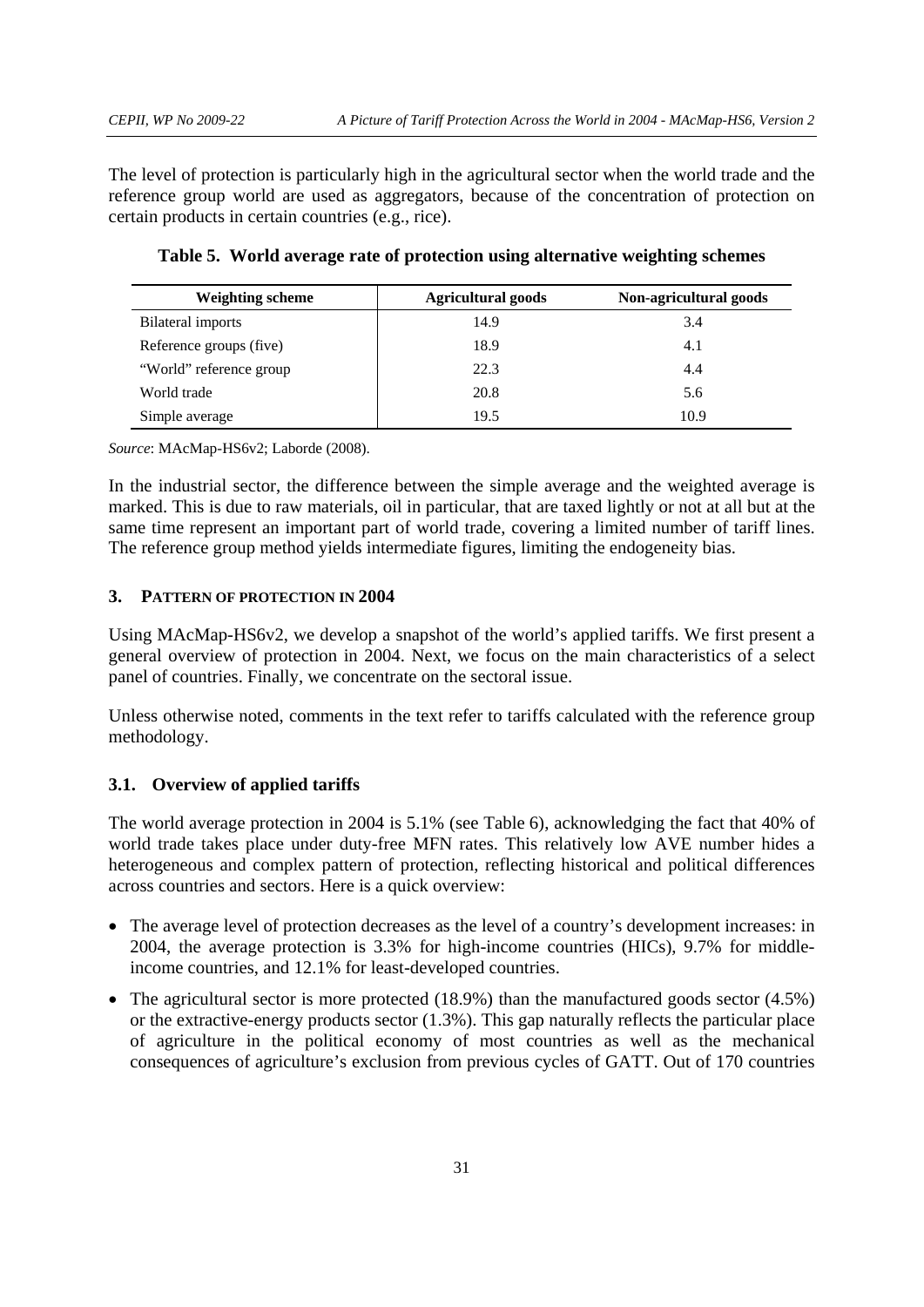The level of protection is particularly high in the agricultural sector when the world trade and the reference group world are used as aggregators, because of the concentration of protection on certain products in certain countries (e.g., rice).

**Table 5. World average rate of protection using alternative weighting schemes**

| Weighting scheme | Agricultural goods | Non-agricultural goods |
|---|---|---|
| Bilateral imports | 14.9 | 3.4 |
| Reference groups (five) | 18.9 | 4.1 |
| "World" reference group | 22.3 | 4.4 |
| World trade | 20.8 | 5.6 |
| Simple average | 19.5 | 10.9 |

*Source*: MAcMap-HS6v2; Laborde (2008).

In the industrial sector, the difference between the simple average and the weighted average is marked. This is due to raw materials, oil in particular, that are taxed lightly or not at all but at the same time represent an important part of world trade, covering a limited number of tariff lines. The reference group method yields intermediate figures, limiting the endogeneity bias.

## 3. PATTERN OF PROTECTION IN 2004

Using MAcMap-HS6v2, we develop a snapshot of the world's applied tariffs. We first present a general overview of protection in 2004. Next, we focus on the main characteristics of a select panel of countries. Finally, we concentrate on the sectoral issue.

Unless otherwise noted, comments in the text refer to tariffs calculated with the reference group methodology.

### 3.1. Overview of applied tariffs

The world average protection in 2004 is 5.1% (see Table 6), acknowledging the fact that 40% of world trade takes place under duty-free MFN rates. This relatively low AVE number hides a heterogeneous and complex pattern of protection, reflecting historical and political differences across countries and sectors. Here is a quick overview:

- The average level of protection decreases as the level of a country's development increases: in 2004, the average protection is 3.3% for high-income countries (HICs), 9.7% for middle-income countries, and 12.1% for least-developed countries.
- The agricultural sector is more protected (18.9%) than the manufactured goods sector (4.5%) or the extractive-energy products sector (1.3%). This gap naturally reflects the particular place of agriculture in the political economy of most countries as well as the mechanical consequences of agriculture's exclusion from previous cycles of GATT. Out of 170 countries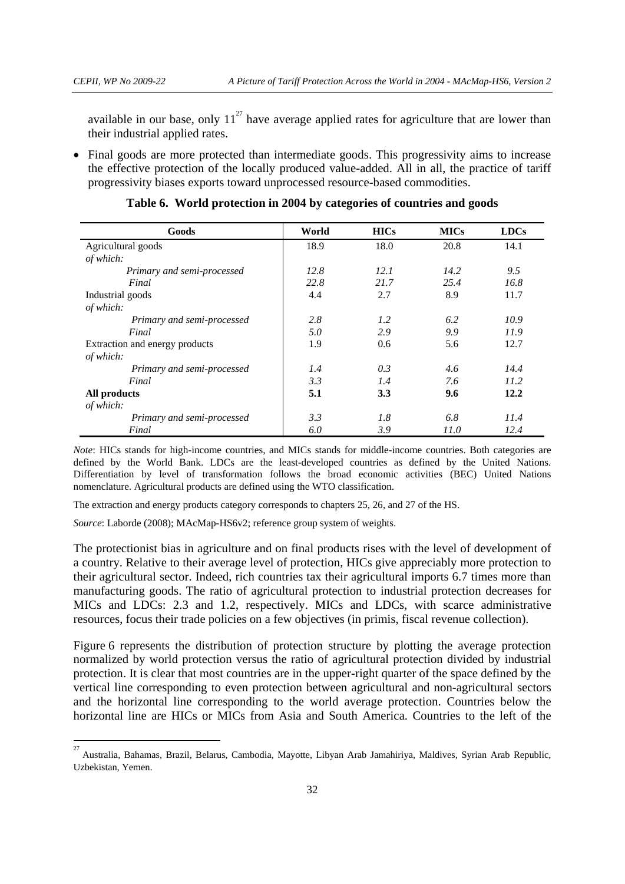available in our base, only 11[27] have average applied rates for agriculture that are lower than their industrial applied rates.

- Final goods are more protected than intermediate goods. This progressivity aims to increase the effective protection of the locally produced value-added. All in all, the practice of tariff progressivity biases exports toward unprocessed resource-based commodities.

**Table 6. World protection in 2004 by categories of countries and goods**

| Goods | World | HICs | MICs | LDCs |
|---|---|---|---|---|
| Agricultural goods | 18.9 | 18.0 | 20.8 | 14.1 |
| *of which:* | | | | |
| *Primary and semi-processed* | *12.8* | *12.1* | *14.2* | *9.5* |
| *Final* | *22.8* | *21.7* | *25.4* | *16.8* |
| Industrial goods | 4.4 | 2.7 | 8.9 | 11.7 |
| *of which:* | | | | |
| *Primary and semi-processed* | *2.8* | *1.2* | *6.2* | *10.9* |
| *Final* | *5.0* | *2.9* | *9.9* | *11.9* |
| Extraction and energy products | 1.9 | 0.6 | 5.6 | 12.7 |
| *of which:* | | | | |
| *Primary and semi-processed* | *1.4* | *0.3* | *4.6* | *14.4* |
| *Final* | *3.3* | *1.4* | *7.6* | *11.2* |
| **All products** | **5.1** | **3.3** | **9.6** | **12.2** |
| *of which:* | | | | |
| *Primary and semi-processed* | *3.3* | *1.8* | *6.8* | *11.4* |
| *Final* | *6.0* | *3.9* | *11.0* | *12.4* |

*Note*: HICs stands for high-income countries, and MICs stands for middle-income countries. Both categories are defined by the World Bank. LDCs are the least-developed countries as defined by the United Nations. Differentiation by level of transformation follows the broad economic activities (BEC) United Nations nomenclature. Agricultural products are defined using the WTO classification.

The extraction and energy products category corresponds to chapters 25, 26, and 27 of the HS.

*Source*: Laborde (2008); MAcMap-HS6v2; reference group system of weights.

The protectionist bias in agriculture and on final products rises with the level of development of a country. Relative to their average level of protection, HICs give appreciably more protection to their agricultural sector. Indeed, rich countries tax their agricultural imports 6.7 times more than manufacturing goods. The ratio of agricultural protection to industrial protection decreases for MICs and LDCs: 2.3 and 1.2, respectively. MICs and LDCs, with scarce administrative resources, focus their trade policies on a few objectives (in primis, fiscal revenue collection).

Figure 6 represents the distribution of protection structure by plotting the average protection normalized by world protection versus the ratio of agricultural protection divided by industrial protection. It is clear that most countries are in the upper-right quarter of the space defined by the vertical line corresponding to even protection between agricultural and non-agricultural sectors and the horizontal line corresponding to the world average protection. Countries below the horizontal line are HICs or MICs from Asia and South America. Countries to the left of the

[27] Australia, Bahamas, Brazil, Belarus, Cambodia, Mayotte, Libyan Arab Jamahiriya, Maldives, Syrian Arab Republic, Uzbekistan, Yemen.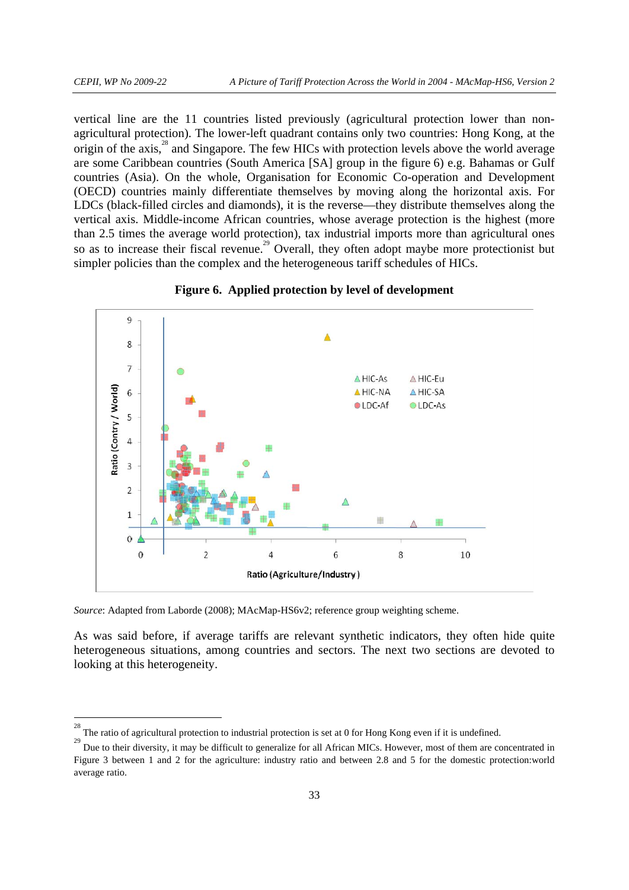vertical line are the 11 countries listed previously (agricultural protection lower than non-agricultural protection). The lower-left quadrant contains only two countries: Hong Kong, at the origin of the axis,[28] and Singapore. The few HICs with protection levels above the world average are some Caribbean countries (South America [SA] group in the figure 6) e.g. Bahamas or Gulf countries (Asia). On the whole, Organisation for Economic Co-operation and Development (OECD) countries mainly differentiate themselves by moving along the horizontal axis. For LDCs (black-filled circles and diamonds), it is the reverse—they distribute themselves along the vertical axis. Middle-income African countries, whose average protection is the highest (more than 2.5 times the average world protection), tax industrial imports more than agricultural ones so as to increase their fiscal revenue.[29] Overall, they often adopt maybe more protectionist but simpler policies than the complex and the heterogeneous tariff schedules of HICs.

**Figure 6. Applied protection by level of development**

*Source*: Adapted from Laborde (2008); MAcMap-HS6v2; reference group weighting scheme.

As was said before, if average tariffs are relevant synthetic indicators, they often hide quite heterogeneous situations, among countries and sectors. The next two sections are devoted to looking at this heterogeneity.

---

[28] The ratio of agricultural protection to industrial protection is set at 0 for Hong Kong even if it is undefined.

[29] Due to their diversity, it may be difficult to generalize for all African MICs. However, most of them are concentrated in Figure 3 between 1 and 2 for the agriculture: industry ratio and between 2.8 and 5 for the domestic protection:world average ratio.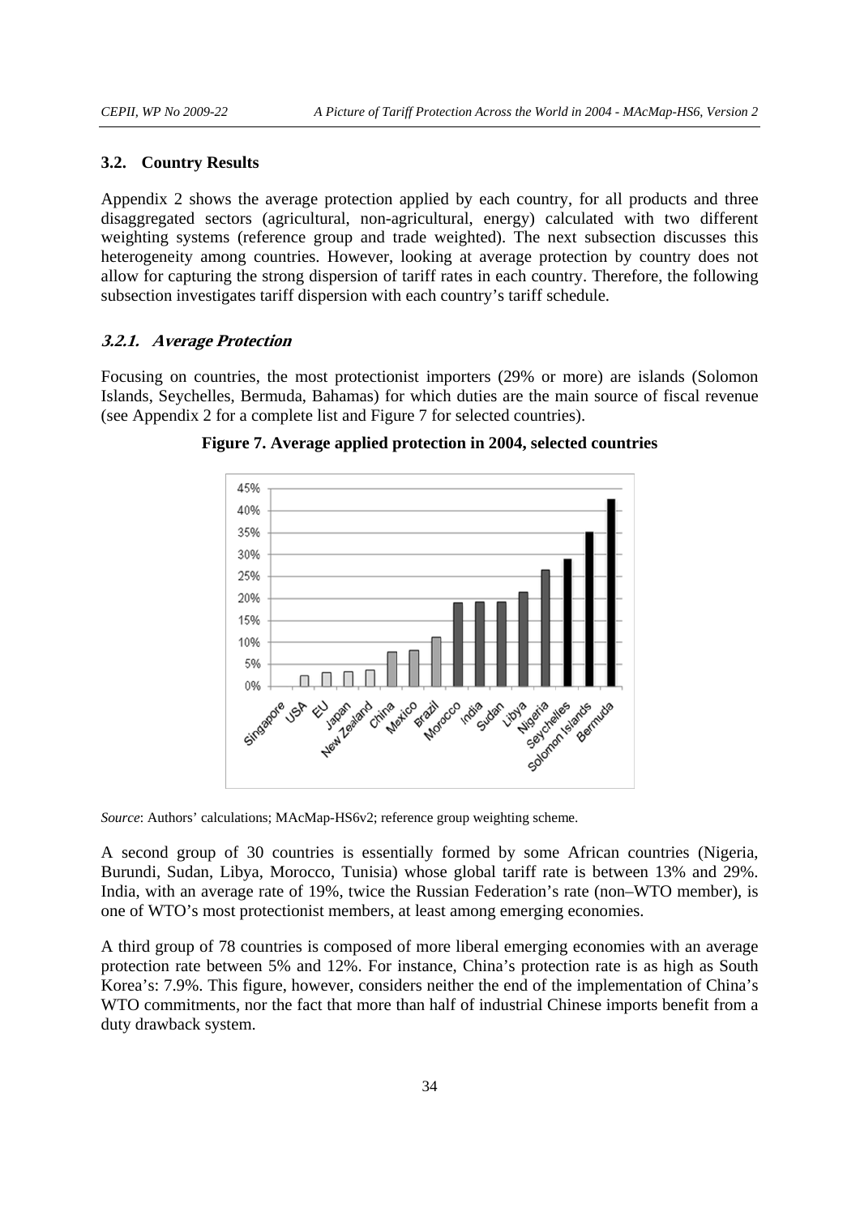### 3.2. Country Results

Appendix 2 shows the average protection applied by each country, for all products and three disaggregated sectors (agricultural, non-agricultural, energy) calculated with two different weighting systems (reference group and trade weighted). The next subsection discusses this heterogeneity among countries. However, looking at average protection by country does not allow for capturing the strong dispersion of tariff rates in each country. Therefore, the following subsection investigates tariff dispersion with each country's tariff schedule.

#### *3.2.1. Average Protection*

Focusing on countries, the most protectionist importers (29% or more) are islands (Solomon Islands, Seychelles, Bermuda, Bahamas) for which duties are the main source of fiscal revenue (see Appendix 2 for a complete list and Figure 7 for selected countries).

**Figure 7. Average applied protection in 2004, selected countries**

*Source*: Authors' calculations; MAcMap-HS6v2; reference group weighting scheme.

A second group of 30 countries is essentially formed by some African countries (Nigeria, Burundi, Sudan, Libya, Morocco, Tunisia) whose global tariff rate is between 13% and 29%. India, with an average rate of 19%, twice the Russian Federation's rate (non–WTO member), is one of WTO's most protectionist members, at least among emerging economies.

A third group of 78 countries is composed of more liberal emerging economies with an average protection rate between 5% and 12%. For instance, China's protection rate is as high as South Korea's: 7.9%. This figure, however, considers neither the end of the implementation of China's WTO commitments, nor the fact that more than half of industrial Chinese imports benefit from a duty drawback system.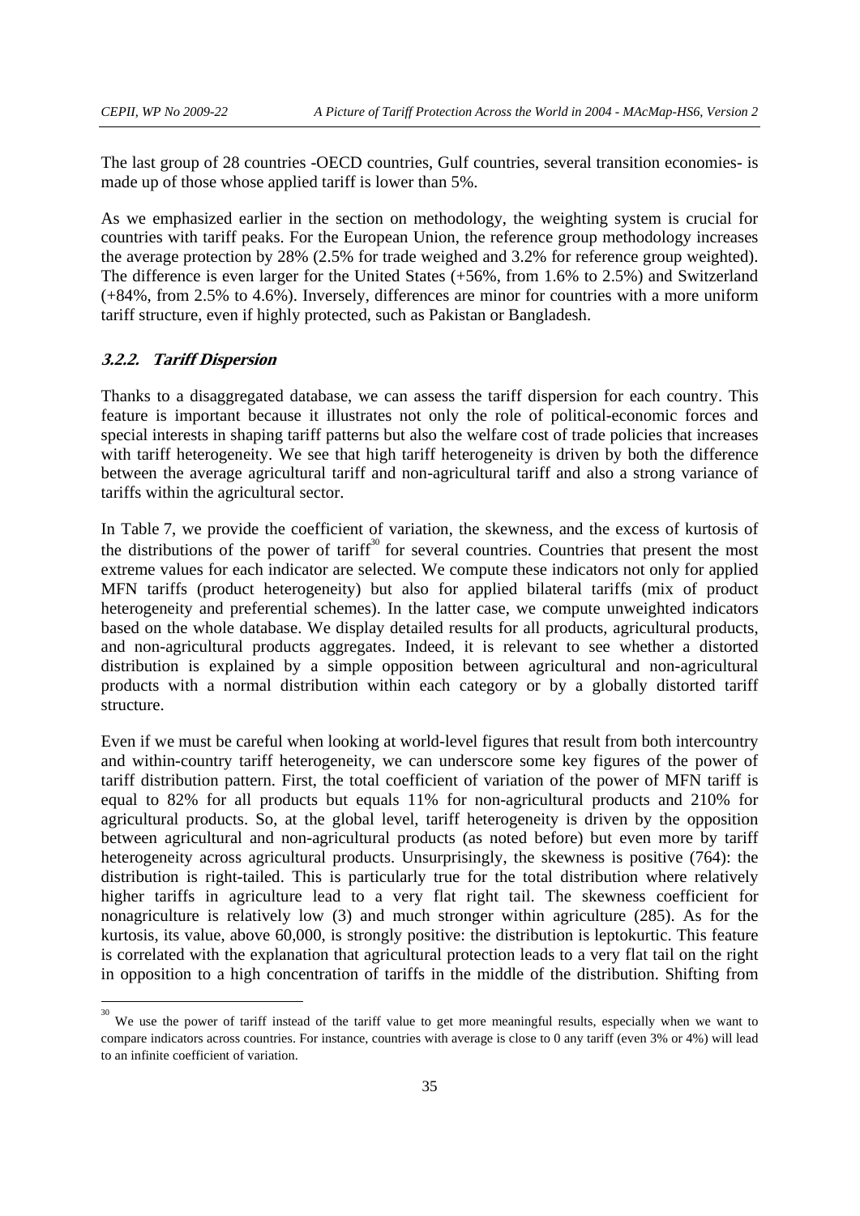The last group of 28 countries -OECD countries, Gulf countries, several transition economies- is made up of those whose applied tariff is lower than 5%.

As we emphasized earlier in the section on methodology, the weighting system is crucial for countries with tariff peaks. For the European Union, the reference group methodology increases the average protection by 28% (2.5% for trade weighed and 3.2% for reference group weighted). The difference is even larger for the United States (+56%, from 1.6% to 2.5%) and Switzerland (+84%, from 2.5% to 4.6%). Inversely, differences are minor for countries with a more uniform tariff structure, even if highly protected, such as Pakistan or Bangladesh.

### 3.2.2. Tariff Dispersion

Thanks to a disaggregated database, we can assess the tariff dispersion for each country. This feature is important because it illustrates not only the role of political-economic forces and special interests in shaping tariff patterns but also the welfare cost of trade policies that increases with tariff heterogeneity. We see that high tariff heterogeneity is driven by both the difference between the average agricultural tariff and non-agricultural tariff and also a strong variance of tariffs within the agricultural sector.

In Table 7, we provide the coefficient of variation, the skewness, and the excess of kurtosis of the distributions of the power of tariff[30] for several countries. Countries that present the most extreme values for each indicator are selected. We compute these indicators not only for applied MFN tariffs (product heterogeneity) but also for applied bilateral tariffs (mix of product heterogeneity and preferential schemes). In the latter case, we compute unweighted indicators based on the whole database. We display detailed results for all products, agricultural products, and non-agricultural products aggregates. Indeed, it is relevant to see whether a distorted distribution is explained by a simple opposition between agricultural and non-agricultural products with a normal distribution within each category or by a globally distorted tariff structure.

Even if we must be careful when looking at world-level figures that result from both intercountry and within-country tariff heterogeneity, we can underscore some key figures of the power of tariff distribution pattern. First, the total coefficient of variation of the power of MFN tariff is equal to 82% for all products but equals 11% for non-agricultural products and 210% for agricultural products. So, at the global level, tariff heterogeneity is driven by the opposition between agricultural and non-agricultural products (as noted before) but even more by tariff heterogeneity across agricultural products. Unsurprisingly, the skewness is positive (764): the distribution is right-tailed. This is particularly true for the total distribution where relatively higher tariffs in agriculture lead to a very flat right tail. The skewness coefficient for nonagriculture is relatively low (3) and much stronger within agriculture (285). As for the kurtosis, its value, above 60,000, is strongly positive: the distribution is leptokurtic. This feature is correlated with the explanation that agricultural protection leads to a very flat tail on the right in opposition to a high concentration of tariffs in the middle of the distribution. Shifting from

[30] We use the power of tariff instead of the tariff value to get more meaningful results, especially when we want to compare indicators across countries. For instance, countries with average is close to 0 any tariff (even 3% or 4%) will lead to an infinite coefficient of variation.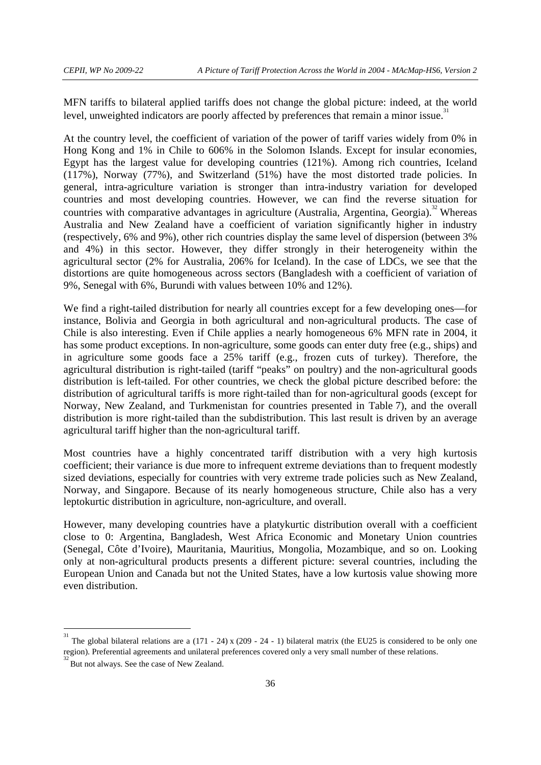MFN tariffs to bilateral applied tariffs does not change the global picture: indeed, at the world level, unweighted indicators are poorly affected by preferences that remain a minor issue.[31]

At the country level, the coefficient of variation of the power of tariff varies widely from 0% in Hong Kong and 1% in Chile to 606% in the Solomon Islands. Except for insular economies, Egypt has the largest value for developing countries (121%). Among rich countries, Iceland (117%), Norway (77%), and Switzerland (51%) have the most distorted trade policies. In general, intra-agriculture variation is stronger than intra-industry variation for developed countries and most developing countries. However, we can find the reverse situation for countries with comparative advantages in agriculture (Australia, Argentina, Georgia).[32] Whereas Australia and New Zealand have a coefficient of variation significantly higher in industry (respectively, 6% and 9%), other rich countries display the same level of dispersion (between 3% and 4%) in this sector. However, they differ strongly in their heterogeneity within the agricultural sector (2% for Australia, 206% for Iceland). In the case of LDCs, we see that the distortions are quite homogeneous across sectors (Bangladesh with a coefficient of variation of 9%, Senegal with 6%, Burundi with values between 10% and 12%).

We find a right-tailed distribution for nearly all countries except for a few developing ones—for instance, Bolivia and Georgia in both agricultural and non-agricultural products. The case of Chile is also interesting. Even if Chile applies a nearly homogeneous 6% MFN rate in 2004, it has some product exceptions. In non-agriculture, some goods can enter duty free (e.g., ships) and in agriculture some goods face a 25% tariff (e.g., frozen cuts of turkey). Therefore, the agricultural distribution is right-tailed (tariff "peaks" on poultry) and the non-agricultural goods distribution is left-tailed. For other countries, we check the global picture described before: the distribution of agricultural tariffs is more right-tailed than for non-agricultural goods (except for Norway, New Zealand, and Turkmenistan for countries presented in Table 7), and the overall distribution is more right-tailed than the subdistribution. This last result is driven by an average agricultural tariff higher than the non-agricultural tariff.

Most countries have a highly concentrated tariff distribution with a very high kurtosis coefficient; their variance is due more to infrequent extreme deviations than to frequent modestly sized deviations, especially for countries with very extreme trade policies such as New Zealand, Norway, and Singapore. Because of its nearly homogeneous structure, Chile also has a very leptokurtic distribution in agriculture, non-agriculture, and overall.

However, many developing countries have a platykurtic distribution overall with a coefficient close to 0: Argentina, Bangladesh, West Africa Economic and Monetary Union countries (Senegal, Côte d'Ivoire), Mauritania, Mauritius, Mongolia, Mozambique, and so on. Looking only at non-agricultural products presents a different picture: several countries, including the European Union and Canada but not the United States, have a low kurtosis value showing more even distribution.

---

[31] The global bilateral relations are a (171 - 24) x (209 - 24 - 1) bilateral matrix (the EU25 is considered to be only one region). Preferential agreements and unilateral preferences covered only a very small number of these relations.

[32] But not always. See the case of New Zealand.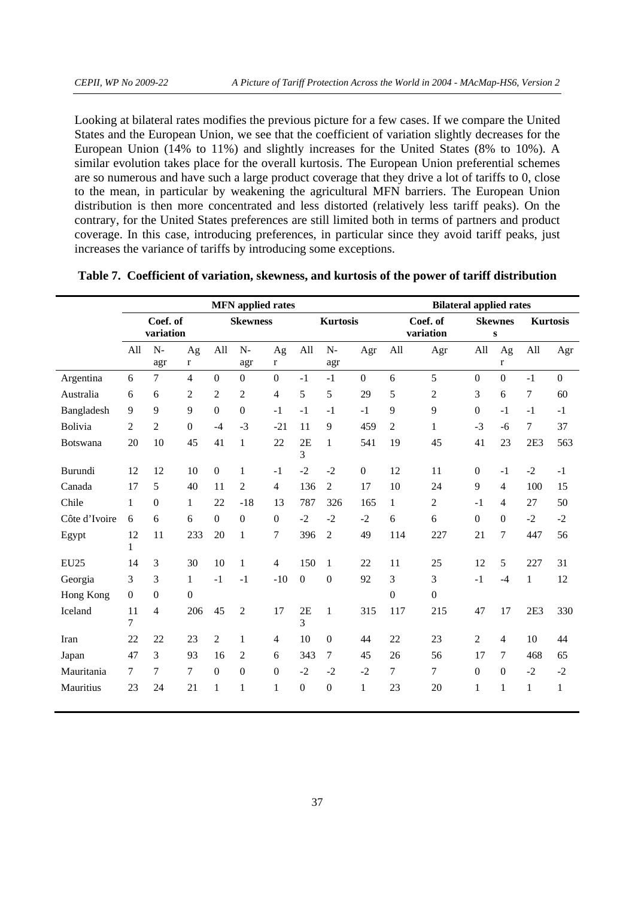Looking at bilateral rates modifies the previous picture for a few cases. If we compare the United States and the European Union, we see that the coefficient of variation slightly decreases for the European Union (14% to 11%) and slightly increases for the United States (8% to 10%). A similar evolution takes place for the overall kurtosis. The European Union preferential schemes are so numerous and have such a large product coverage that they drive a lot of tariffs to 0, close to the mean, in particular by weakening the agricultural MFN barriers. The European Union distribution is then more concentrated and less distorted (relatively less tariff peaks). On the contrary, for the United States preferences are still limited both in terms of partners and product coverage. In this case, introducing preferences, in particular since they avoid tariff peaks, just increases the variance of tariffs by introducing some exceptions.

**Table 7. Coefficient of variation, skewness, and kurtosis of the power of tariff distribution**

| | MFN applied rates | | | | | | | | | Bilateral applied rates | | | | | |
|---|---|---|---|---|---|---|---|---|---|---|---|---|---|---|---|
| | Coef. of variation | | | Skewness | | | Kurtosis | | | Coef. of variation | | Skewness | | Kurtosis | |
| | All | N-agr | Agr | All | N-agr | Agr | All | N-agr | Agr | All | Agr | All | Agr | All | Agr |
| Argentina | 6 | 7 | 4 | 0 | 0 | 0 | -1 | -1 | 0 | 6 | 5 | 0 | 0 | -1 | 0 |
| Australia | 6 | 6 | 2 | 2 | 2 | 4 | 5 | 5 | 29 | 5 | 2 | 3 | 6 | 7 | 60 |
| Bangladesh | 9 | 9 | 9 | 0 | 0 | -1 | -1 | -1 | -1 | 9 | 9 | 0 | -1 | -1 | -1 |
| Bolivia | 2 | 2 | 0 | -4 | -3 | -21 | 11 | 9 | 459 | 2 | 1 | -3 | -6 | 7 | 37 |
| Botswana | 20 | 10 | 45 | 41 | 1 | 22 | 2E3 | 1 | 541 | 19 | 45 | 41 | 23 | 2E3 | 563 |
| Burundi | 12 | 12 | 10 | 0 | 1 | -1 | -2 | -2 | 0 | 12 | 11 | 0 | -1 | -2 | -1 |
| Canada | 17 | 5 | 40 | 11 | 2 | 4 | 136 | 2 | 17 | 10 | 24 | 9 | 4 | 100 | 15 |
| Chile | 1 | 0 | 1 | 22 | -18 | 13 | 787 | 326 | 165 | 1 | 2 | -1 | 4 | 27 | 50 |
| Côte d'Ivoire | 6 | 6 | 6 | 0 | 0 | 0 | -2 | -2 | -2 | 6 | 6 | 0 | 0 | -2 | -2 |
| Egypt | 121 | 11 | 233 | 20 | 1 | 7 | 396 | 2 | 49 | 114 | 227 | 21 | 7 | 447 | 56 |
| EU25 | 14 | 3 | 30 | 10 | 1 | 4 | 150 | 1 | 22 | 11 | 25 | 12 | 5 | 227 | 31 |
| Georgia | 3 | 3 | 1 | -1 | -1 | -10 | 0 | 0 | 92 | 3 | 3 | -1 | -4 | 1 | 12 |
| Hong Kong | 0 | 0 | 0 | | | | | | | 0 | 0 | | | | |
| Iceland | 117 | 4 | 206 | 45 | 2 | 17 | 2E3 | 1 | 315 | 117 | 215 | 47 | 17 | 2E3 | 330 |
| Iran | 22 | 22 | 23 | 2 | 1 | 4 | 10 | 0 | 44 | 22 | 23 | 2 | 4 | 10 | 44 |
| Japan | 47 | 3 | 93 | 16 | 2 | 6 | 343 | 7 | 45 | 26 | 56 | 17 | 7 | 468 | 65 |
| Mauritania | 7 | 7 | 7 | 0 | 0 | 0 | -2 | -2 | -2 | 7 | 7 | 0 | 0 | -2 | -2 |
| Mauritius | 23 | 24 | 21 | 1 | 1 | 1 | 0 | 0 | 1 | 23 | 20 | 1 | 1 | 1 | 1 |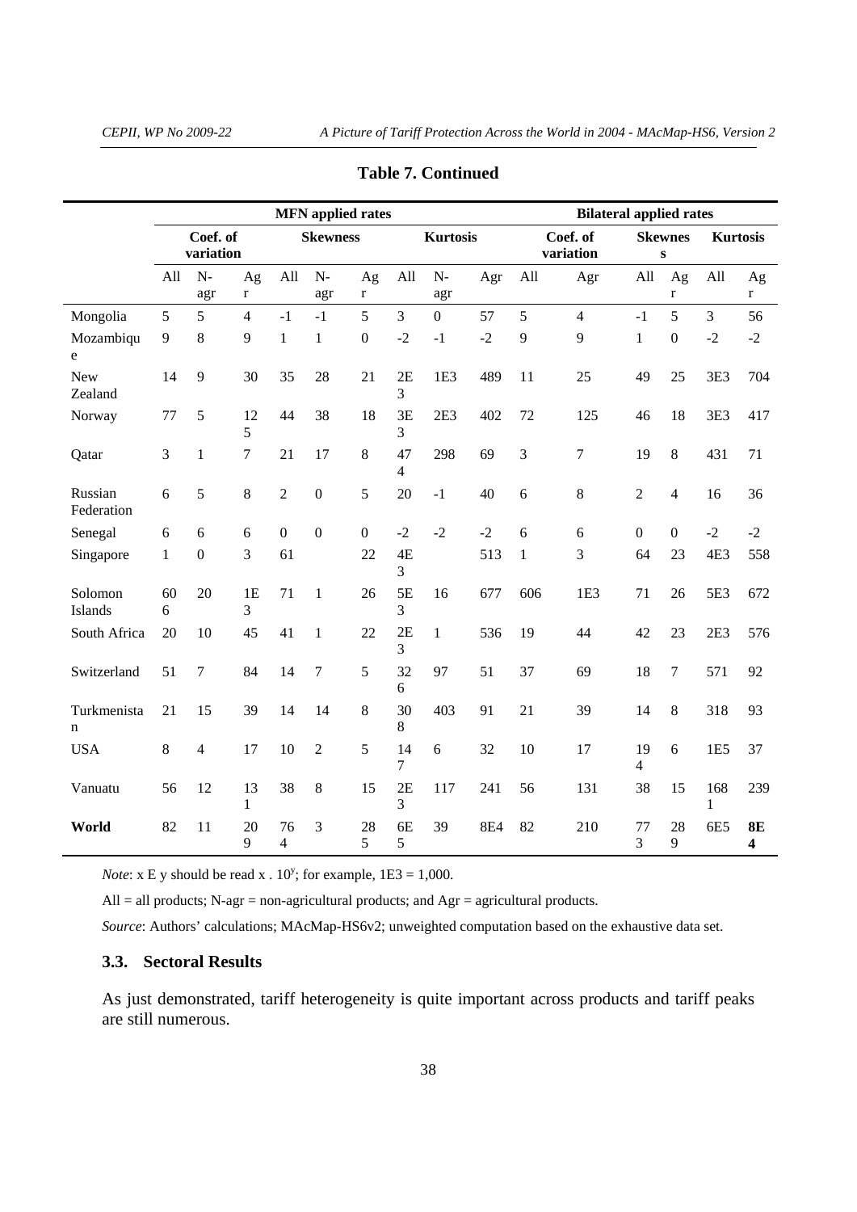**Table 7. Continued**

| | MFN applied rates | | | | | | | | | Bilateral applied rates | | | | | |
|---|---|---|---|---|---|---|---|---|---|---|---|---|---|---|---|
| | Coef. of variation | | | Skewness | | | Kurtosis | | | Coef. of variation | | Skewness | | Kurtosis | |
| | All | N-agr | Agr | All | N-agr | Agr | All | N-agr | Agr | All | Agr | All | Agr | All | Agr |
| Mongolia | 5 | 5 | 4 | -1 | -1 | 5 | 3 | 0 | 57 | 5 | 4 | -1 | 5 | 3 | 56 |
| Mozambique | 9 | 8 | 9 | 1 | 1 | 0 | -2 | -1 | -2 | 9 | 9 | 1 | 0 | -2 | -2 |
| New Zealand | 14 | 9 | 30 | 35 | 28 | 21 | 2E3 | 1E3 | 489 | 11 | 25 | 49 | 25 | 3E3 | 704 |
| Norway | 77 | 5 | 125 | 44 | 38 | 18 | 3E3 | 2E3 | 402 | 72 | 125 | 46 | 18 | 3E3 | 417 |
| Qatar | 3 | 1 | 7 | 21 | 17 | 8 | 474 | 298 | 69 | 3 | 7 | 19 | 8 | 431 | 71 |
| Russian Federation | 6 | 5 | 8 | 2 | 0 | 5 | 20 | -1 | 40 | 6 | 8 | 2 | 4 | 16 | 36 |
| Senegal | 6 | 6 | 6 | 0 | 0 | 0 | -2 | -2 | -2 | 6 | 6 | 0 | 0 | -2 | -2 |
| Singapore | 1 | 0 | 3 | 61 | | 22 | 4E3 | | 513 | 1 | 3 | 64 | 23 | 4E3 | 558 |
| Solomon Islands | 606 | 20 | 1E3 | 71 | 1 | 26 | 5E3 | 16 | 677 | 606 | 1E3 | 71 | 26 | 5E3 | 672 |
| South Africa | 20 | 10 | 45 | 41 | 1 | 22 | 2E3 | 1 | 536 | 19 | 44 | 42 | 23 | 2E3 | 576 |
| Switzerland | 51 | 7 | 84 | 14 | 7 | 5 | 326 | 97 | 51 | 37 | 69 | 18 | 7 | 571 | 92 |
| Turkmenistan | 21 | 15 | 39 | 14 | 14 | 8 | 308 | 403 | 91 | 21 | 39 | 14 | 8 | 318 | 93 |
| USA | 8 | 4 | 17 | 10 | 2 | 5 | 147 | 6 | 32 | 10 | 17 | 194 | 6 | 1E5 | 37 |
| Vanuatu | 56 | 12 | 131 | 38 | 8 | 15 | 2E3 | 117 | 241 | 56 | 131 | 38 | 15 | 1681 | 239 |
| **World** | 82 | 11 | 209 | 764 | 3 | 285 | 6E5 | 39 | 8E4 | 82 | 210 | 773 | 289 | 6E5 | **8E4** |

*Note*: x E y should be read x . $10^y$; for example, 1E3 = 1,000.

All = all products; N-agr = non-agricultural products; and Agr = agricultural products.

*Source*: Authors' calculations; MAcMap-HS6v2; unweighted computation based on the exhaustive data set.

### 3.3. Sectoral Results

As just demonstrated, tariff heterogeneity is quite important across products and tariff peaks are still numerous.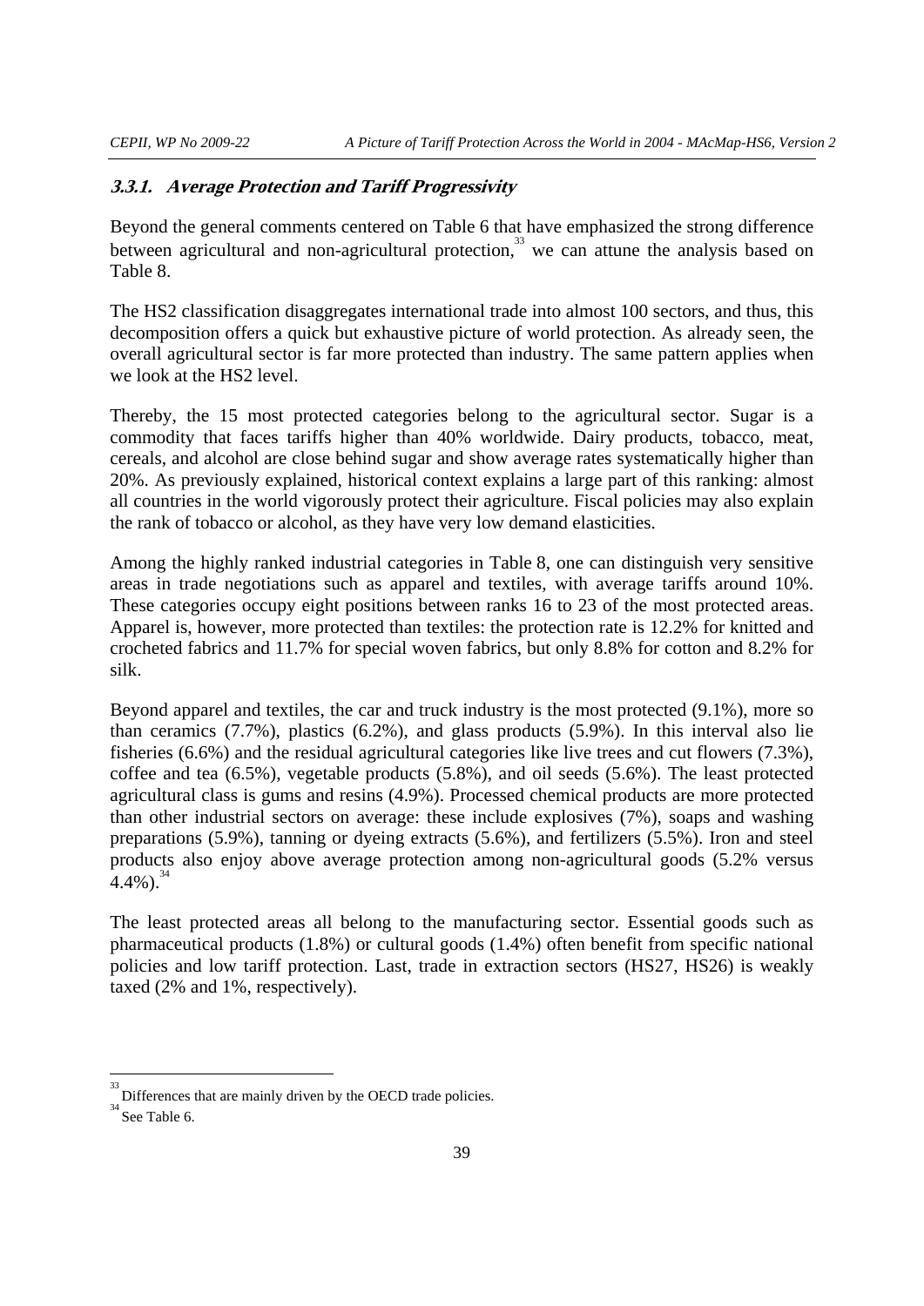### 3.3.1. Average Protection and Tariff Progressivity

Beyond the general comments centered on Table 6 that have emphasized the strong difference between agricultural and non-agricultural protection,[33] we can attune the analysis based on Table 8.

The HS2 classification disaggregates international trade into almost 100 sectors, and thus, this decomposition offers a quick but exhaustive picture of world protection. As already seen, the overall agricultural sector is far more protected than industry. The same pattern applies when we look at the HS2 level.

Thereby, the 15 most protected categories belong to the agricultural sector. Sugar is a commodity that faces tariffs higher than 40% worldwide. Dairy products, tobacco, meat, cereals, and alcohol are close behind sugar and show average rates systematically higher than 20%. As previously explained, historical context explains a large part of this ranking: almost all countries in the world vigorously protect their agriculture. Fiscal policies may also explain the rank of tobacco or alcohol, as they have very low demand elasticities.

Among the highly ranked industrial categories in Table 8, one can distinguish very sensitive areas in trade negotiations such as apparel and textiles, with average tariffs around 10%. These categories occupy eight positions between ranks 16 to 23 of the most protected areas. Apparel is, however, more protected than textiles: the protection rate is 12.2% for knitted and crocheted fabrics and 11.7% for special woven fabrics, but only 8.8% for cotton and 8.2% for silk.

Beyond apparel and textiles, the car and truck industry is the most protected (9.1%), more so than ceramics (7.7%), plastics (6.2%), and glass products (5.9%). In this interval also lie fisheries (6.6%) and the residual agricultural categories like live trees and cut flowers (7.3%), coffee and tea (6.5%), vegetable products (5.8%), and oil seeds (5.6%). The least protected agricultural class is gums and resins (4.9%). Processed chemical products are more protected than other industrial sectors on average: these include explosives (7%), soaps and washing preparations (5.9%), tanning or dyeing extracts (5.6%), and fertilizers (5.5%). Iron and steel products also enjoy above average protection among non-agricultural goods (5.2% versus 4.4%).[34]

The least protected areas all belong to the manufacturing sector. Essential goods such as pharmaceutical products (1.8%) or cultural goods (1.4%) often benefit from specific national policies and low tariff protection. Last, trade in extraction sectors (HS27, HS26) is weakly taxed (2% and 1%, respectively).

---

[33] Differences that are mainly driven by the OECD trade policies.

[34] See Table 6.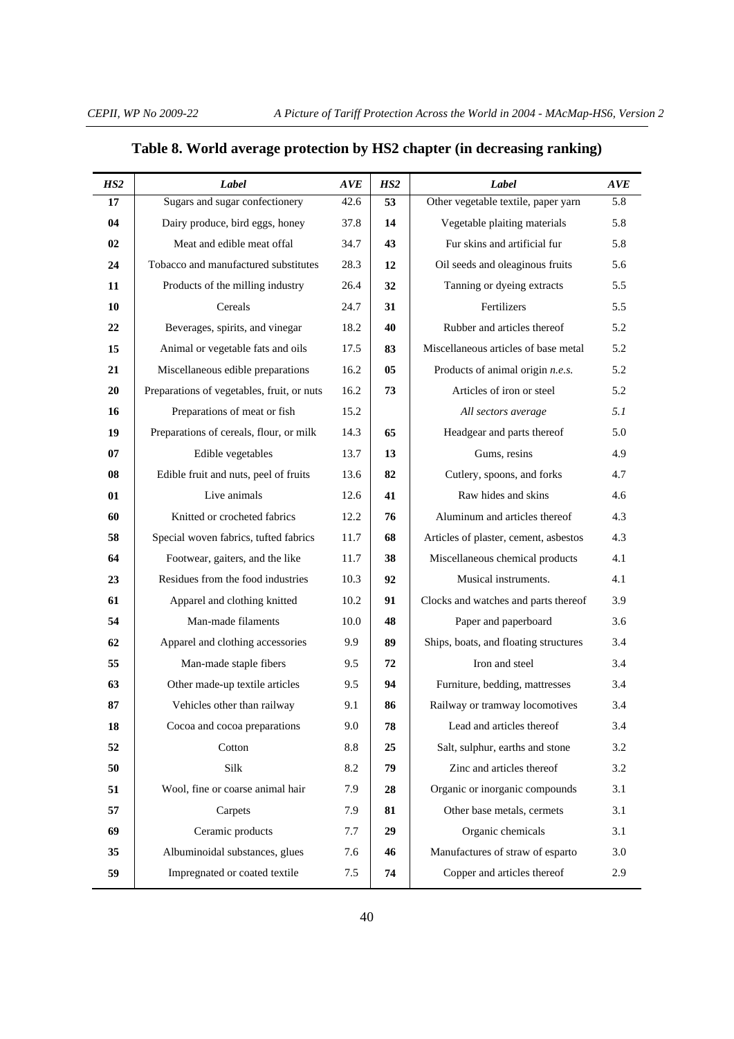## Table 8. World average protection by HS2 chapter (in decreasing ranking)

| *HS2* | *Label* | *AVE* | *HS2* | *Label* | *AVE* |
|---|---|---|---|---|---|
| **17** | Sugars and sugar confectionery | 42.6 | **53** | Other vegetable textile, paper yarn | 5.8 |
| **04** | Dairy produce, bird eggs, honey | 37.8 | **14** | Vegetable plaiting materials | 5.8 |
| **02** | Meat and edible meat offal | 34.7 | **43** | Fur skins and artificial fur | 5.8 |
| **24** | Tobacco and manufactured substitutes | 28.3 | **12** | Oil seeds and oleaginous fruits | 5.6 |
| **11** | Products of the milling industry | 26.4 | **32** | Tanning or dyeing extracts | 5.5 |
| **10** | Cereals | 24.7 | **31** | Fertilizers | 5.5 |
| **22** | Beverages, spirits, and vinegar | 18.2 | **40** | Rubber and articles thereof | 5.2 |
| **15** | Animal or vegetable fats and oils | 17.5 | **83** | Miscellaneous articles of base metal | 5.2 |
| **21** | Miscellaneous edible preparations | 16.2 | **05** | Products of animal origin *n.e.s.* | 5.2 |
| **20** | Preparations of vegetables, fruit, or nuts | 16.2 | **73** | Articles of iron or steel | 5.2 |
| **16** | Preparations of meat or fish | 15.2 | | *All sectors average* | *5.1* |
| **19** | Preparations of cereals, flour, or milk | 14.3 | **65** | Headgear and parts thereof | 5.0 |
| **07** | Edible vegetables | 13.7 | **13** | Gums, resins | 4.9 |
| **08** | Edible fruit and nuts, peel of fruits | 13.6 | **82** | Cutlery, spoons, and forks | 4.7 |
| **01** | Live animals | 12.6 | **41** | Raw hides and skins | 4.6 |
| **60** | Knitted or crocheted fabrics | 12.2 | **76** | Aluminum and articles thereof | 4.3 |
| **58** | Special woven fabrics, tufted fabrics | 11.7 | **68** | Articles of plaster, cement, asbestos | 4.3 |
| **64** | Footwear, gaiters, and the like | 11.7 | **38** | Miscellaneous chemical products | 4.1 |
| **23** | Residues from the food industries | 10.3 | **92** | Musical instruments. | 4.1 |
| **61** | Apparel and clothing knitted | 10.2 | **91** | Clocks and watches and parts thereof | 3.9 |
| **54** | Man-made filaments | 10.0 | **48** | Paper and paperboard | 3.6 |
| **62** | Apparel and clothing accessories | 9.9 | **89** | Ships, boats, and floating structures | 3.4 |
| **55** | Man-made staple fibers | 9.5 | **72** | Iron and steel | 3.4 |
| **63** | Other made-up textile articles | 9.5 | **94** | Furniture, bedding, mattresses | 3.4 |
| **87** | Vehicles other than railway | 9.1 | **86** | Railway or tramway locomotives | 3.4 |
| **18** | Cocoa and cocoa preparations | 9.0 | **78** | Lead and articles thereof | 3.4 |
| **52** | Cotton | 8.8 | **25** | Salt, sulphur, earths and stone | 3.2 |
| **50** | Silk | 8.2 | **79** | Zinc and articles thereof | 3.2 |
| **51** | Wool, fine or coarse animal hair | 7.9 | **28** | Organic or inorganic compounds | 3.1 |
| **57** | Carpets | 7.9 | **81** | Other base metals, cermets | 3.1 |
| **69** | Ceramic products | 7.7 | **29** | Organic chemicals | 3.1 |
| **35** | Albuminoidal substances, glues | 7.6 | **46** | Manufactures of straw of esparto | 3.0 |
| **59** | Impregnated or coated textile | 7.5 | **74** | Copper and articles thereof | 2.9 |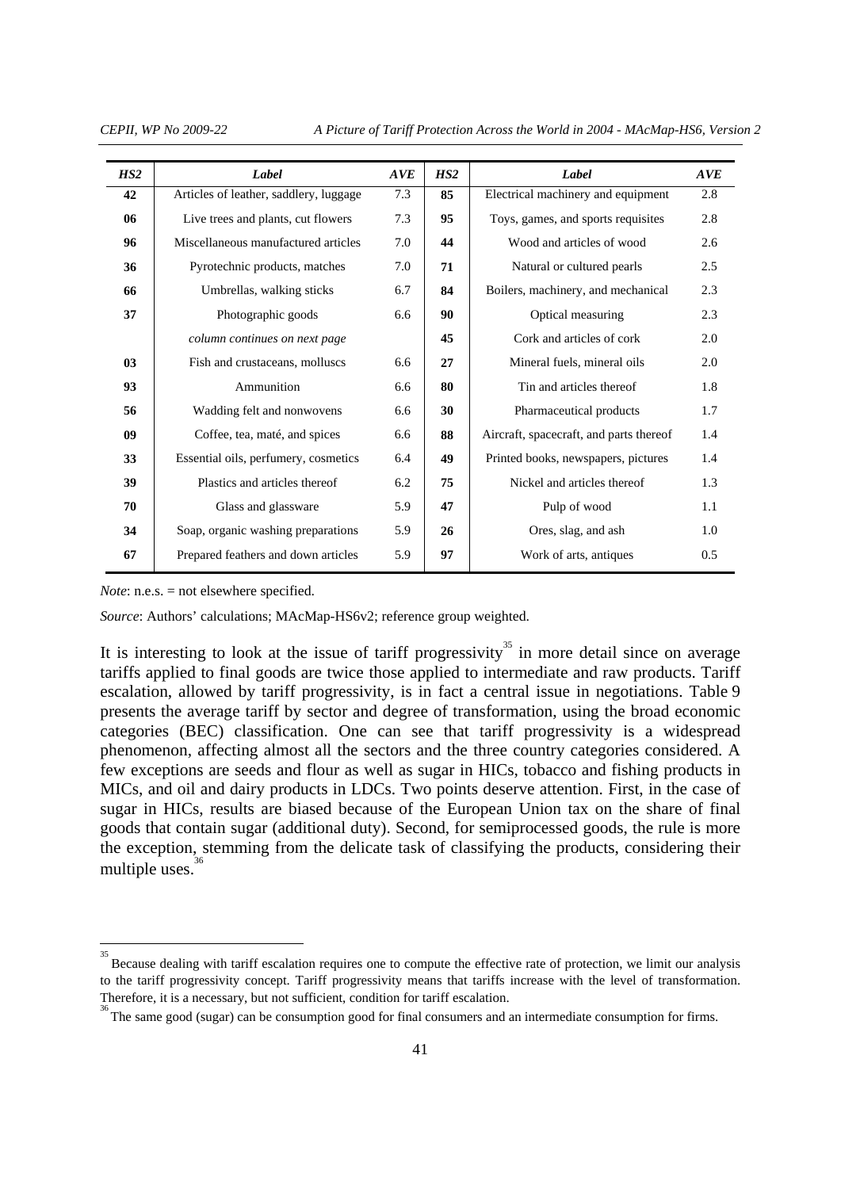| *HS2* | *Label* | *AVE* | *HS2* | *Label* | *AVE* |
|---|---|---|---|---|---|
| **42** | Articles of leather, saddlery, luggage | 7.3 | **85** | Electrical machinery and equipment | 2.8 |
| **06** | Live trees and plants, cut flowers | 7.3 | **95** | Toys, games, and sports requisites | 2.8 |
| **96** | Miscellaneous manufactured articles | 7.0 | **44** | Wood and articles of wood | 2.6 |
| **36** | Pyrotechnic products, matches | 7.0 | **71** | Natural or cultured pearls | 2.5 |
| **66** | Umbrellas, walking sticks | 6.7 | **84** | Boilers, machinery, and mechanical | 2.3 |
| **37** | Photographic goods | 6.6 | **90** | Optical measuring | 2.3 |
| | *column continues on next page* | | **45** | Cork and articles of cork | 2.0 |
| **03** | Fish and crustaceans, molluscs | 6.6 | **27** | Mineral fuels, mineral oils | 2.0 |
| **93** | Ammunition | 6.6 | **80** | Tin and articles thereof | 1.8 |
| **56** | Wadding felt and nonwovens | 6.6 | **30** | Pharmaceutical products | 1.7 |
| **09** | Coffee, tea, maté, and spices | 6.6 | **88** | Aircraft, spacecraft, and parts thereof | 1.4 |
| **33** | Essential oils, perfumery, cosmetics | 6.4 | **49** | Printed books, newspapers, pictures | 1.4 |
| **39** | Plastics and articles thereof | 6.2 | **75** | Nickel and articles thereof | 1.3 |
| **70** | Glass and glassware | 5.9 | **47** | Pulp of wood | 1.1 |
| **34** | Soap, organic washing preparations | 5.9 | **26** | Ores, slag, and ash | 1.0 |
| **67** | Prepared feathers and down articles | 5.9 | **97** | Work of arts, antiques | 0.5 |

*Note*: n.e.s. = not elsewhere specified.

*Source*: Authors' calculations; MAcMap-HS6v2; reference group weighted.

It is interesting to look at the issue of tariff progressivity[35] in more detail since on average tariffs applied to final goods are twice those applied to intermediate and raw products. Tariff escalation, allowed by tariff progressivity, is in fact a central issue in negotiations. Table 9 presents the average tariff by sector and degree of transformation, using the broad economic categories (BEC) classification. One can see that tariff progressivity is a widespread phenomenon, affecting almost all the sectors and the three country categories considered. A few exceptions are seeds and flour as well as sugar in HICs, tobacco and fishing products in MICs, and oil and dairy products in LDCs. Two points deserve attention. First, in the case of sugar in HICs, results are biased because of the European Union tax on the share of final goods that contain sugar (additional duty). Second, for semiprocessed goods, the rule is more the exception, stemming from the delicate task of classifying the products, considering their multiple uses.[36]

[35] Because dealing with tariff escalation requires one to compute the effective rate of protection, we limit our analysis to the tariff progressivity concept. Tariff progressivity means that tariffs increase with the level of transformation. Therefore, it is a necessary, but not sufficient, condition for tariff escalation.

[36] The same good (sugar) can be consumption good for final consumers and an intermediate consumption for firms.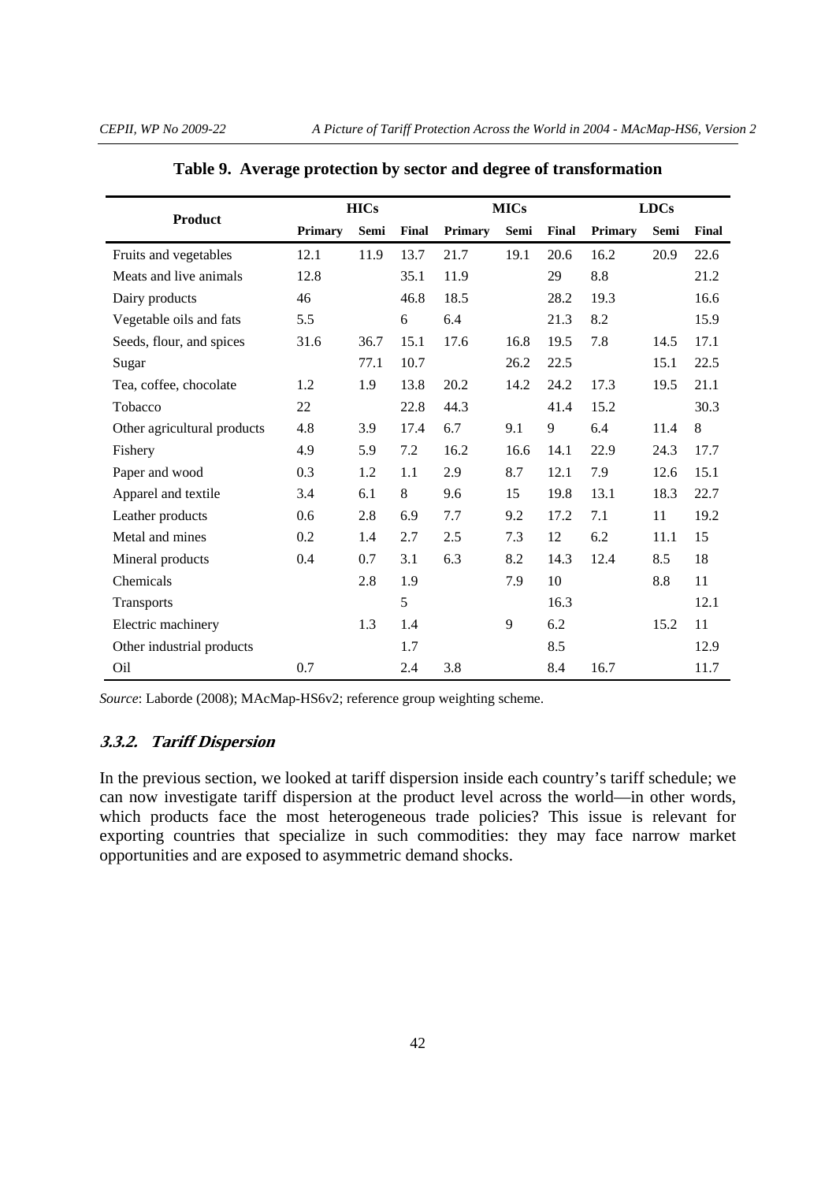**Table 9. Average protection by sector and degree of transformation**

| Product | HICs | | | MICs | | | LDCs | | |
|---|---|---|---|---|---|---|---|---|---|
| | Primary | Semi | Final | Primary | Semi | Final | Primary | Semi | Final |
| Fruits and vegetables | 12.1 | 11.9 | 13.7 | 21.7 | 19.1 | 20.6 | 16.2 | 20.9 | 22.6 |
| Meats and live animals | 12.8 | | 35.1 | 11.9 | | 29 | 8.8 | | 21.2 |
| Dairy products | 46 | | 46.8 | 18.5 | | 28.2 | 19.3 | | 16.6 |
| Vegetable oils and fats | 5.5 | | 6 | 6.4 | | 21.3 | 8.2 | | 15.9 |
| Seeds, flour, and spices | 31.6 | 36.7 | 15.1 | 17.6 | 16.8 | 19.5 | 7.8 | 14.5 | 17.1 |
| Sugar | | 77.1 | 10.7 | | 26.2 | 22.5 | | 15.1 | 22.5 |
| Tea, coffee, chocolate | 1.2 | 1.9 | 13.8 | 20.2 | 14.2 | 24.2 | 17.3 | 19.5 | 21.1 |
| Tobacco | 22 | | 22.8 | 44.3 | | 41.4 | 15.2 | | 30.3 |
| Other agricultural products | 4.8 | 3.9 | 17.4 | 6.7 | 9.1 | 9 | 6.4 | 11.4 | 8 |
| Fishery | 4.9 | 5.9 | 7.2 | 16.2 | 16.6 | 14.1 | 22.9 | 24.3 | 17.7 |
| Paper and wood | 0.3 | 1.2 | 1.1 | 2.9 | 8.7 | 12.1 | 7.9 | 12.6 | 15.1 |
| Apparel and textile | 3.4 | 6.1 | 8 | 9.6 | 15 | 19.8 | 13.1 | 18.3 | 22.7 |
| Leather products | 0.6 | 2.8 | 6.9 | 7.7 | 9.2 | 17.2 | 7.1 | 11 | 19.2 |
| Metal and mines | 0.2 | 1.4 | 2.7 | 2.5 | 7.3 | 12 | 6.2 | 11.1 | 15 |
| Mineral products | 0.4 | 0.7 | 3.1 | 6.3 | 8.2 | 14.3 | 12.4 | 8.5 | 18 |
| Chemicals | | 2.8 | 1.9 | | 7.9 | 10 | | 8.8 | 11 |
| Transports | | | 5 | | | 16.3 | | | 12.1 |
| Electric machinery | | 1.3 | 1.4 | | 9 | 6.2 | | 15.2 | 11 |
| Other industrial products | | | 1.7 | | | 8.5 | | | 12.9 |
| Oil | 0.7 | | 2.4 | 3.8 | | 8.4 | 16.7 | | 11.7 |

*Source*: Laborde (2008); MAcMap-HS6v2; reference group weighting scheme.

### 3.3.2. Tariff Dispersion

In the previous section, we looked at tariff dispersion inside each country's tariff schedule; we can now investigate tariff dispersion at the product level across the world—in other words, which products face the most heterogeneous trade policies? This issue is relevant for exporting countries that specialize in such commodities: they may face narrow market opportunities and are exposed to asymmetric demand shocks.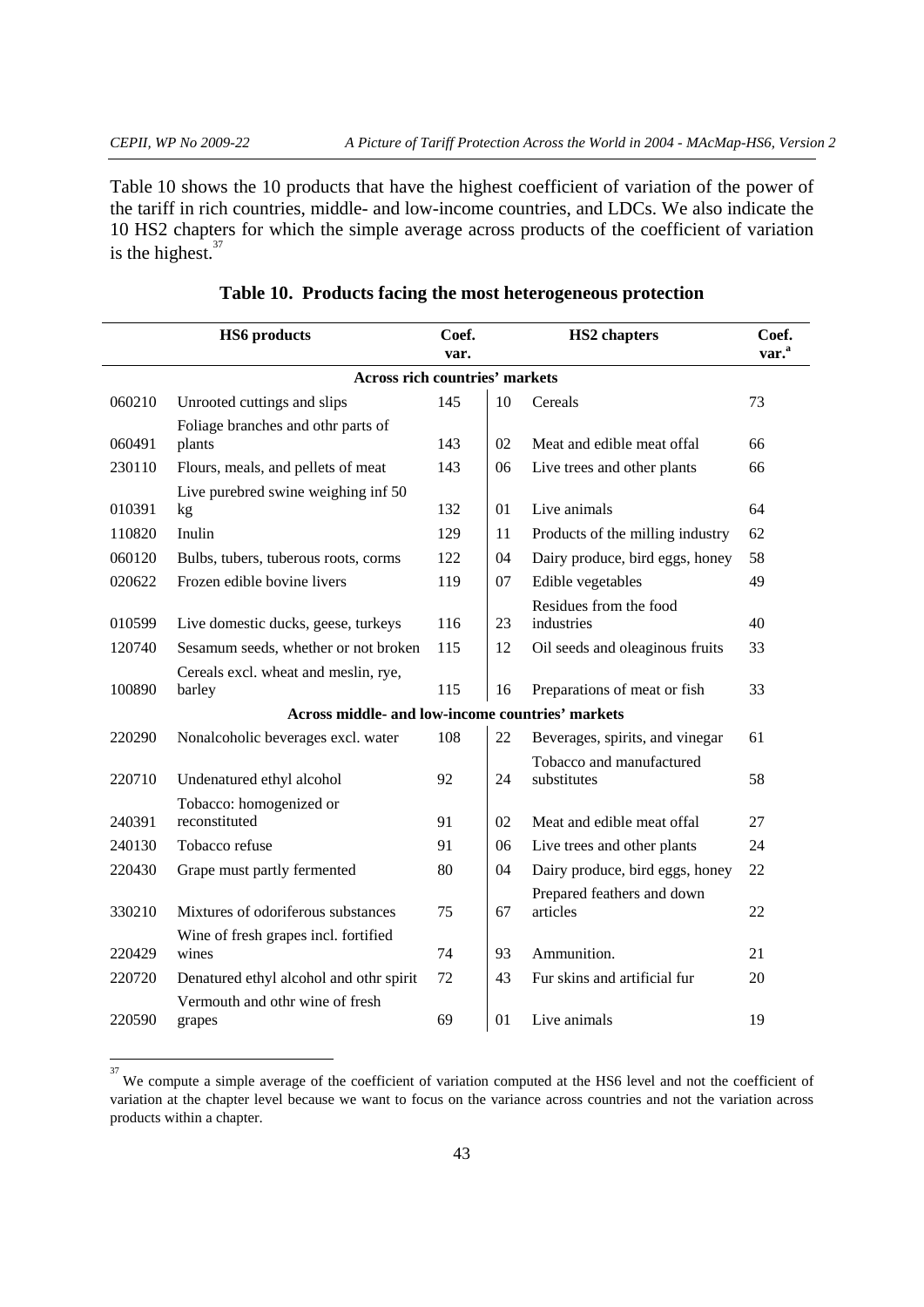Table 10 shows the 10 products that have the highest coefficient of variation of the power of the tariff in rich countries, middle- and low-income countries, and LDCs. We also indicate the 10 HS2 chapters for which the simple average across products of the coefficient of variation is the highest.[37]

**Table 10. Products facing the most heterogeneous protection**

| | HS6 products | Coef. var. | | HS2 chapters | Coef. var.[a] |
|---|---|---|---|---|---|
| **Across rich countries' markets** | | | | | |
| 060210 | Unrooted cuttings and slips | 145 | 10 | Cereals | 73 |
| 060491 | Foliage branches and othr parts of plants | 143 | 02 | Meat and edible meat offal | 66 |
| 230110 | Flours, meals, and pellets of meat | 143 | 06 | Live trees and other plants | 66 |
| 010391 | Live purebred swine weighing inf 50 kg | 132 | 01 | Live animals | 64 |
| 110820 | Inulin | 129 | 11 | Products of the milling industry | 62 |
| 060120 | Bulbs, tubers, tuberous roots, corms | 122 | 04 | Dairy produce, bird eggs, honey | 58 |
| 020622 | Frozen edible bovine livers | 119 | 07 | Edible vegetables | 49 |
| 010599 | Live domestic ducks, geese, turkeys | 116 | 23 | Residues from the food industries | 40 |
| 120740 | Sesamum seeds, whether or not broken | 115 | 12 | Oil seeds and oleaginous fruits | 33 |
| 100890 | Cereals excl. wheat and meslin, rye, barley | 115 | 16 | Preparations of meat or fish | 33 |
| **Across middle- and low-income countries' markets** | | | | | |
| 220290 | Nonalcoholic beverages excl. water | 108 | 22 | Beverages, spirits, and vinegar | 61 |
| 220710 | Undenatured ethyl alcohol | 92 | 24 | Tobacco and manufactured substitutes | 58 |
| 240391 | Tobacco: homogenized or reconstituted | 91 | 02 | Meat and edible meat offal | 27 |
| 240130 | Tobacco refuse | 91 | 06 | Live trees and other plants | 24 |
| 220430 | Grape must partly fermented | 80 | 04 | Dairy produce, bird eggs, honey | 22 |
| 330210 | Mixtures of odoriferous substances | 75 | 67 | Prepared feathers and down articles | 22 |
| 220429 | Wine of fresh grapes incl. fortified wines | 74 | 93 | Ammunition. | 21 |
| 220720 | Denatured ethyl alcohol and othr spirit | 72 | 43 | Fur skins and artificial fur | 20 |
| 220590 | Vermouth and othr wine of fresh grapes | 69 | 01 | Live animals | 19 |

[37] We compute a simple average of the coefficient of variation computed at the HS6 level and not the coefficient of variation at the chapter level because we want to focus on the variance across countries and not the variation across products within a chapter.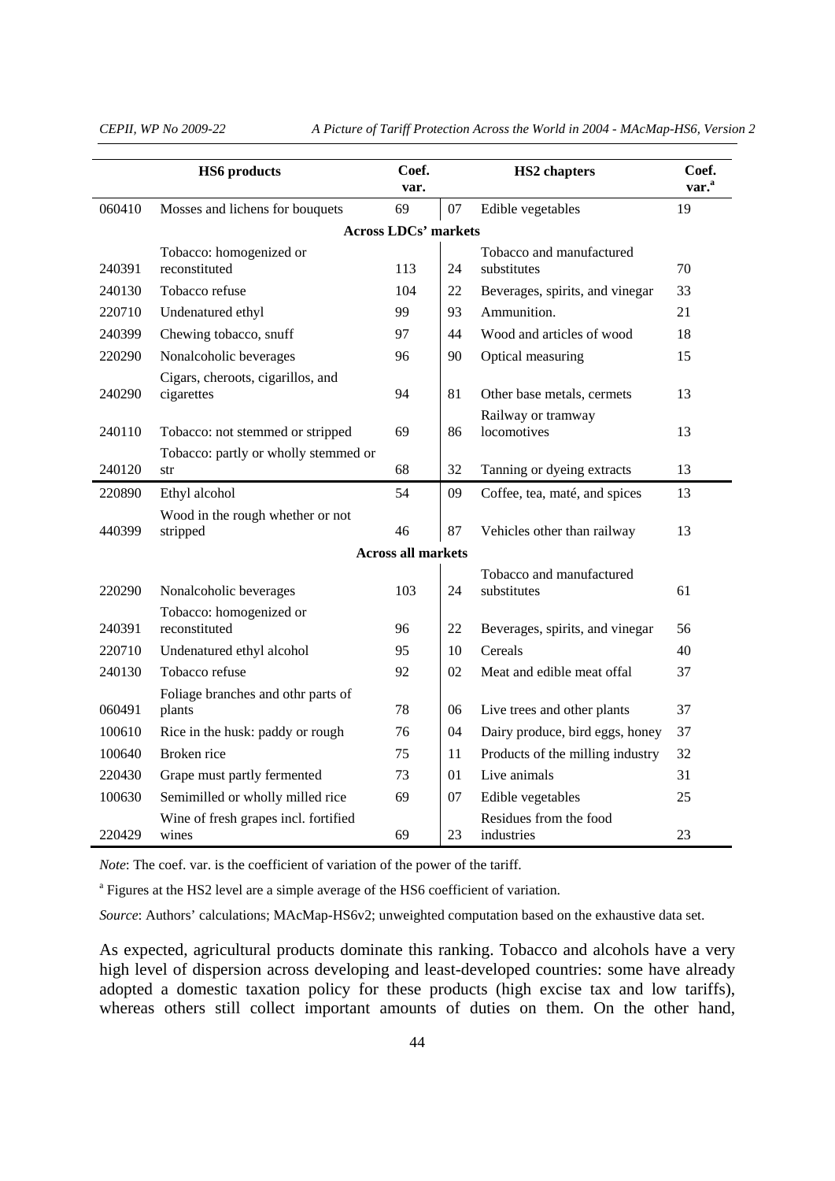| | HS6 products | Coef. var. | | HS2 chapters | Coef. var.[a] |
|---|---|---|---|---|---|
| 060410 | Mosses and lichens for bouquets | 69 | 07 | Edible vegetables | 19 |
| | | **Across LDCs' markets** | | | |
| 240391 | Tobacco: homogenized or reconstituted | 113 | 24 | Tobacco and manufactured substitutes | 70 |
| 240130 | Tobacco refuse | 104 | 22 | Beverages, spirits, and vinegar | 33 |
| 220710 | Undenatured ethyl | 99 | 93 | Ammunition. | 21 |
| 240399 | Chewing tobacco, snuff | 97 | 44 | Wood and articles of wood | 18 |
| 220290 | Nonalcoholic beverages | 96 | 90 | Optical measuring | 15 |
| 240290 | Cigars, cheroots, cigarillos, and cigarettes | 94 | 81 | Other base metals, cermets | 13 |
| 240110 | Tobacco: not stemmed or stripped | 69 | 86 | Railway or tramway locomotives | 13 |
| 240120 | Tobacco: partly or wholly stemmed or str | 68 | 32 | Tanning or dyeing extracts | 13 |
| 220890 | Ethyl alcohol | 54 | 09 | Coffee, tea, maté, and spices | 13 |
| 440399 | Wood in the rough whether or not stripped | 46 | 87 | Vehicles other than railway | 13 |
| | | **Across all markets** | | | |
| 220290 | Nonalcoholic beverages | 103 | 24 | Tobacco and manufactured substitutes | 61 |
| 240391 | Tobacco: homogenized or reconstituted | 96 | 22 | Beverages, spirits, and vinegar | 56 |
| 220710 | Undenatured ethyl alcohol | 95 | 10 | Cereals | 40 |
| 240130 | Tobacco refuse | 92 | 02 | Meat and edible meat offal | 37 |
| 060491 | Foliage branches and othr parts of plants | 78 | 06 | Live trees and other plants | 37 |
| 100610 | Rice in the husk: paddy or rough | 76 | 04 | Dairy produce, bird eggs, honey | 37 |
| 100640 | Broken rice | 75 | 11 | Products of the milling industry | 32 |
| 220430 | Grape must partly fermented | 73 | 01 | Live animals | 31 |
| 100630 | Semimilled or wholly milled rice | 69 | 07 | Edible vegetables | 25 |
| 220429 | Wine of fresh grapes incl. fortified wines | 69 | 23 | Residues from the food industries | 23 |

*Note*: The coef. var. is the coefficient of variation of the power of the tariff.

[a] Figures at the HS2 level are a simple average of the HS6 coefficient of variation.

*Source*: Authors' calculations; MAcMap-HS6v2; unweighted computation based on the exhaustive data set.

As expected, agricultural products dominate this ranking. Tobacco and alcohols have a very high level of dispersion across developing and least-developed countries: some have already adopted a domestic taxation policy for these products (high excise tax and low tariffs), whereas others still collect important amounts of duties on them. On the other hand,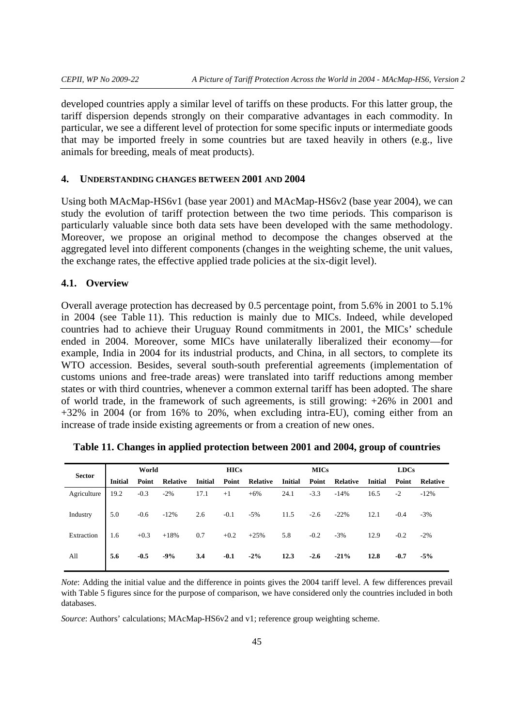developed countries apply a similar level of tariffs on these products. For this latter group, the tariff dispersion depends strongly on their comparative advantages in each commodity. In particular, we see a different level of protection for some specific inputs or intermediate goods that may be imported freely in some countries but are taxed heavily in others (e.g., live animals for breeding, meals of meat products).

## 4. UNDERSTANDING CHANGES BETWEEN 2001 AND 2004

Using both MAcMap-HS6v1 (base year 2001) and MAcMap-HS6v2 (base year 2004), we can study the evolution of tariff protection between the two time periods. This comparison is particularly valuable since both data sets have been developed with the same methodology. Moreover, we propose an original method to decompose the changes observed at the aggregated level into different components (changes in the weighting scheme, the unit values, the exchange rates, the effective applied trade policies at the six-digit level).

### 4.1. Overview

Overall average protection has decreased by 0.5 percentage point, from 5.6% in 2001 to 5.1% in 2004 (see Table 11). This reduction is mainly due to MICs. Indeed, while developed countries had to achieve their Uruguay Round commitments in 2001, the MICs' schedule ended in 2004. Moreover, some MICs have unilaterally liberalized their economy—for example, India in 2004 for its industrial products, and China, in all sectors, to complete its WTO accession. Besides, several south-south preferential agreements (implementation of customs unions and free-trade areas) were translated into tariff reductions among member states or with third countries, whenever a common external tariff has been adopted. The share of world trade, in the framework of such agreements, is still growing: +26% in 2001 and +32% in 2004 (or from 16% to 20%, when excluding intra-EU), coming either from an increase of trade inside existing agreements or from a creation of new ones.

**Table 11. Changes in applied protection between 2001 and 2004, group of countries**

| Sector | World | | | HICs | | | MICs | | | LDCs | | |
|---|---|---|---|---|---|---|---|---|---|---|---|---|
| | Initial | Point | Relative | Initial | Point | Relative | Initial | Point | Relative | Initial | Point | Relative |
| Agriculture | 19.2 | -0.3 | -2% | 17.1 | +1 | +6% | 24.1 | -3.3 | -14% | 16.5 | -2 | -12% |
| Industry | 5.0 | -0.6 | -12% | 2.6 | -0.1 | -5% | 11.5 | -2.6 | -22% | 12.1 | -0.4 | -3% |
| Extraction | 1.6 | +0.3 | +18% | 0.7 | +0.2 | +25% | 5.8 | -0.2 | -3% | 12.9 | -0.2 | -2% |
| All | **5.6** | **-0.5** | **-9%** | **3.4** | **-0.1** | **-2%** | **12.3** | **-2.6** | **-21%** | **12.8** | **-0.7** | **-5%** |

*Note*: Adding the initial value and the difference in points gives the 2004 tariff level. A few differences prevail with Table 5 figures since for the purpose of comparison, we have considered only the countries included in both databases.

*Source*: Authors' calculations; MAcMap-HS6v2 and v1; reference group weighting scheme.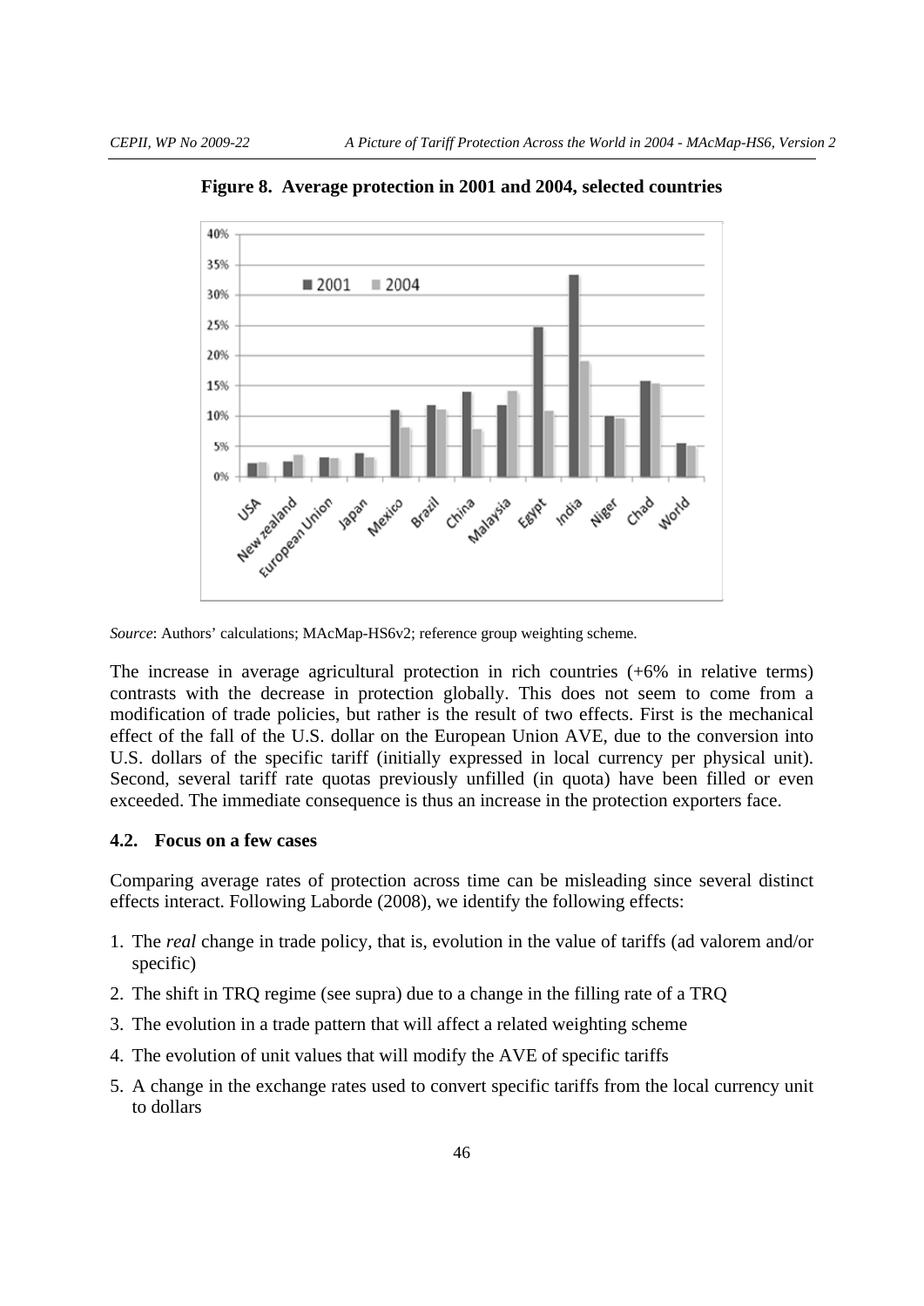**Figure 8. Average protection in 2001 and 2004, selected countries**

*Source*: Authors' calculations; MAcMap-HS6v2; reference group weighting scheme.

The increase in average agricultural protection in rich countries (+6% in relative terms) contrasts with the decrease in protection globally. This does not seem to come from a modification of trade policies, but rather is the result of two effects. First is the mechanical effect of the fall of the U.S. dollar on the European Union AVE, due to the conversion into U.S. dollars of the specific tariff (initially expressed in local currency per physical unit). Second, several tariff rate quotas previously unfilled (in quota) have been filled or even exceeded. The immediate consequence is thus an increase in the protection exporters face.

### 4.2. Focus on a few cases

Comparing average rates of protection across time can be misleading since several distinct effects interact. Following Laborde (2008), we identify the following effects:

1. The *real* change in trade policy, that is, evolution in the value of tariffs (ad valorem and/or specific)
2. The shift in TRQ regime (see supra) due to a change in the filling rate of a TRQ
3. The evolution in a trade pattern that will affect a related weighting scheme
4. The evolution of unit values that will modify the AVE of specific tariffs
5. A change in the exchange rates used to convert specific tariffs from the local currency unit to dollars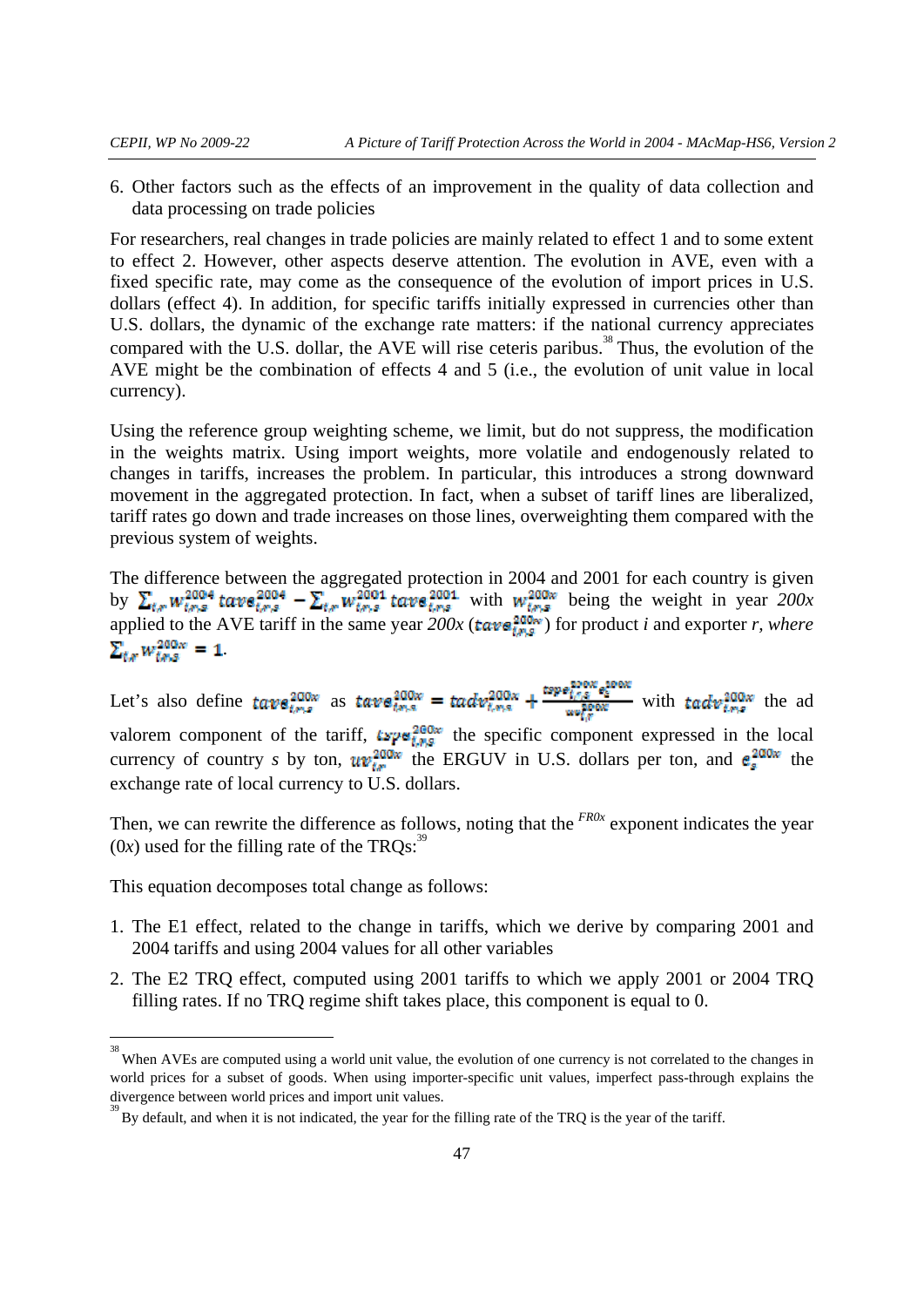6. Other factors such as the effects of an improvement in the quality of data collection and data processing on trade policies

For researchers, real changes in trade policies are mainly related to effect 1 and to some extent to effect 2. However, other aspects deserve attention. The evolution in AVE, even with a fixed specific rate, may come as the consequence of the evolution of import prices in U.S. dollars (effect 4). In addition, for specific tariffs initially expressed in currencies other than U.S. dollars, the dynamic of the exchange rate matters: if the national currency appreciates compared with the U.S. dollar, the AVE will rise ceteris paribus.[38] Thus, the evolution of the AVE might be the combination of effects 4 and 5 (i.e., the evolution of unit value in local currency).

Using the reference group weighting scheme, we limit, but do not suppress, the modification in the weights matrix. Using import weights, more volatile and endogenously related to changes in tariffs, increases the problem. In particular, this introduces a strong downward movement in the aggregated protection. In fact, when a subset of tariff lines are liberalized, tariff rates go down and trade increases on those lines, overweighting them compared with the previous system of weights.

The difference between the aggregated protection in 2004 and 2001 for each country is given by $\sum_{i,r} w_{i,r,s}^{2004}\, tave_{i,r,s}^{2004} - \sum_{i,r} w_{i,r,s}^{2001}\, tave_{i,r,s}^{2001}$ with $w_{i,r,s}^{200x}$ being the weight in year *200x* applied to the AVE tariff in the same year *200x* ($tave_{i,r,s}^{200x}$) for product *i* and exporter *r, where* $\sum_{i,r} w_{i,r,s}^{200x} = 1$.

Let's also define $tave_{i,r,s}^{200x}$ as $tave_{i,r,s}^{200x} = tadv_{i,r,s}^{200x} + \frac{tspe_{i,r,s}^{200x}\, e_s^{200x}}{uv_{i,r}^{200x}}$ with $tadv_{i,r,s}^{200x}$ the ad valorem component of the tariff, $tspe_{i,r,s}^{200x}$ the specific component expressed in the local currency of country *s* by ton, $uv_{i,r}^{200x}$ the ERGUV in U.S. dollars per ton, and $e_s^{200x}$ the exchange rate of local currency to U.S. dollars.

Then, we can rewrite the difference as follows, noting that the $^{FR0x}$ exponent indicates the year (0*x*) used for the filling rate of the TRQs:[39]

This equation decomposes total change as follows:

1. The E1 effect, related to the change in tariffs, which we derive by comparing 2001 and 2004 tariffs and using 2004 values for all other variables
2. The E2 TRQ effect, computed using 2001 tariffs to which we apply 2001 or 2004 TRQ filling rates. If no TRQ regime shift takes place, this component is equal to 0.

---

[38] When AVEs are computed using a world unit value, the evolution of one currency is not correlated to the changes in world prices for a subset of goods. When using importer-specific unit values, imperfect pass-through explains the divergence between world prices and import unit values.

[39] By default, and when it is not indicated, the year for the filling rate of the TRQ is the year of the tariff.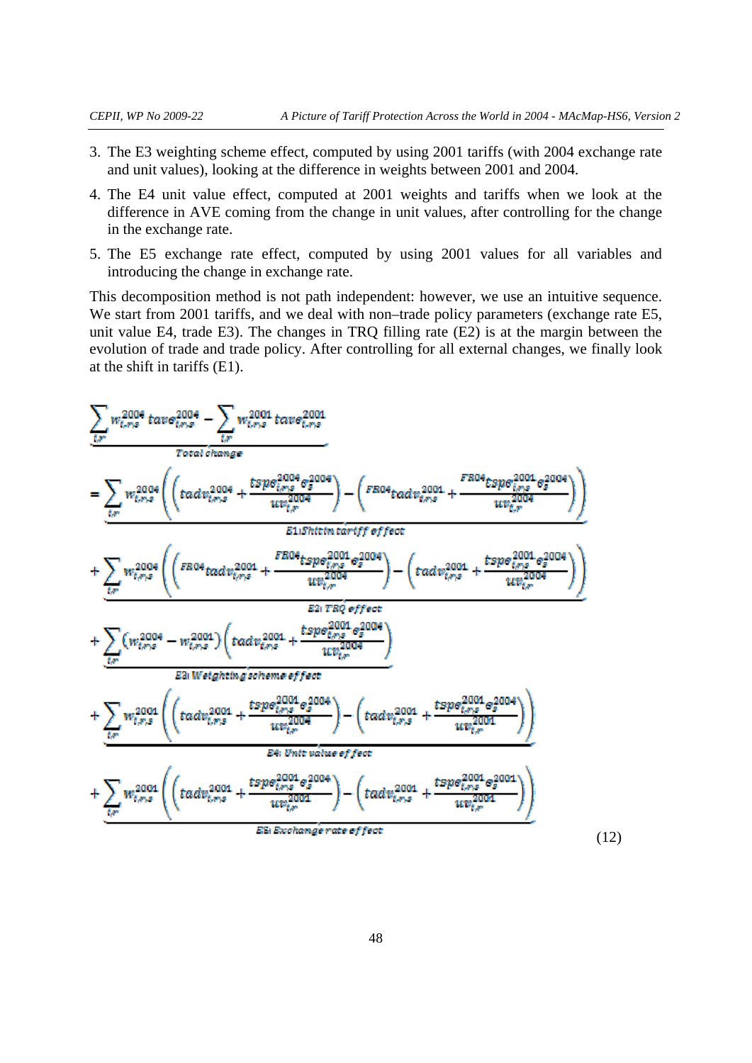3. The E3 weighting scheme effect, computed by using 2001 tariffs (with 2004 exchange rate and unit values), looking at the difference in weights between 2001 and 2004.
4. The E4 unit value effect, computed at 2001 weights and tariffs when we look at the difference in AVE coming from the change in unit values, after controlling for the change in the exchange rate.
5. The E5 exchange rate effect, computed by using 2001 values for all variables and introducing the change in exchange rate.

This decomposition method is not path independent: however, we use an intuitive sequence. We start from 2001 tariffs, and we deal with non–trade policy parameters (exchange rate E5, unit value E4, trade E3). The changes in TRQ filling rate (E2) is at the margin between the evolution of trade and trade policy. After controlling for all external changes, we finally look at the shift in tariffs (E1).

$$
\begin{aligned}
&\underbrace{\sum_{i,r} w_{i,r,s}^{2004}\, tave_{i,r,s}^{2004} - \sum_{i,r} w_{i,r,s}^{2001}\, tave_{i,r,s}^{2001}}_{\text{Total change}} \\
&= \underbrace{\sum_{i,r} w_{i,r,s}^{2004}\left(\left(tadv_{i,r,s}^{2004} + \frac{tspe_{i,r,s}^{2004}\, e_s^{2004}}{uv_{i,r}^{2004}}\right) - \left({}^{FR04}tadv_{i,r,s}^{2001} + \frac{{}^{FR04}tspe_{i,r,s}^{2001}\, e_s^{2004}}{uv_{i,r}^{2004}}\right)\right)}_{\text{E1: Shift in tariff effect}} \\
&+ \underbrace{\sum_{i,r} w_{i,r,s}^{2004}\left(\left({}^{FR04}tadv_{i,r,s}^{2001} + \frac{{}^{FR04}tspe_{i,r,s}^{2001}\, e_s^{2004}}{uv_{i,r}^{2004}}\right) - \left(tadv_{i,r,s}^{2001} + \frac{tspe_{i,r,s}^{2001}\, e_s^{2004}}{uv_{i,r}^{2004}}\right)\right)}_{\text{E2: TRQ effect}} \\
&+ \underbrace{\sum_{i,r} \left(w_{i,r,s}^{2004} - w_{i,r,s}^{2001}\right)\left(tadv_{i,r,s}^{2001} + \frac{tspe_{i,r,s}^{2001}\, e_s^{2004}}{uv_{i,r}^{2004}}\right)}_{\text{E3: Weighting scheme effect}} \\
&+ \underbrace{\sum_{i,r} w_{i,r,s}^{2001}\left(\left(tadv_{i,r,s}^{2001} + \frac{tspe_{i,r,s}^{2001}\, e_s^{2004}}{uv_{i,r}^{2004}}\right) - \left(tadv_{i,r,s}^{2001} + \frac{tspe_{i,r,s}^{2001}\, e_s^{2004}}{uv_{i,r}^{2001}}\right)\right)}_{\text{E4: Unit value effect}} \\
&+ \underbrace{\sum_{i,r} w_{i,r,s}^{2001}\left(\left(tadv_{i,r,s}^{2001} + \frac{tspe_{i,r,s}^{2001}\, e_s^{2004}}{uv_{i,r}^{2001}}\right) - \left(tadv_{i,r,s}^{2001} + \frac{tspe_{i,r,s}^{2001}\, e_s^{2001}}{uv_{i,r}^{2001}}\right)\right)}_{\text{E5: Exchange rate effect}}
\end{aligned}
\qquad (12)
$$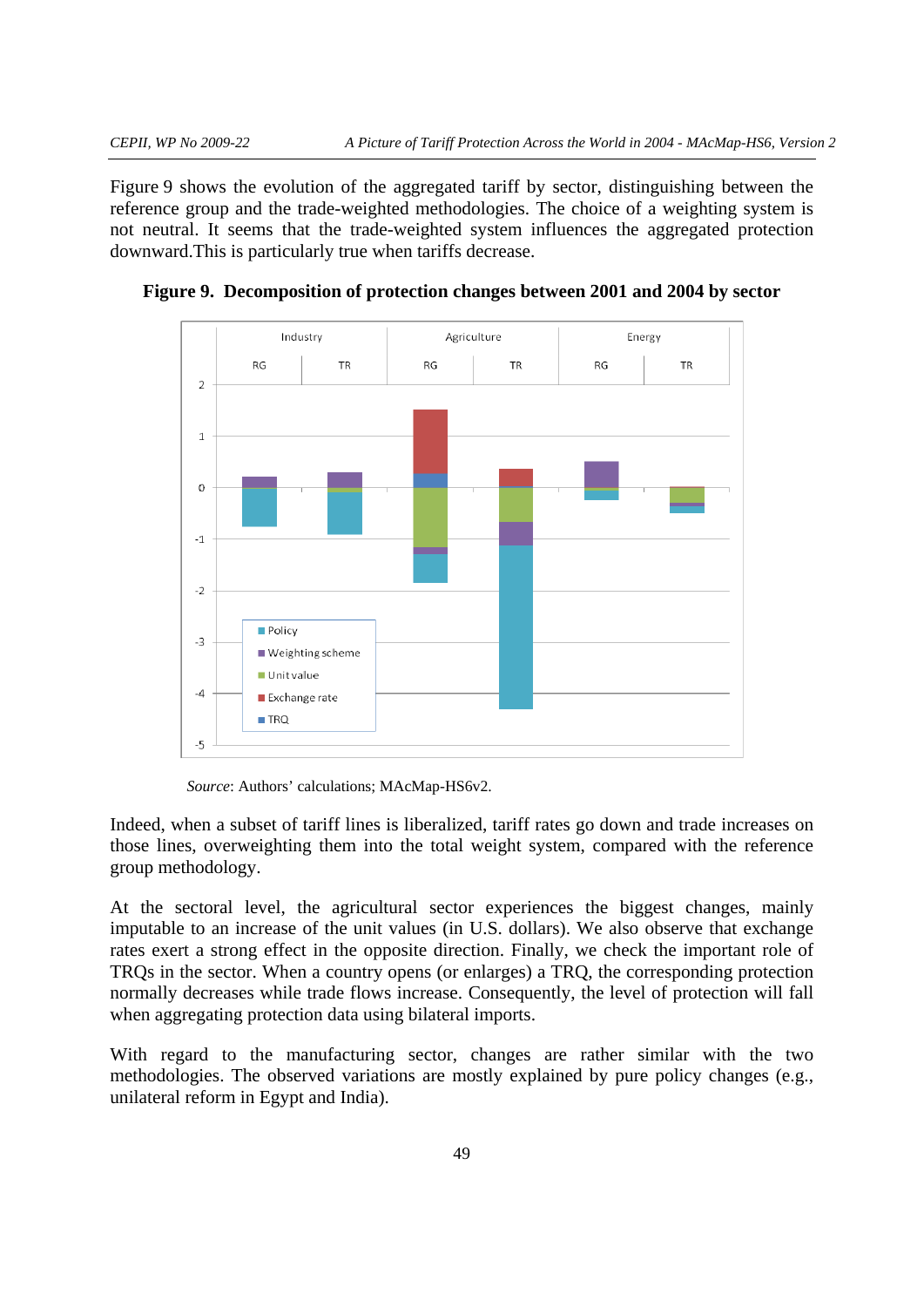Figure 9 shows the evolution of the aggregated tariff by sector, distinguishing between the reference group and the trade-weighted methodologies. The choice of a weighting system is not neutral. It seems that the trade-weighted system influences the aggregated protection downward.This is particularly true when tariffs decrease.

**Figure 9. Decomposition of protection changes between 2001 and 2004 by sector**

*Source*: Authors' calculations; MAcMap-HS6v2.

Indeed, when a subset of tariff lines is liberalized, tariff rates go down and trade increases on those lines, overweighting them into the total weight system, compared with the reference group methodology.

At the sectoral level, the agricultural sector experiences the biggest changes, mainly imputable to an increase of the unit values (in U.S. dollars). We also observe that exchange rates exert a strong effect in the opposite direction. Finally, we check the important role of TRQs in the sector. When a country opens (or enlarges) a TRQ, the corresponding protection normally decreases while trade flows increase. Consequently, the level of protection will fall when aggregating protection data using bilateral imports.

With regard to the manufacturing sector, changes are rather similar with the two methodologies. The observed variations are mostly explained by pure policy changes (e.g., unilateral reform in Egypt and India).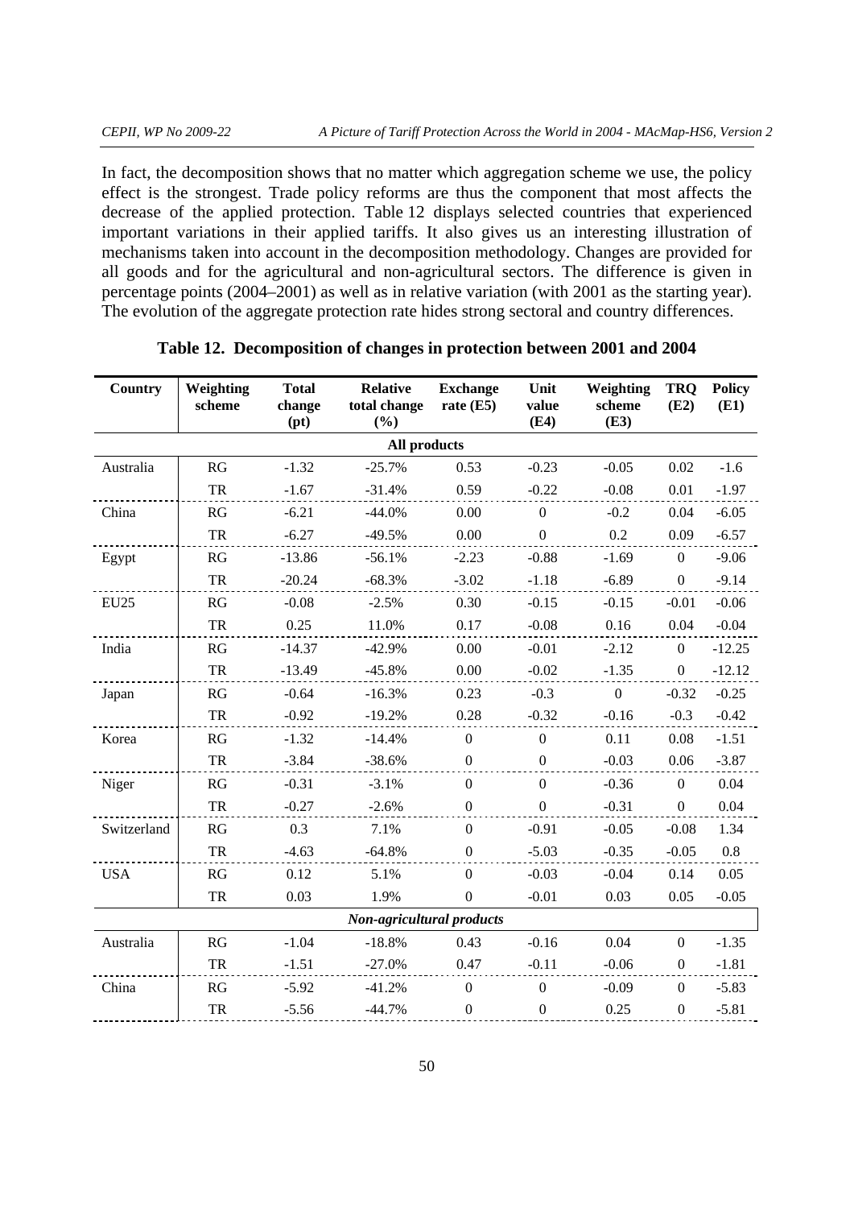In fact, the decomposition shows that no matter which aggregation scheme we use, the policy effect is the strongest. Trade policy reforms are thus the component that most affects the decrease of the applied protection. Table 12 displays selected countries that experienced important variations in their applied tariffs. It also gives us an interesting illustration of mechanisms taken into account in the decomposition methodology. Changes are provided for all goods and for the agricultural and non-agricultural sectors. The difference is given in percentage points (2004–2001) as well as in relative variation (with 2001 as the starting year). The evolution of the aggregate protection rate hides strong sectoral and country differences.

**Table 12. Decomposition of changes in protection between 2001 and 2004**

| Country | Weighting scheme | Total change (pt) | Relative total change (%) | Exchange rate (E5) | Unit value (E4) | Weighting scheme (E3) | TRQ (E2) | Policy (E1) |
|---|---|---|---|---|---|---|---|---|
| | | | ***All products*** | | | | | |
| Australia | RG | -1.32 | -25.7% | 0.53 | -0.23 | -0.05 | 0.02 | -1.6 |
| | TR | -1.67 | -31.4% | 0.59 | -0.22 | -0.08 | 0.01 | -1.97 |
| China | RG | -6.21 | -44.0% | 0.00 | 0 | -0.2 | 0.04 | -6.05 |
| | TR | -6.27 | -49.5% | 0.00 | 0 | 0.2 | 0.09 | -6.57 |
| Egypt | RG | -13.86 | -56.1% | -2.23 | -0.88 | -1.69 | 0 | -9.06 |
| | TR | -20.24 | -68.3% | -3.02 | -1.18 | -6.89 | 0 | -9.14 |
| EU25 | RG | -0.08 | -2.5% | 0.30 | -0.15 | -0.15 | -0.01 | -0.06 |
| | TR | 0.25 | 11.0% | 0.17 | -0.08 | 0.16 | 0.04 | -0.04 |
| India | RG | -14.37 | -42.9% | 0.00 | -0.01 | -2.12 | 0 | -12.25 |
| | TR | -13.49 | -45.8% | 0.00 | -0.02 | -1.35 | 0 | -12.12 |
| Japan | RG | -0.64 | -16.3% | 0.23 | -0.3 | 0 | -0.32 | -0.25 |
| | TR | -0.92 | -19.2% | 0.28 | -0.32 | -0.16 | -0.3 | -0.42 |
| Korea | RG | -1.32 | -14.4% | 0 | 0 | 0.11 | 0.08 | -1.51 |
| | TR | -3.84 | -38.6% | 0 | 0 | -0.03 | 0.06 | -3.87 |
| Niger | RG | -0.31 | -3.1% | 0 | 0 | -0.36 | 0 | 0.04 |
| | TR | -0.27 | -2.6% | 0 | 0 | -0.31 | 0 | 0.04 |
| Switzerland | RG | 0.3 | 7.1% | 0 | -0.91 | -0.05 | -0.08 | 1.34 |
| | TR | -4.63 | -64.8% | 0 | -5.03 | -0.35 | -0.05 | 0.8 |
| USA | RG | 0.12 | 5.1% | 0 | -0.03 | -0.04 | 0.14 | 0.05 |
| | TR | 0.03 | 1.9% | 0 | -0.01 | 0.03 | 0.05 | -0.05 |
| | | | ***Non-agricultural products*** | | | | | |
| Australia | RG | -1.04 | -18.8% | 0.43 | -0.16 | 0.04 | 0 | -1.35 |
| | TR | -1.51 | -27.0% | 0.47 | -0.11 | -0.06 | 0 | -1.81 |
| China | RG | -5.92 | -41.2% | 0 | 0 | -0.09 | 0 | -5.83 |
| | TR | -5.56 | -44.7% | 0 | 0 | 0.25 | 0 | -5.81 |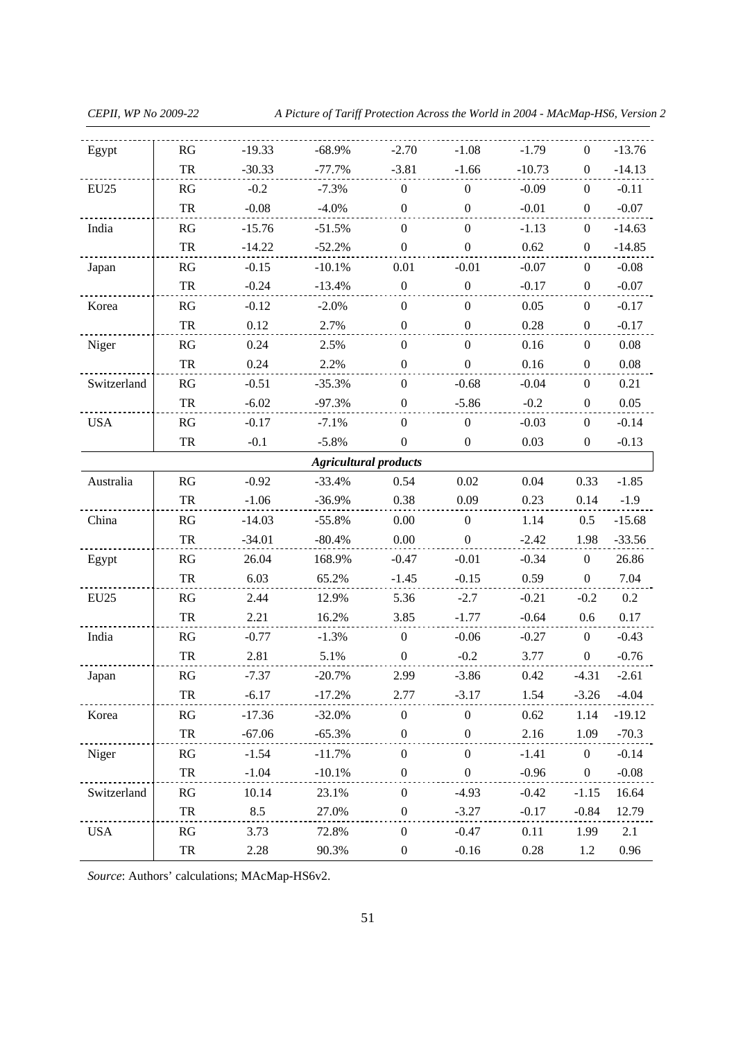| | | | | | | | | |
|---|---|---|---|---|---|---|---|---|
| Egypt | RG | -19.33 | -68.9% | -2.70 | -1.08 | -1.79 | 0 | -13.76 |
| | TR | -30.33 | -77.7% | -3.81 | -1.66 | -10.73 | 0 | -14.13 |
| EU25 | RG | -0.2 | -7.3% | 0 | 0 | -0.09 | 0 | -0.11 |
| | TR | -0.08 | -4.0% | 0 | 0 | -0.01 | 0 | -0.07 |
| India | RG | -15.76 | -51.5% | 0 | 0 | -1.13 | 0 | -14.63 |
| | TR | -14.22 | -52.2% | 0 | 0 | 0.62 | 0 | -14.85 |
| Japan | RG | -0.15 | -10.1% | 0.01 | -0.01 | -0.07 | 0 | -0.08 |
| | TR | -0.24 | -13.4% | 0 | 0 | -0.17 | 0 | -0.07 |
| Korea | RG | -0.12 | -2.0% | 0 | 0 | 0.05 | 0 | -0.17 |
| | TR | 0.12 | 2.7% | 0 | 0 | 0.28 | 0 | -0.17 |
| Niger | RG | 0.24 | 2.5% | 0 | 0 | 0.16 | 0 | 0.08 |
| | TR | 0.24 | 2.2% | 0 | 0 | 0.16 | 0 | 0.08 |
| Switzerland | RG | -0.51 | -35.3% | 0 | -0.68 | -0.04 | 0 | 0.21 |
| | TR | -6.02 | -97.3% | 0 | -5.86 | -0.2 | 0 | 0.05 |
| USA | RG | -0.17 | -7.1% | 0 | 0 | -0.03 | 0 | -0.14 |
| | TR | -0.1 | -5.8% | 0 | 0 | 0.03 | 0 | -0.13 |
| | | | ***Agricultural products*** | | | | | |
| Australia | RG | -0.92 | -33.4% | 0.54 | 0.02 | 0.04 | 0.33 | -1.85 |
| | TR | -1.06 | -36.9% | 0.38 | 0.09 | 0.23 | 0.14 | -1.9 |
| China | RG | -14.03 | -55.8% | 0.00 | 0 | 1.14 | 0.5 | -15.68 |
| | TR | -34.01 | -80.4% | 0.00 | 0 | -2.42 | 1.98 | -33.56 |
| Egypt | RG | 26.04 | 168.9% | -0.47 | -0.01 | -0.34 | 0 | 26.86 |
| | TR | 6.03 | 65.2% | -1.45 | -0.15 | 0.59 | 0 | 7.04 |
| EU25 | RG | 2.44 | 12.9% | 5.36 | -2.7 | -0.21 | -0.2 | 0.2 |
| | TR | 2.21 | 16.2% | 3.85 | -1.77 | -0.64 | 0.6 | 0.17 |
| India | RG | -0.77 | -1.3% | 0 | -0.06 | -0.27 | 0 | -0.43 |
| | TR | 2.81 | 5.1% | 0 | -0.2 | 3.77 | 0 | -0.76 |
| Japan | RG | -7.37 | -20.7% | 2.99 | -3.86 | 0.42 | -4.31 | -2.61 |
| | TR | -6.17 | -17.2% | 2.77 | -3.17 | 1.54 | -3.26 | -4.04 |
| Korea | RG | -17.36 | -32.0% | 0 | 0 | 0.62 | 1.14 | -19.12 |
| | TR | -67.06 | -65.3% | 0 | 0 | 2.16 | 1.09 | -70.3 |
| Niger | RG | -1.54 | -11.7% | 0 | 0 | -1.41 | 0 | -0.14 |
| | TR | -1.04 | -10.1% | 0 | 0 | -0.96 | 0 | -0.08 |
| Switzerland | RG | 10.14 | 23.1% | 0 | -4.93 | -0.42 | -1.15 | 16.64 |
| | TR | 8.5 | 27.0% | 0 | -3.27 | -0.17 | -0.84 | 12.79 |
| USA | RG | 3.73 | 72.8% | 0 | -0.47 | 0.11 | 1.99 | 2.1 |
| | TR | 2.28 | 90.3% | 0 | -0.16 | 0.28 | 1.2 | 0.96 |

*Source*: Authors' calculations; MAcMap-HS6v2.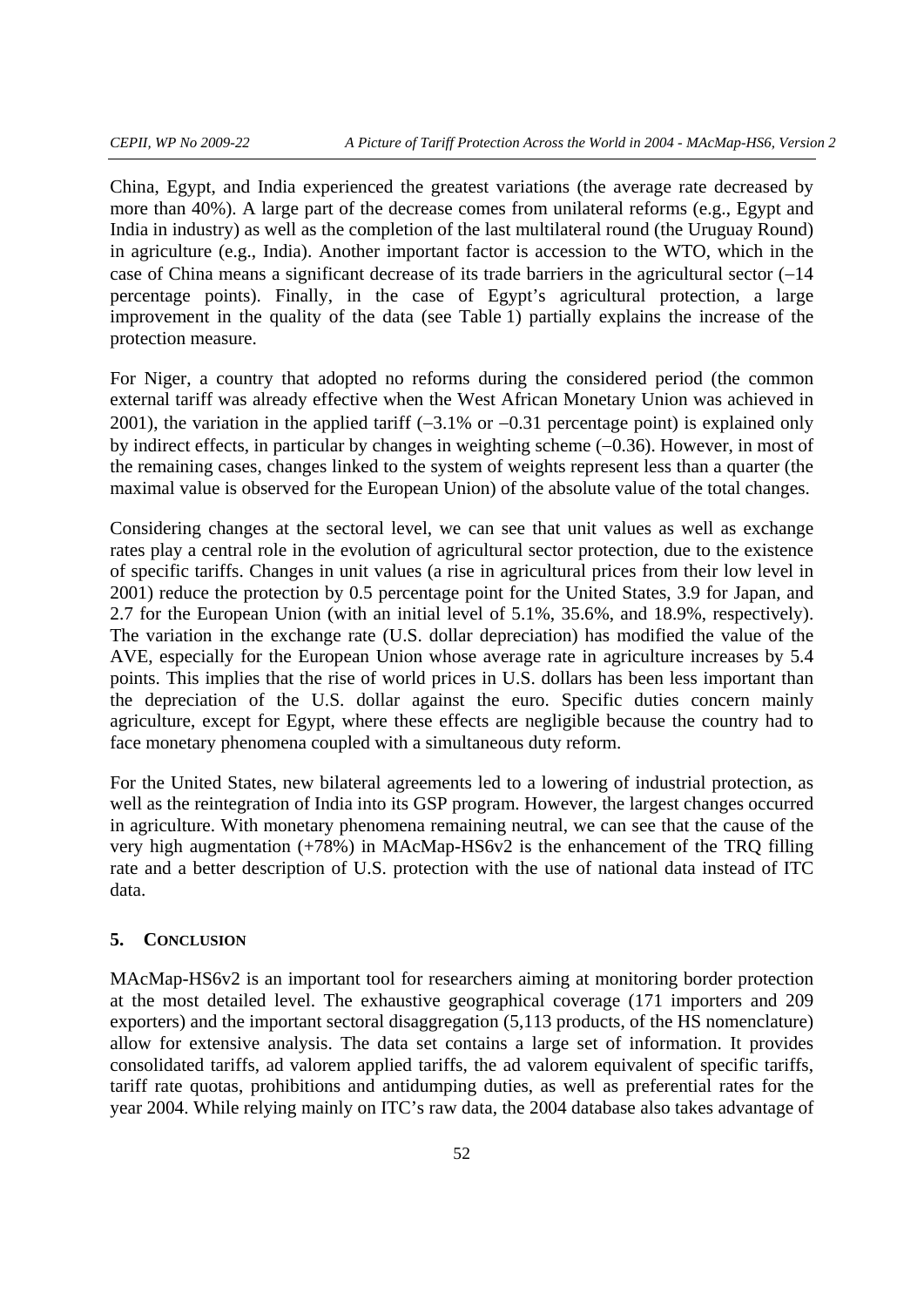China, Egypt, and India experienced the greatest variations (the average rate decreased by more than 40%). A large part of the decrease comes from unilateral reforms (e.g., Egypt and India in industry) as well as the completion of the last multilateral round (the Uruguay Round) in agriculture (e.g., India). Another important factor is accession to the WTO, which in the case of China means a significant decrease of its trade barriers in the agricultural sector (−14 percentage points). Finally, in the case of Egypt's agricultural protection, a large improvement in the quality of the data (see Table 1) partially explains the increase of the protection measure.

For Niger, a country that adopted no reforms during the considered period (the common external tariff was already effective when the West African Monetary Union was achieved in 2001), the variation in the applied tariff (−3.1% or −0.31 percentage point) is explained only by indirect effects, in particular by changes in weighting scheme (−0.36). However, in most of the remaining cases, changes linked to the system of weights represent less than a quarter (the maximal value is observed for the European Union) of the absolute value of the total changes.

Considering changes at the sectoral level, we can see that unit values as well as exchange rates play a central role in the evolution of agricultural sector protection, due to the existence of specific tariffs. Changes in unit values (a rise in agricultural prices from their low level in 2001) reduce the protection by 0.5 percentage point for the United States, 3.9 for Japan, and 2.7 for the European Union (with an initial level of 5.1%, 35.6%, and 18.9%, respectively). The variation in the exchange rate (U.S. dollar depreciation) has modified the value of the AVE, especially for the European Union whose average rate in agriculture increases by 5.4 points. This implies that the rise of world prices in U.S. dollars has been less important than the depreciation of the U.S. dollar against the euro. Specific duties concern mainly agriculture, except for Egypt, where these effects are negligible because the country had to face monetary phenomena coupled with a simultaneous duty reform.

For the United States, new bilateral agreements led to a lowering of industrial protection, as well as the reintegration of India into its GSP program. However, the largest changes occurred in agriculture. With monetary phenomena remaining neutral, we can see that the cause of the very high augmentation (+78%) in MAcMap-HS6v2 is the enhancement of the TRQ filling rate and a better description of U.S. protection with the use of national data instead of ITC data.

## 5. Conclusion

MAcMap-HS6v2 is an important tool for researchers aiming at monitoring border protection at the most detailed level. The exhaustive geographical coverage (171 importers and 209 exporters) and the important sectoral disaggregation (5,113 products, of the HS nomenclature) allow for extensive analysis. The data set contains a large set of information. It provides consolidated tariffs, ad valorem applied tariffs, the ad valorem equivalent of specific tariffs, tariff rate quotas, prohibitions and antidumping duties, as well as preferential rates for the year 2004. While relying mainly on ITC's raw data, the 2004 database also takes advantage of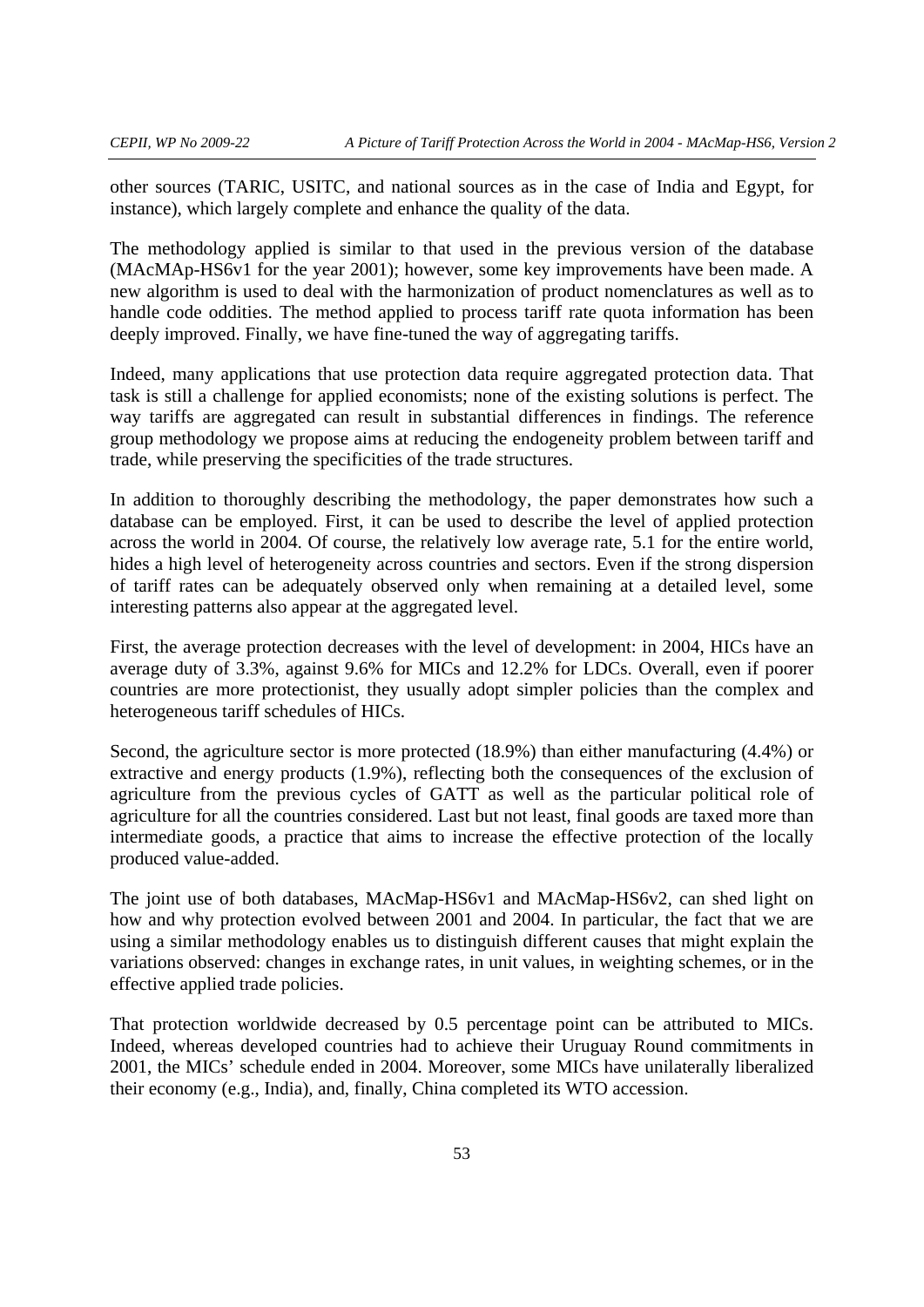other sources (TARIC, USITC, and national sources as in the case of India and Egypt, for instance), which largely complete and enhance the quality of the data.

The methodology applied is similar to that used in the previous version of the database (MAcMAp-HS6v1 for the year 2001); however, some key improvements have been made. A new algorithm is used to deal with the harmonization of product nomenclatures as well as to handle code oddities. The method applied to process tariff rate quota information has been deeply improved. Finally, we have fine-tuned the way of aggregating tariffs.

Indeed, many applications that use protection data require aggregated protection data. That task is still a challenge for applied economists; none of the existing solutions is perfect. The way tariffs are aggregated can result in substantial differences in findings. The reference group methodology we propose aims at reducing the endogeneity problem between tariff and trade, while preserving the specificities of the trade structures.

In addition to thoroughly describing the methodology, the paper demonstrates how such a database can be employed. First, it can be used to describe the level of applied protection across the world in 2004. Of course, the relatively low average rate, 5.1 for the entire world, hides a high level of heterogeneity across countries and sectors. Even if the strong dispersion of tariff rates can be adequately observed only when remaining at a detailed level, some interesting patterns also appear at the aggregated level.

First, the average protection decreases with the level of development: in 2004, HICs have an average duty of 3.3%, against 9.6% for MICs and 12.2% for LDCs. Overall, even if poorer countries are more protectionist, they usually adopt simpler policies than the complex and heterogeneous tariff schedules of HICs.

Second, the agriculture sector is more protected (18.9%) than either manufacturing (4.4%) or extractive and energy products (1.9%), reflecting both the consequences of the exclusion of agriculture from the previous cycles of GATT as well as the particular political role of agriculture for all the countries considered. Last but not least, final goods are taxed more than intermediate goods, a practice that aims to increase the effective protection of the locally produced value-added.

The joint use of both databases, MAcMap-HS6v1 and MAcMap-HS6v2, can shed light on how and why protection evolved between 2001 and 2004. In particular, the fact that we are using a similar methodology enables us to distinguish different causes that might explain the variations observed: changes in exchange rates, in unit values, in weighting schemes, or in the effective applied trade policies.

That protection worldwide decreased by 0.5 percentage point can be attributed to MICs. Indeed, whereas developed countries had to achieve their Uruguay Round commitments in 2001, the MICs' schedule ended in 2004. Moreover, some MICs have unilaterally liberalized their economy (e.g., India), and, finally, China completed its WTO accession.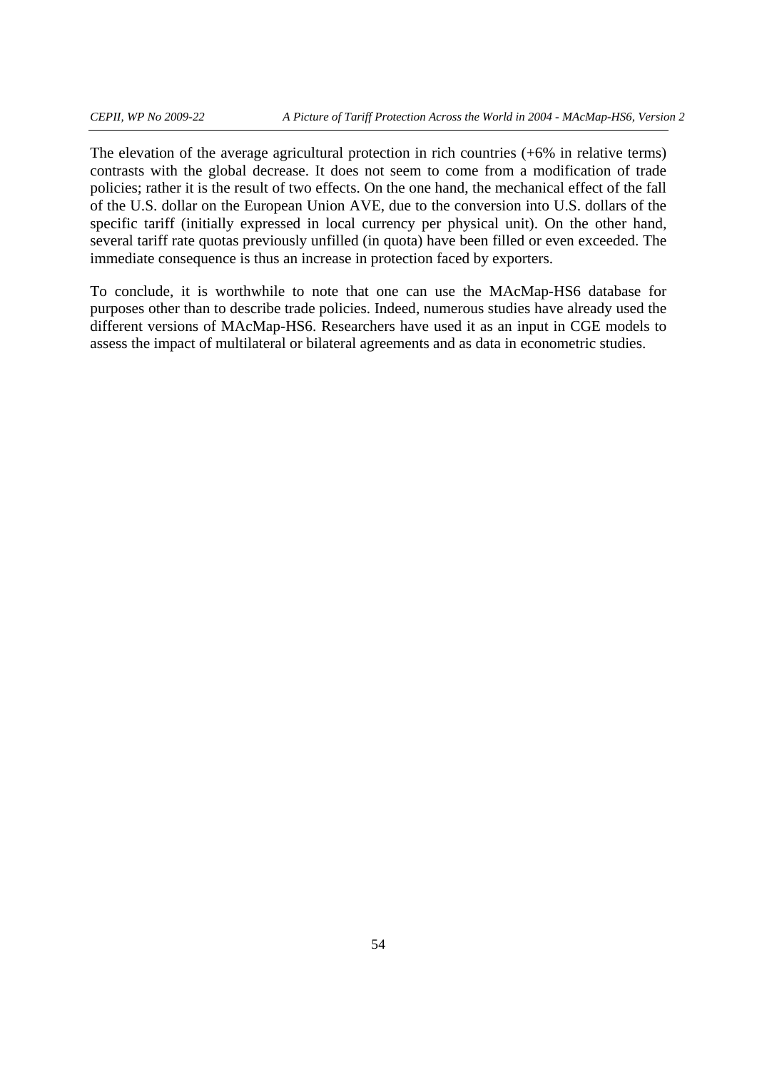The elevation of the average agricultural protection in rich countries (+6% in relative terms) contrasts with the global decrease. It does not seem to come from a modification of trade policies; rather it is the result of two effects. On the one hand, the mechanical effect of the fall of the U.S. dollar on the European Union AVE, due to the conversion into U.S. dollars of the specific tariff (initially expressed in local currency per physical unit). On the other hand, several tariff rate quotas previously unfilled (in quota) have been filled or even exceeded. The immediate consequence is thus an increase in protection faced by exporters.

To conclude, it is worthwhile to note that one can use the MAcMap-HS6 database for purposes other than to describe trade policies. Indeed, numerous studies have already used the different versions of MAcMap-HS6. Researchers have used it as an input in CGE models to assess the impact of multilateral or bilateral agreements and as data in econometric studies.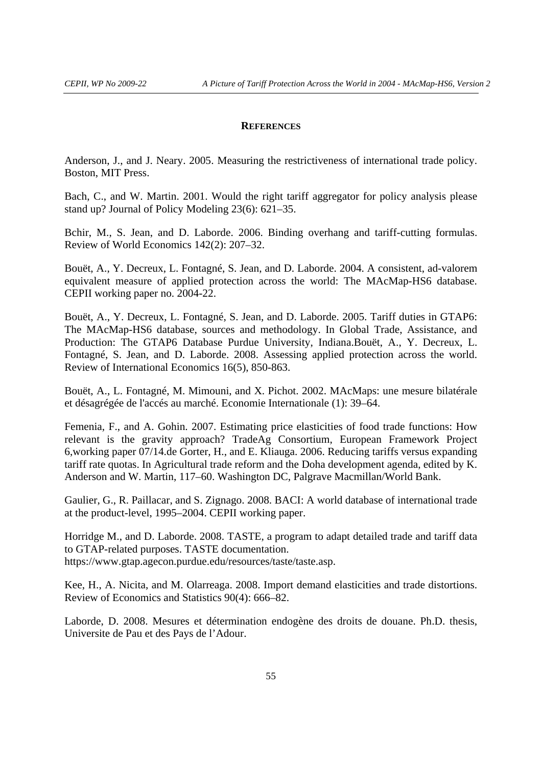## REFERENCES

Anderson, J., and J. Neary. 2005. Measuring the restrictiveness of international trade policy. Boston, MIT Press.

Bach, C., and W. Martin. 2001. Would the right tariff aggregator for policy analysis please stand up? Journal of Policy Modeling 23(6): 621–35.

Bchir, M., S. Jean, and D. Laborde. 2006. Binding overhang and tariff-cutting formulas. Review of World Economics 142(2): 207–32.

Bouët, A., Y. Decreux, L. Fontagné, S. Jean, and D. Laborde. 2004. A consistent, ad-valorem equivalent measure of applied protection across the world: The MAcMap-HS6 database. CEPII working paper no. 2004-22.

Bouët, A., Y. Decreux, L. Fontagné, S. Jean, and D. Laborde. 2005. Tariff duties in GTAP6: The MAcMap-HS6 database, sources and methodology. In Global Trade, Assistance, and Production: The GTAP6 Database Purdue University, Indiana.Bouët, A., Y. Decreux, L. Fontagné, S. Jean, and D. Laborde. 2008. Assessing applied protection across the world. Review of International Economics 16(5), 850-863.

Bouët, A., L. Fontagné, M. Mimouni, and X. Pichot. 2002. MAcMaps: une mesure bilatérale et désagrégée de l'accés au marché. Economie Internationale (1): 39–64.

Femenia, F., and A. Gohin. 2007. Estimating price elasticities of food trade functions: How relevant is the gravity approach? TradeAg Consortium, European Framework Project 6,working paper 07/14.de Gorter, H., and E. Kliauga. 2006. Reducing tariffs versus expanding tariff rate quotas. In Agricultural trade reform and the Doha development agenda, edited by K. Anderson and W. Martin, 117–60. Washington DC, Palgrave Macmillan/World Bank.

Gaulier, G., R. Paillacar, and S. Zignago. 2008. BACI: A world database of international trade at the product-level, 1995–2004. CEPII working paper.

Horridge M., and D. Laborde. 2008. TASTE, a program to adapt detailed trade and tariff data to GTAP-related purposes. TASTE documentation. https://www.gtap.agecon.purdue.edu/resources/taste/taste.asp.

Kee, H., A. Nicita, and M. Olarreaga. 2008. Import demand elasticities and trade distortions. Review of Economics and Statistics 90(4): 666–82.

Laborde, D. 2008. Mesures et détermination endogène des droits de douane. Ph.D. thesis, Universite de Pau et des Pays de l'Adour.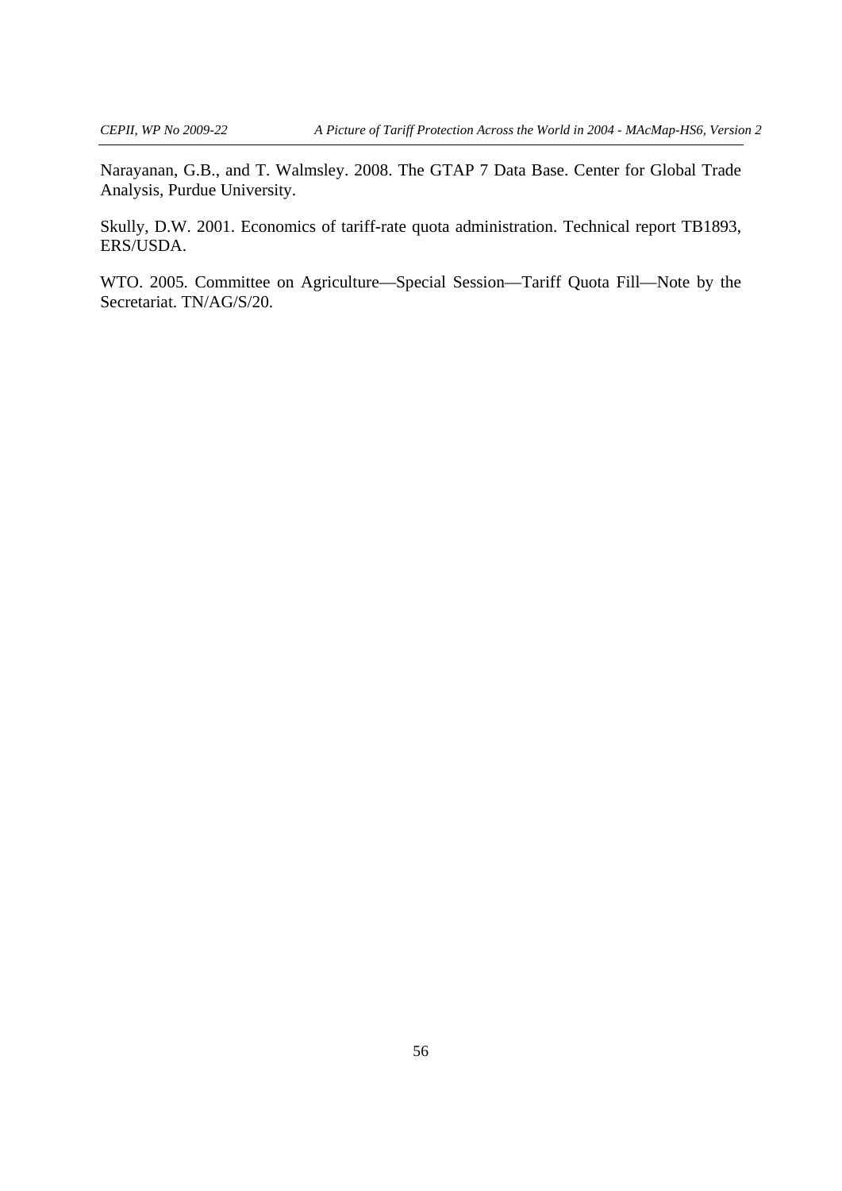Narayanan, G.B., and T. Walmsley. 2008. The GTAP 7 Data Base. Center for Global Trade Analysis, Purdue University.

Skully, D.W. 2001. Economics of tariff-rate quota administration. Technical report TB1893, ERS/USDA.

WTO. 2005. Committee on Agriculture—Special Session—Tariff Quota Fill—Note by the Secretariat. TN/AG/S/20.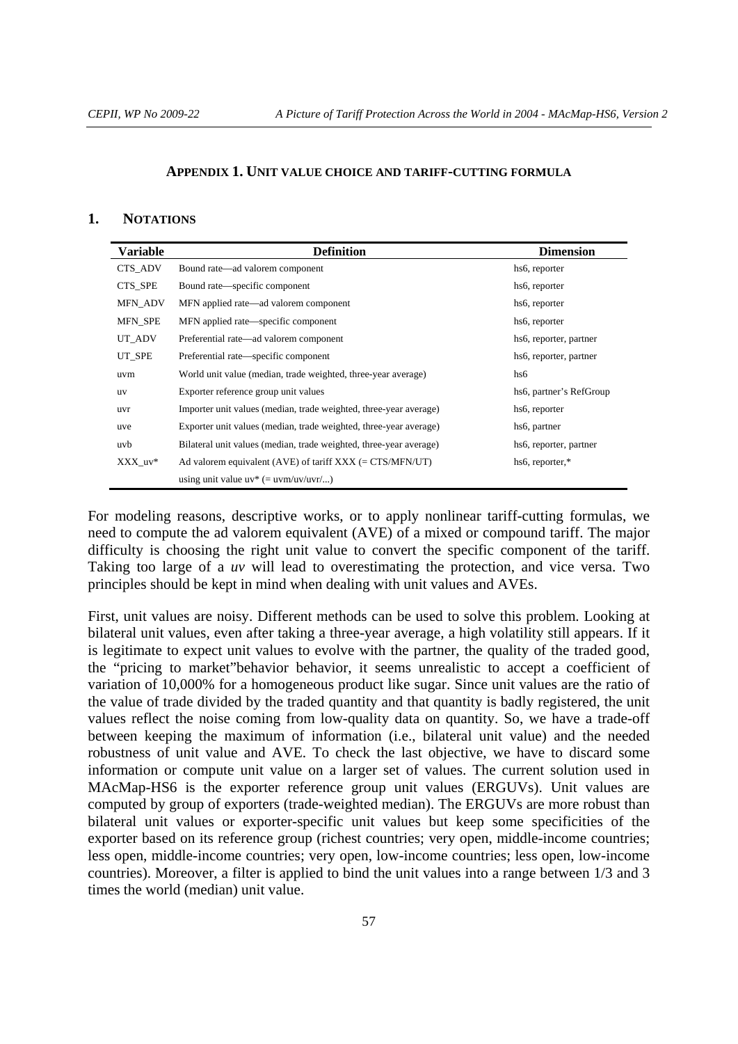**APPENDIX 1. UNIT VALUE CHOICE AND TARIFF-CUTTING FORMULA**

## 1. NOTATIONS

| Variable | Definition | Dimension |
|---|---|---|
| CTS_ADV | Bound rate—ad valorem component | hs6, reporter |
| CTS_SPE | Bound rate—specific component | hs6, reporter |
| MFN_ADV | MFN applied rate—ad valorem component | hs6, reporter |
| MFN_SPE | MFN applied rate—specific component | hs6, reporter |
| UT_ADV | Preferential rate—ad valorem component | hs6, reporter, partner |
| UT_SPE | Preferential rate—specific component | hs6, reporter, partner |
| uvm | World unit value (median, trade weighted, three-year average) | hs6 |
| uv | Exporter reference group unit values | hs6, partner's RefGroup |
| uvr | Importer unit values (median, trade weighted, three-year average) | hs6, reporter |
| uve | Exporter unit values (median, trade weighted, three-year average) | hs6, partner |
| uvb | Bilateral unit values (median, trade weighted, three-year average) | hs6, reporter, partner |
| XXX_uv* | Ad valorem equivalent (AVE) of tariff XXX (= CTS/MFN/UT) using unit value uv* (= uvm/uv/uvr/...) | hs6, reporter,* |

For modeling reasons, descriptive works, or to apply nonlinear tariff-cutting formulas, we need to compute the ad valorem equivalent (AVE) of a mixed or compound tariff. The major difficulty is choosing the right unit value to convert the specific component of the tariff. Taking too large of a *uv* will lead to overestimating the protection, and vice versa. Two principles should be kept in mind when dealing with unit values and AVEs.

First, unit values are noisy. Different methods can be used to solve this problem. Looking at bilateral unit values, even after taking a three-year average, a high volatility still appears. If it is legitimate to expect unit values to evolve with the partner, the quality of the traded good, the "pricing to market"behavior behavior, it seems unrealistic to accept a coefficient of variation of 10,000% for a homogeneous product like sugar. Since unit values are the ratio of the value of trade divided by the traded quantity and that quantity is badly registered, the unit values reflect the noise coming from low-quality data on quantity. So, we have a trade-off between keeping the maximum of information (i.e., bilateral unit value) and the needed robustness of unit value and AVE. To check the last objective, we have to discard some information or compute unit value on a larger set of values. The current solution used in MAcMap-HS6 is the exporter reference group unit values (ERGUVs). Unit values are computed by group of exporters (trade-weighted median). The ERGUVs are more robust than bilateral unit values or exporter-specific unit values but keep some specificities of the exporter based on its reference group (richest countries; very open, middle-income countries; less open, middle-income countries; very open, low-income countries; less open, low-income countries). Moreover, a filter is applied to bind the unit values into a range between 1/3 and 3 times the world (median) unit value.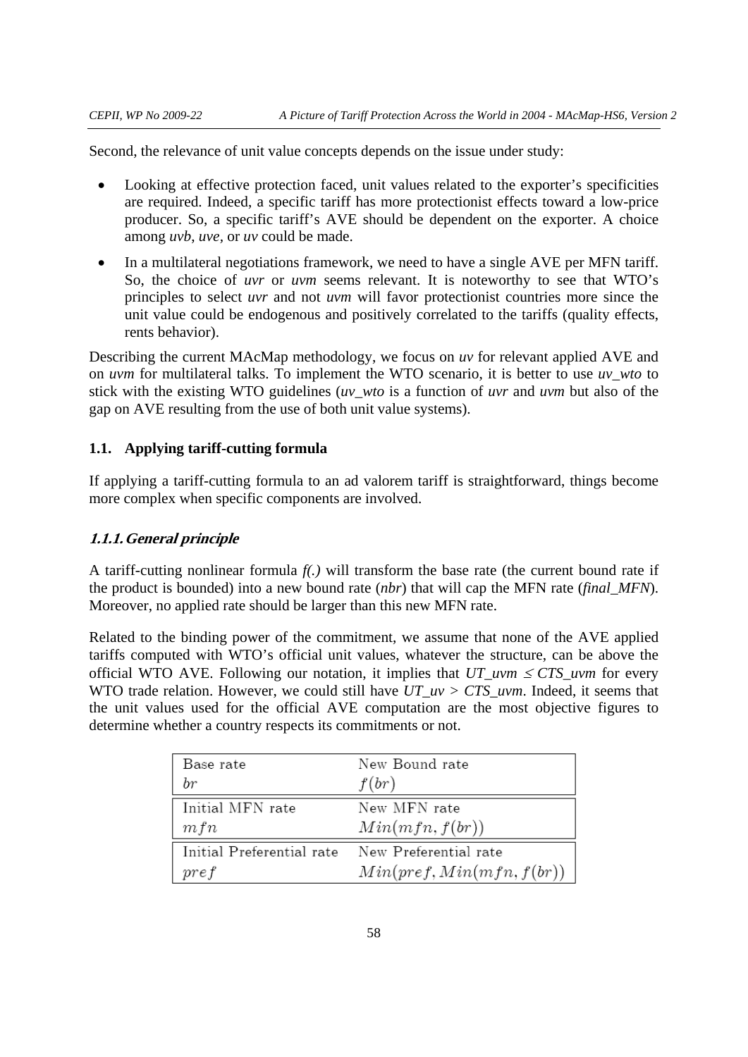Second, the relevance of unit value concepts depends on the issue under study:

- Looking at effective protection faced, unit values related to the exporter's specificities are required. Indeed, a specific tariff has more protectionist effects toward a low-price producer. So, a specific tariff's AVE should be dependent on the exporter. A choice among *uvb*, *uve*, or *uv* could be made.
- In a multilateral negotiations framework, we need to have a single AVE per MFN tariff. So, the choice of *uvr* or *uvm* seems relevant. It is noteworthy to see that WTO's principles to select *uvr* and not *uvm* will favor protectionist countries more since the unit value could be endogenous and positively correlated to the tariffs (quality effects, rents behavior).

Describing the current MAcMap methodology, we focus on *uv* for relevant applied AVE and on *uvm* for multilateral talks. To implement the WTO scenario, it is better to use *uv_wto* to stick with the existing WTO guidelines (*uv_wto* is a function of *uvr* and *uvm* but also of the gap on AVE resulting from the use of both unit value systems).

### 1.1. Applying tariff-cutting formula

If applying a tariff-cutting formula to an ad valorem tariff is straightforward, things become more complex when specific components are involved.

#### 1.1.1. General principle

A tariff-cutting nonlinear formula *f(.)* will transform the base rate (the current bound rate if the product is bounded) into a new bound rate (*nbr*) that will cap the MFN rate (*final_MFN*). Moreover, no applied rate should be larger than this new MFN rate.

Related to the binding power of the commitment, we assume that none of the AVE applied tariffs computed with WTO's official unit values, whatever the structure, can be above the official WTO AVE. Following our notation, it implies that $UT\_uvm \leq CTS\_uvm$ for every WTO trade relation. However, we could still have $UT\_uv > CTS\_uvm$. Indeed, it seems that the unit values used for the official AVE computation are the most objective figures to determine whether a country respects its commitments or not.

| Base rate<br>$br$ | New Bound rate<br>$f(br)$ |
|---|---|
| Initial MFN rate<br>$mfn$ | New MFN rate<br>$Min(mfn, f(br))$ |
| Initial Preferential rate<br>$pref$ | New Preferential rate<br>$Min(pref, Min(mfn, f(br))$ |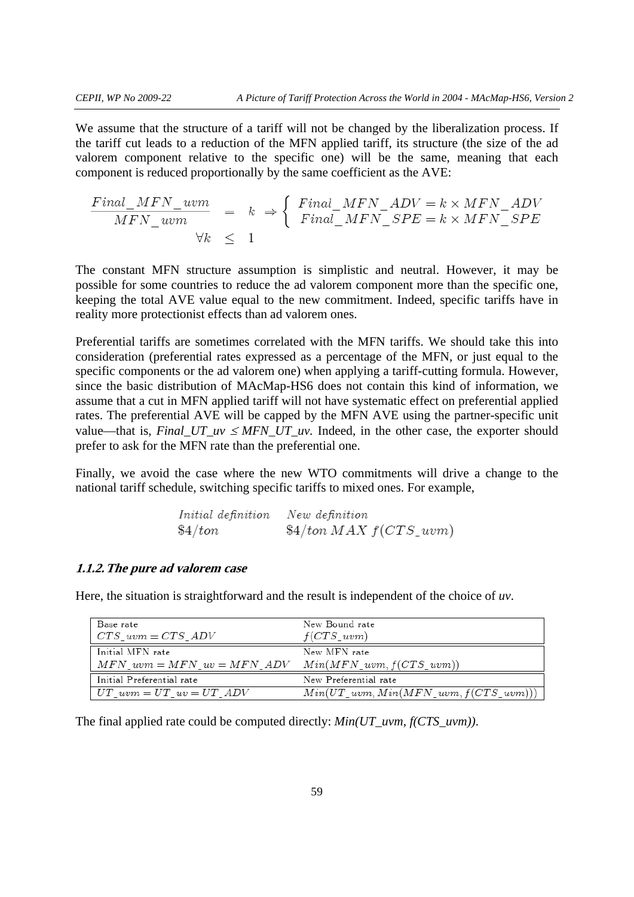We assume that the structure of a tariff will not be changed by the liberalization process. If the tariff cut leads to a reduction of the MFN applied tariff, its structure (the size of the ad valorem component relative to the specific one) will be the same, meaning that each component is reduced proportionally by the same coefficient as the AVE:

$$\frac{Final\_MFN\_uvm}{MFN\_uvm} = k \Rightarrow \begin{cases} Final\_MFN\_ADV = k \times MFN\_ADV \\ Final\_MFN\_SPE = k \times MFN\_SPE \end{cases}$$
$$\forall k \leq 1$$

The constant MFN structure assumption is simplistic and neutral. However, it may be possible for some countries to reduce the ad valorem component more than the specific one, keeping the total AVE value equal to the new commitment. Indeed, specific tariffs have in reality more protectionist effects than ad valorem ones.

Preferential tariffs are sometimes correlated with the MFN tariffs. We should take this into consideration (preferential rates expressed as a percentage of the MFN, or just equal to the specific components or the ad valorem one) when applying a tariff-cutting formula. However, since the basic distribution of MAcMap-HS6 does not contain this kind of information, we assume that a cut in MFN applied tariff will not have systematic effect on preferential applied rates. The preferential AVE will be capped by the MFN AVE using the partner-specific unit value—that is, $Final\_UT\_uv \leq MFN\_UT\_uv$. Indeed, in the other case, the exporter should prefer to ask for the MFN rate than the preferential one.

Finally, we avoid the case where the new WTO commitments will drive a change to the national tariff schedule, switching specific tariffs to mixed ones. For example,

| *Initial definition* | *New definition* |
| --- | --- |
| $\$4/ton$ | $\$4/ton\ MAX\ f(CTS\_uvm)$ |

#### 1.1.2. The pure ad valorem case

Here, the situation is straightforward and the result is independent of the choice of *uv*.

| Base rate | New Bound rate |
| --- | --- |
| $CTS\_uvm = CTS\_ADV$ | $f(CTS\_uvm)$ |
| Initial MFN rate | New MFN rate |
| $MFN\_uvm = MFN\_uv = MFN\_ADV$ | $Min(MFN\_uvm, f(CTS\_uvm))$ |
| Initial Preferential rate | New Preferential rate |
| $UT\_uvm = UT\_uv = UT\_ADV$ | $Min(UT\_uvm, Min(MFN\_uvm, f(CTS\_uvm)))$ |

The final applied rate could be computed directly: $Min(UT\_uvm, f(CTS\_uvm))$.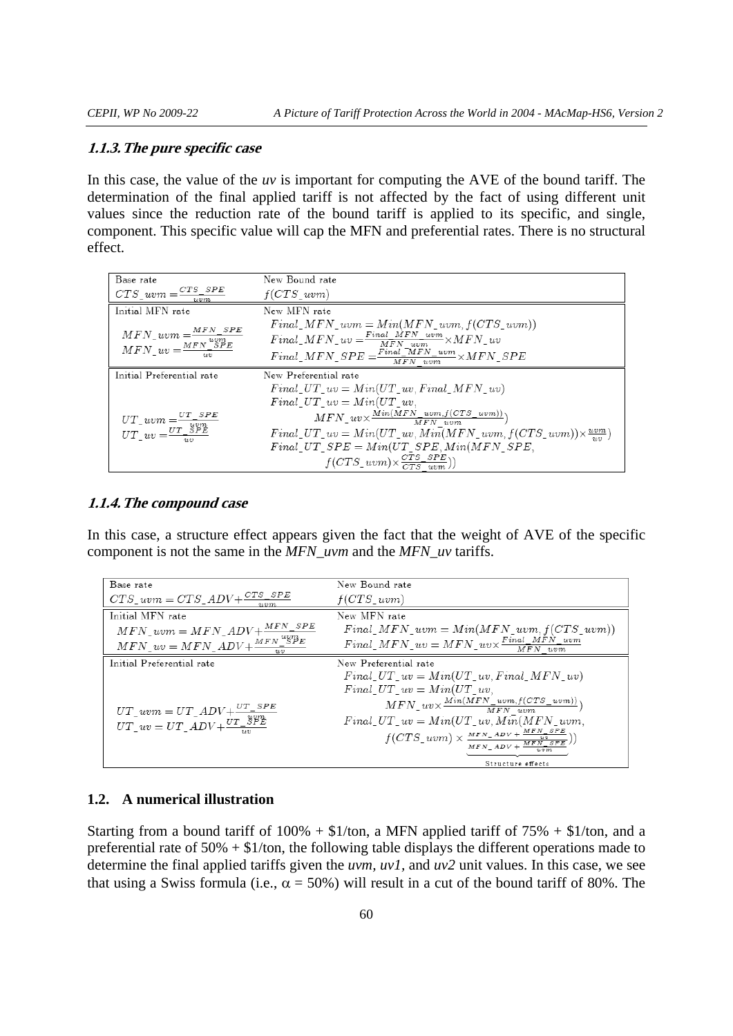### 1.1.3. The pure specific case

In this case, the value of the *uv* is important for computing the AVE of the bound tariff. The determination of the final applied tariff is not affected by the fact of using different unit values since the reduction rate of the bound tariff is applied to its specific, and single, component. This specific value will cap the MFN and preferential rates. There is no structural effect.

| Base rate | New Bound rate |
|---|---|
| $CTS\_uvm = \frac{CTS\_SPE}{uvm}$ | $f(CTS\_uvm)$ |
| Initial MFN rate<br>$MFN\_uvm = \frac{MFN\_SPE}{uvm}$<br>$MFN\_uv = \frac{MFN\_SPE}{uv}$ | New MFN rate<br>$Final\_MFN\_uvm = Min(MFN\_uvm, f(CTS\_uvm))$<br>$Final\_MFN\_uv = \frac{Final\_MFN\_uvm}{MFN\_uvm} \times MFN\_uv$<br>$Final\_MFN\_SPE = \frac{Final\_MFN\_uvm}{MFN\_uvm} \times MFN\_SPE$ |
| Initial Preferential rate<br>$UT\_uvm = \frac{UT\_SPE}{uvm}$<br>$UT\_uv = \frac{UT\_SPE}{uv}$ | New Preferential rate<br>$Final\_UT\_uv = Min(UT\_uv, Final\_MFN\_uv)$<br>$Final\_UT\_uv = Min(UT\_uv, MFN\_uv \times \frac{Min(MFN\_uvm, f(CTS\_uvm))}{MFN\_uvm})$<br>$Final\_UT\_uv = Min(UT\_uv, Min(MFN\_uvm, f(CTS\_uvm)) \times \frac{uvm}{uv})$<br>$Final\_UT\_SPE = Min(UT\_SPE, Min(MFN\_SPE, f(CTS\_uvm) \times \frac{CTS\_SPE}{CTS\_uvm}))$ |

### 1.1.4. The compound case

In this case, a structure effect appears given the fact that the weight of AVE of the specific component is not the same in the *MFN_uvm* and the *MFN_uv* tariffs.

| Base rate | New Bound rate |
|---|---|
| $CTS\_uvm = CTS\_ADV + \frac{CTS\_SPE}{uvm}$ | $f(CTS\_uvm)$ |
| Initial MFN rate<br>$MFN\_uvm = MFN\_ADV + \frac{MFN\_SPE}{uvm}$<br>$MFN\_uv = MFN\_ADV + \frac{MFN\_SPE}{uv}$ | New MFN rate<br>$Final\_MFN\_uvm = Min(MFN\_uvm, f(CTS\_uvm))$<br>$Final\_MFN\_uv = MFN\_uv \times \frac{Final\_MFN\_uvm}{MFN\_uvm}$ |
| Initial Preferential rate<br>$UT\_uvm = UT\_ADV + \frac{UT\_SPE}{uvm}$<br>$UT\_uv = UT\_ADV + \frac{UT\_SPE}{uv}$ | New Preferential rate<br>$Final\_UT\_uv = Min(UT\_uv, Final\_MFN\_uv)$<br>$Final\_UT\_uv = Min(UT\_uv, MFN\_uv \times \frac{Min(MFN\_uvm, f(CTS\_uvm))}{MFN\_uvm})$<br>$Final\_UT\_uv = Min(UT\_uv, Min(MFN\_uvm, f(CTS\_uvm)) \times \underbrace{\frac{MFN\_ADV + \frac{MFN\_SPE}{uv}}{MFN\_ADV + \frac{MFN\_SPE}{uvm}}}_{\text{Structure effects}}))$ |

## 1.2. A numerical illustration

Starting from a bound tariff of 100% + \$1/ton, a MFN applied tariff of 75% + \$1/ton, and a preferential rate of 50% + \$1/ton, the following table displays the different operations made to determine the final applied tariffs given the *uvm*, *uv1*, and *uv2* unit values. In this case, we see that using a Swiss formula (i.e., $\alpha$ = 50%) will result in a cut of the bound tariff of 80%. The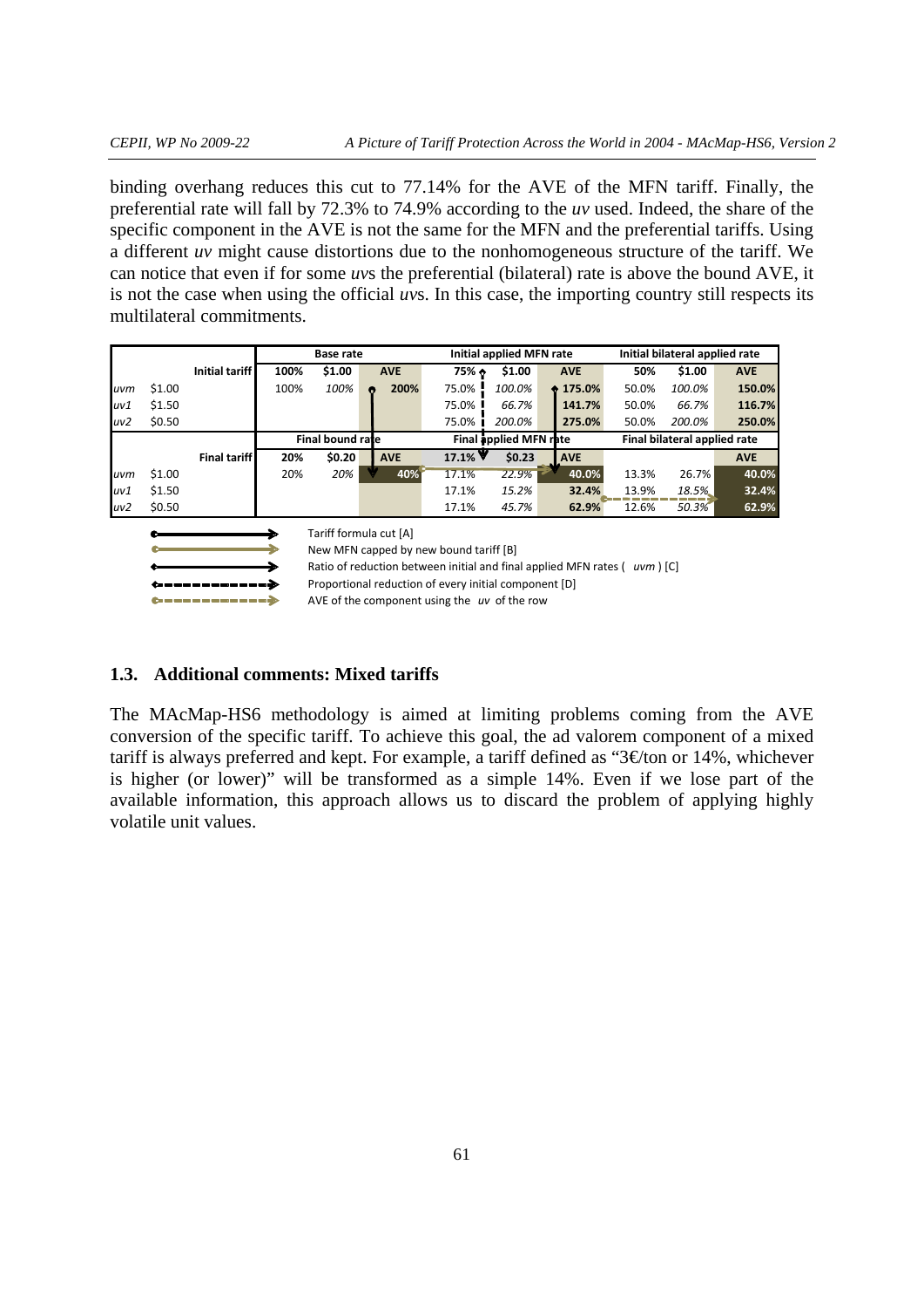binding overhang reduces this cut to 77.14% for the AVE of the MFN tariff. Finally, the preferential rate will fall by 72.3% to 74.9% according to the *uv* used. Indeed, the share of the specific component in the AVE is not the same for the MFN and the preferential tariffs. Using a different *uv* might cause distortions due to the nonhomogeneous structure of the tariff. We can notice that even if for some *uv*s the preferential (bilateral) rate is above the bound AVE, it is not the case when using the official *uv*s. In this case, the importing country still respects its multilateral commitments.

| | | | Base rate | | | Initial applied MFN rate | | | Initial bilateral applied rate | | |
|---|---|---|---|---|---|---|---|---|---|---|---|
| | | **Initial tariff** | **100%** | **\$1.00** | **AVE** | **75%** | **\$1.00** | **AVE** | **50%** | **\$1.00** | **AVE** |
| *uvm* | \$1.00 | | 100% | *100%* | **200%** | 75.0% | *100.0%* | **175.0%** | 50.0% | *100.0%* | **150.0%** |
| *uv1* | \$1.50 | | | | | 75.0% | *66.7%* | **141.7%** | 50.0% | *66.7%* | **116.7%** |
| *uv2* | \$0.50 | | | | | 75.0% | *200.0%* | **275.0%** | 50.0% | *200.0%* | **250.0%** |
| | | | **Final bound rate** | | | **Final applied MFN rate** | | | **Final bilateral applied rate** | | |
| | | **Final tariff** | **20%** | **\$0.20** | **AVE** | **17.1%** | **\$0.23** | **AVE** | | | **AVE** |
| *uvm* | \$1.00 | | 20% | *20%* | **40%** | 17.1% | *22.9%* | **40.0%** | 13.3% | 26.7% | **40.0%** |
| *uv1* | \$1.50 | | | | | 17.1% | *15.2%* | **32.4%** | 13.9% | *18.5%* | **32.4%** |
| *uv2* | \$0.50 | | | | | 17.1% | *45.7%* | **62.9%** | 12.6% | *50.3%* | **62.9%** |

Tariff formula cut [A]
New MFN capped by new bound tariff [B]
Ratio of reduction between initial and final applied MFN rates ( *uvm* ) [C]
Proportional reduction of every initial component [D]
AVE of the component using the *uv* of the row

### 1.3. Additional comments: Mixed tariffs

The MAcMap-HS6 methodology is aimed at limiting problems coming from the AVE conversion of the specific tariff. To achieve this goal, the ad valorem component of a mixed tariff is always preferred and kept. For example, a tariff defined as "3€/ton or 14%, whichever is higher (or lower)" will be transformed as a simple 14%. Even if we lose part of the available information, this approach allows us to discard the problem of applying highly volatile unit values.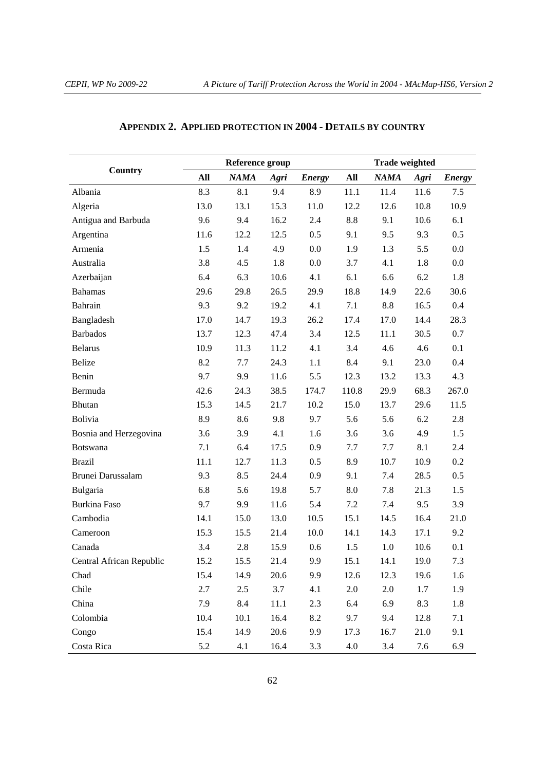## APPENDIX 2. APPLIED PROTECTION IN 2004 - DETAILS BY COUNTRY

| Country | Reference group | | | | Trade weighted | | | |
|---|---|---|---|---|---|---|---|---|
| | **All** | ***NAMA*** | ***Agri*** | ***Energy*** | **All** | ***NAMA*** | ***Agri*** | ***Energy*** |
| Albania | 8.3 | 8.1 | 9.4 | 8.9 | 11.1 | 11.4 | 11.6 | 7.5 |
| Algeria | 13.0 | 13.1 | 15.3 | 11.0 | 12.2 | 12.6 | 10.8 | 10.9 |
| Antigua and Barbuda | 9.6 | 9.4 | 16.2 | 2.4 | 8.8 | 9.1 | 10.6 | 6.1 |
| Argentina | 11.6 | 12.2 | 12.5 | 0.5 | 9.1 | 9.5 | 9.3 | 0.5 |
| Armenia | 1.5 | 1.4 | 4.9 | 0.0 | 1.9 | 1.3 | 5.5 | 0.0 |
| Australia | 3.8 | 4.5 | 1.8 | 0.0 | 3.7 | 4.1 | 1.8 | 0.0 |
| Azerbaijan | 6.4 | 6.3 | 10.6 | 4.1 | 6.1 | 6.6 | 6.2 | 1.8 |
| Bahamas | 29.6 | 29.8 | 26.5 | 29.9 | 18.8 | 14.9 | 22.6 | 30.6 |
| Bahrain | 9.3 | 9.2 | 19.2 | 4.1 | 7.1 | 8.8 | 16.5 | 0.4 |
| Bangladesh | 17.0 | 14.7 | 19.3 | 26.2 | 17.4 | 17.0 | 14.4 | 28.3 |
| Barbados | 13.7 | 12.3 | 47.4 | 3.4 | 12.5 | 11.1 | 30.5 | 0.7 |
| Belarus | 10.9 | 11.3 | 11.2 | 4.1 | 3.4 | 4.6 | 4.6 | 0.1 |
| Belize | 8.2 | 7.7 | 24.3 | 1.1 | 8.4 | 9.1 | 23.0 | 0.4 |
| Benin | 9.7 | 9.9 | 11.6 | 5.5 | 12.3 | 13.2 | 13.3 | 4.3 |
| Bermuda | 42.6 | 24.3 | 38.5 | 174.7 | 110.8 | 29.9 | 68.3 | 267.0 |
| Bhutan | 15.3 | 14.5 | 21.7 | 10.2 | 15.0 | 13.7 | 29.6 | 11.5 |
| Bolivia | 8.9 | 8.6 | 9.8 | 9.7 | 5.6 | 5.6 | 6.2 | 2.8 |
| Bosnia and Herzegovina | 3.6 | 3.9 | 4.1 | 1.6 | 3.6 | 3.6 | 4.9 | 1.5 |
| Botswana | 7.1 | 6.4 | 17.5 | 0.9 | 7.7 | 7.7 | 8.1 | 2.4 |
| Brazil | 11.1 | 12.7 | 11.3 | 0.5 | 8.9 | 10.7 | 10.9 | 0.2 |
| Brunei Darussalam | 9.3 | 8.5 | 24.4 | 0.9 | 9.1 | 7.4 | 28.5 | 0.5 |
| Bulgaria | 6.8 | 5.6 | 19.8 | 5.7 | 8.0 | 7.8 | 21.3 | 1.5 |
| Burkina Faso | 9.7 | 9.9 | 11.6 | 5.4 | 7.2 | 7.4 | 9.5 | 3.9 |
| Cambodia | 14.1 | 15.0 | 13.0 | 10.5 | 15.1 | 14.5 | 16.4 | 21.0 |
| Cameroon | 15.3 | 15.5 | 21.4 | 10.0 | 14.1 | 14.3 | 17.1 | 9.2 |
| Canada | 3.4 | 2.8 | 15.9 | 0.6 | 1.5 | 1.0 | 10.6 | 0.1 |
| Central African Republic | 15.2 | 15.5 | 21.4 | 9.9 | 15.1 | 14.1 | 19.0 | 7.3 |
| Chad | 15.4 | 14.9 | 20.6 | 9.9 | 12.6 | 12.3 | 19.6 | 1.6 |
| Chile | 2.7 | 2.5 | 3.7 | 4.1 | 2.0 | 2.0 | 1.7 | 1.9 |
| China | 7.9 | 8.4 | 11.1 | 2.3 | 6.4 | 6.9 | 8.3 | 1.8 |
| Colombia | 10.4 | 10.1 | 16.4 | 8.2 | 9.7 | 9.4 | 12.8 | 7.1 |
| Congo | 15.4 | 14.9 | 20.6 | 9.9 | 17.3 | 16.7 | 21.0 | 9.1 |
| Costa Rica | 5.2 | 4.1 | 16.4 | 3.3 | 4.0 | 3.4 | 7.6 | 6.9 |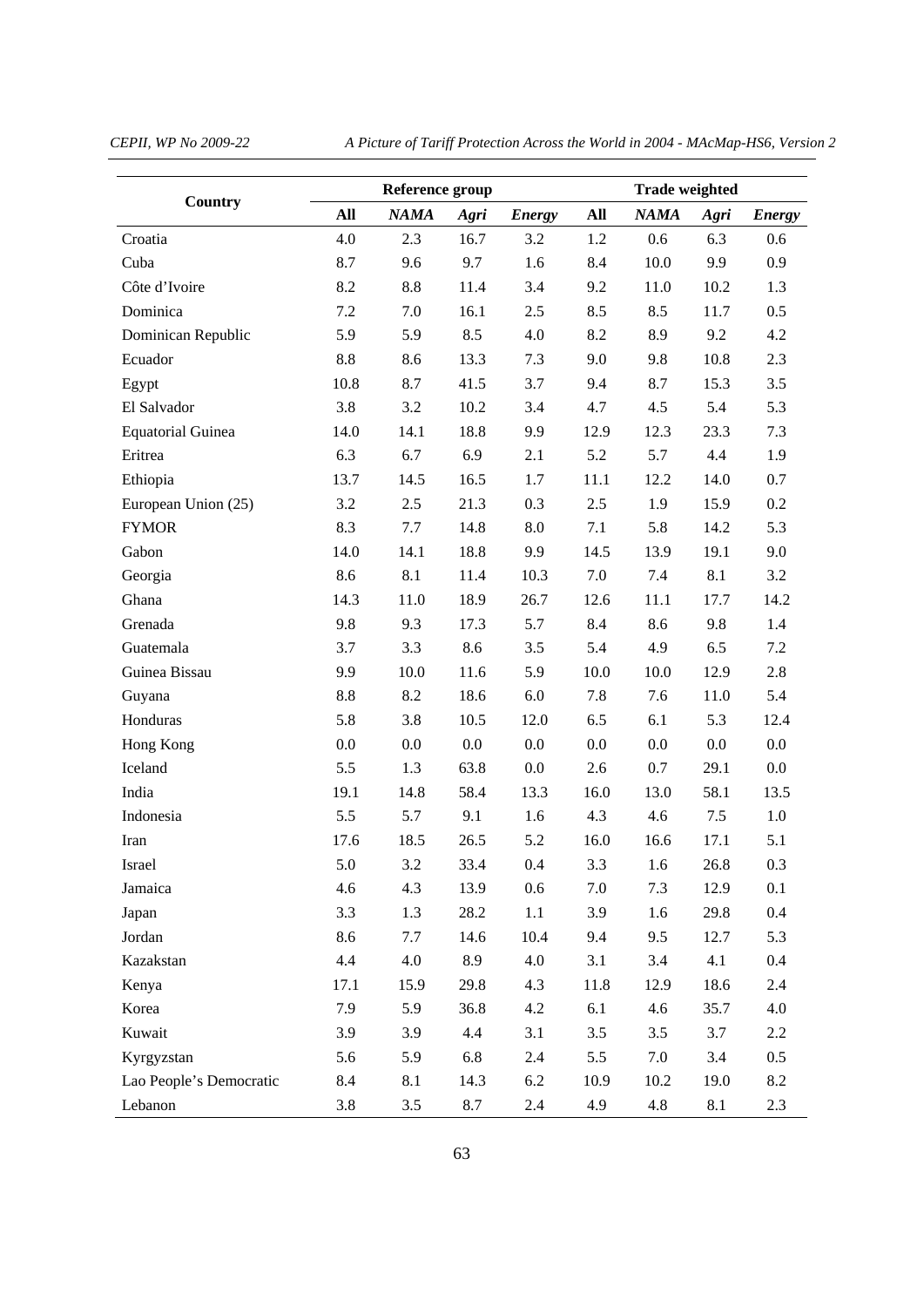| Country | Reference group | | | | Trade weighted | | | |
|---|---|---|---|---|---|---|---|---|
| | **All** | ***NAMA*** | ***Agri*** | ***Energy*** | **All** | ***NAMA*** | ***Agri*** | ***Energy*** |
| Croatia | 4.0 | 2.3 | 16.7 | 3.2 | 1.2 | 0.6 | 6.3 | 0.6 |
| Cuba | 8.7 | 9.6 | 9.7 | 1.6 | 8.4 | 10.0 | 9.9 | 0.9 |
| Côte d'Ivoire | 8.2 | 8.8 | 11.4 | 3.4 | 9.2 | 11.0 | 10.2 | 1.3 |
| Dominica | 7.2 | 7.0 | 16.1 | 2.5 | 8.5 | 8.5 | 11.7 | 0.5 |
| Dominican Republic | 5.9 | 5.9 | 8.5 | 4.0 | 8.2 | 8.9 | 9.2 | 4.2 |
| Ecuador | 8.8 | 8.6 | 13.3 | 7.3 | 9.0 | 9.8 | 10.8 | 2.3 |
| Egypt | 10.8 | 8.7 | 41.5 | 3.7 | 9.4 | 8.7 | 15.3 | 3.5 |
| El Salvador | 3.8 | 3.2 | 10.2 | 3.4 | 4.7 | 4.5 | 5.4 | 5.3 |
| Equatorial Guinea | 14.0 | 14.1 | 18.8 | 9.9 | 12.9 | 12.3 | 23.3 | 7.3 |
| Eritrea | 6.3 | 6.7 | 6.9 | 2.1 | 5.2 | 5.7 | 4.4 | 1.9 |
| Ethiopia | 13.7 | 14.5 | 16.5 | 1.7 | 11.1 | 12.2 | 14.0 | 0.7 |
| European Union (25) | 3.2 | 2.5 | 21.3 | 0.3 | 2.5 | 1.9 | 15.9 | 0.2 |
| FYMOR | 8.3 | 7.7 | 14.8 | 8.0 | 7.1 | 5.8 | 14.2 | 5.3 |
| Gabon | 14.0 | 14.1 | 18.8 | 9.9 | 14.5 | 13.9 | 19.1 | 9.0 |
| Georgia | 8.6 | 8.1 | 11.4 | 10.3 | 7.0 | 7.4 | 8.1 | 3.2 |
| Ghana | 14.3 | 11.0 | 18.9 | 26.7 | 12.6 | 11.1 | 17.7 | 14.2 |
| Grenada | 9.8 | 9.3 | 17.3 | 5.7 | 8.4 | 8.6 | 9.8 | 1.4 |
| Guatemala | 3.7 | 3.3 | 8.6 | 3.5 | 5.4 | 4.9 | 6.5 | 7.2 |
| Guinea Bissau | 9.9 | 10.0 | 11.6 | 5.9 | 10.0 | 10.0 | 12.9 | 2.8 |
| Guyana | 8.8 | 8.2 | 18.6 | 6.0 | 7.8 | 7.6 | 11.0 | 5.4 |
| Honduras | 5.8 | 3.8 | 10.5 | 12.0 | 6.5 | 6.1 | 5.3 | 12.4 |
| Hong Kong | 0.0 | 0.0 | 0.0 | 0.0 | 0.0 | 0.0 | 0.0 | 0.0 |
| Iceland | 5.5 | 1.3 | 63.8 | 0.0 | 2.6 | 0.7 | 29.1 | 0.0 |
| India | 19.1 | 14.8 | 58.4 | 13.3 | 16.0 | 13.0 | 58.1 | 13.5 |
| Indonesia | 5.5 | 5.7 | 9.1 | 1.6 | 4.3 | 4.6 | 7.5 | 1.0 |
| Iran | 17.6 | 18.5 | 26.5 | 5.2 | 16.0 | 16.6 | 17.1 | 5.1 |
| Israel | 5.0 | 3.2 | 33.4 | 0.4 | 3.3 | 1.6 | 26.8 | 0.3 |
| Jamaica | 4.6 | 4.3 | 13.9 | 0.6 | 7.0 | 7.3 | 12.9 | 0.1 |
| Japan | 3.3 | 1.3 | 28.2 | 1.1 | 3.9 | 1.6 | 29.8 | 0.4 |
| Jordan | 8.6 | 7.7 | 14.6 | 10.4 | 9.4 | 9.5 | 12.7 | 5.3 |
| Kazakstan | 4.4 | 4.0 | 8.9 | 4.0 | 3.1 | 3.4 | 4.1 | 0.4 |
| Kenya | 17.1 | 15.9 | 29.8 | 4.3 | 11.8 | 12.9 | 18.6 | 2.4 |
| Korea | 7.9 | 5.9 | 36.8 | 4.2 | 6.1 | 4.6 | 35.7 | 4.0 |
| Kuwait | 3.9 | 3.9 | 4.4 | 3.1 | 3.5 | 3.5 | 3.7 | 2.2 |
| Kyrgyzstan | 5.6 | 5.9 | 6.8 | 2.4 | 5.5 | 7.0 | 3.4 | 0.5 |
| Lao People's Democratic | 8.4 | 8.1 | 14.3 | 6.2 | 10.9 | 10.2 | 19.0 | 8.2 |
| Lebanon | 3.8 | 3.5 | 8.7 | 2.4 | 4.9 | 4.8 | 8.1 | 2.3 |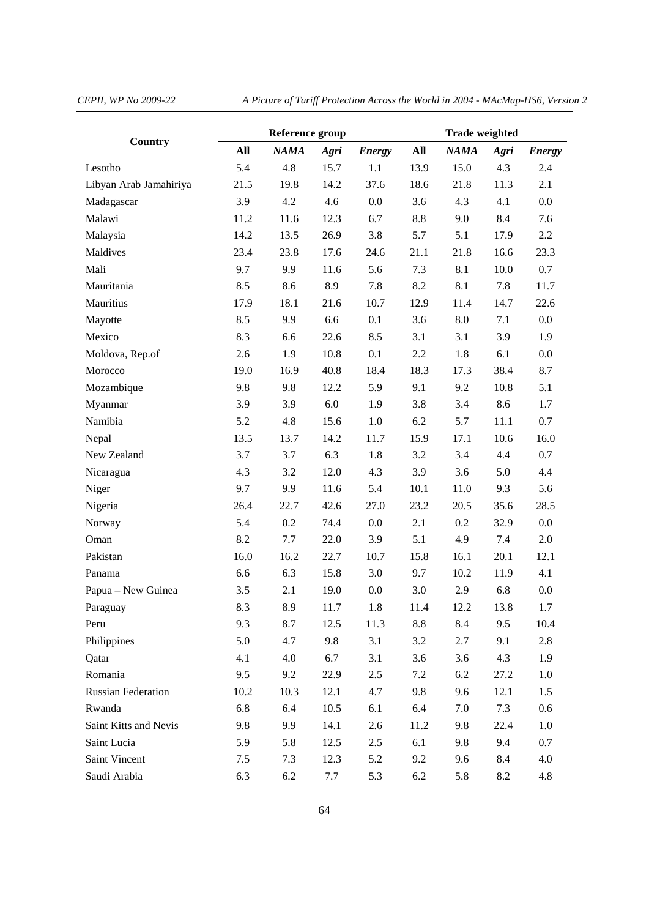| Country | Reference group | | | | Trade weighted | | | |
|---|---|---|---|---|---|---|---|---|
| | **All** | ***NAMA*** | ***Agri*** | ***Energy*** | **All** | ***NAMA*** | ***Agri*** | ***Energy*** |
| Lesotho | 5.4 | 4.8 | 15.7 | 1.1 | 13.9 | 15.0 | 4.3 | 2.4 |
| Libyan Arab Jamahiriya | 21.5 | 19.8 | 14.2 | 37.6 | 18.6 | 21.8 | 11.3 | 2.1 |
| Madagascar | 3.9 | 4.2 | 4.6 | 0.0 | 3.6 | 4.3 | 4.1 | 0.0 |
| Malawi | 11.2 | 11.6 | 12.3 | 6.7 | 8.8 | 9.0 | 8.4 | 7.6 |
| Malaysia | 14.2 | 13.5 | 26.9 | 3.8 | 5.7 | 5.1 | 17.9 | 2.2 |
| Maldives | 23.4 | 23.8 | 17.6 | 24.6 | 21.1 | 21.8 | 16.6 | 23.3 |
| Mali | 9.7 | 9.9 | 11.6 | 5.6 | 7.3 | 8.1 | 10.0 | 0.7 |
| Mauritania | 8.5 | 8.6 | 8.9 | 7.8 | 8.2 | 8.1 | 7.8 | 11.7 |
| Mauritius | 17.9 | 18.1 | 21.6 | 10.7 | 12.9 | 11.4 | 14.7 | 22.6 |
| Mayotte | 8.5 | 9.9 | 6.6 | 0.1 | 3.6 | 8.0 | 7.1 | 0.0 |
| Mexico | 8.3 | 6.6 | 22.6 | 8.5 | 3.1 | 3.1 | 3.9 | 1.9 |
| Moldova, Rep.of | 2.6 | 1.9 | 10.8 | 0.1 | 2.2 | 1.8 | 6.1 | 0.0 |
| Morocco | 19.0 | 16.9 | 40.8 | 18.4 | 18.3 | 17.3 | 38.4 | 8.7 |
| Mozambique | 9.8 | 9.8 | 12.2 | 5.9 | 9.1 | 9.2 | 10.8 | 5.1 |
| Myanmar | 3.9 | 3.9 | 6.0 | 1.9 | 3.8 | 3.4 | 8.6 | 1.7 |
| Namibia | 5.2 | 4.8 | 15.6 | 1.0 | 6.2 | 5.7 | 11.1 | 0.7 |
| Nepal | 13.5 | 13.7 | 14.2 | 11.7 | 15.9 | 17.1 | 10.6 | 16.0 |
| New Zealand | 3.7 | 3.7 | 6.3 | 1.8 | 3.2 | 3.4 | 4.4 | 0.7 |
| Nicaragua | 4.3 | 3.2 | 12.0 | 4.3 | 3.9 | 3.6 | 5.0 | 4.4 |
| Niger | 9.7 | 9.9 | 11.6 | 5.4 | 10.1 | 11.0 | 9.3 | 5.6 |
| Nigeria | 26.4 | 22.7 | 42.6 | 27.0 | 23.2 | 20.5 | 35.6 | 28.5 |
| Norway | 5.4 | 0.2 | 74.4 | 0.0 | 2.1 | 0.2 | 32.9 | 0.0 |
| Oman | 8.2 | 7.7 | 22.0 | 3.9 | 5.1 | 4.9 | 7.4 | 2.0 |
| Pakistan | 16.0 | 16.2 | 22.7 | 10.7 | 15.8 | 16.1 | 20.1 | 12.1 |
| Panama | 6.6 | 6.3 | 15.8 | 3.0 | 9.7 | 10.2 | 11.9 | 4.1 |
| Papua – New Guinea | 3.5 | 2.1 | 19.0 | 0.0 | 3.0 | 2.9 | 6.8 | 0.0 |
| Paraguay | 8.3 | 8.9 | 11.7 | 1.8 | 11.4 | 12.2 | 13.8 | 1.7 |
| Peru | 9.3 | 8.7 | 12.5 | 11.3 | 8.8 | 8.4 | 9.5 | 10.4 |
| Philippines | 5.0 | 4.7 | 9.8 | 3.1 | 3.2 | 2.7 | 9.1 | 2.8 |
| Qatar | 4.1 | 4.0 | 6.7 | 3.1 | 3.6 | 3.6 | 4.3 | 1.9 |
| Romania | 9.5 | 9.2 | 22.9 | 2.5 | 7.2 | 6.2 | 27.2 | 1.0 |
| Russian Federation | 10.2 | 10.3 | 12.1 | 4.7 | 9.8 | 9.6 | 12.1 | 1.5 |
| Rwanda | 6.8 | 6.4 | 10.5 | 6.1 | 6.4 | 7.0 | 7.3 | 0.6 |
| Saint Kitts and Nevis | 9.8 | 9.9 | 14.1 | 2.6 | 11.2 | 9.8 | 22.4 | 1.0 |
| Saint Lucia | 5.9 | 5.8 | 12.5 | 2.5 | 6.1 | 9.8 | 9.4 | 0.7 |
| Saint Vincent | 7.5 | 7.3 | 12.3 | 5.2 | 9.2 | 9.6 | 8.4 | 4.0 |
| Saudi Arabia | 6.3 | 6.2 | 7.7 | 5.3 | 6.2 | 5.8 | 8.2 | 4.8 |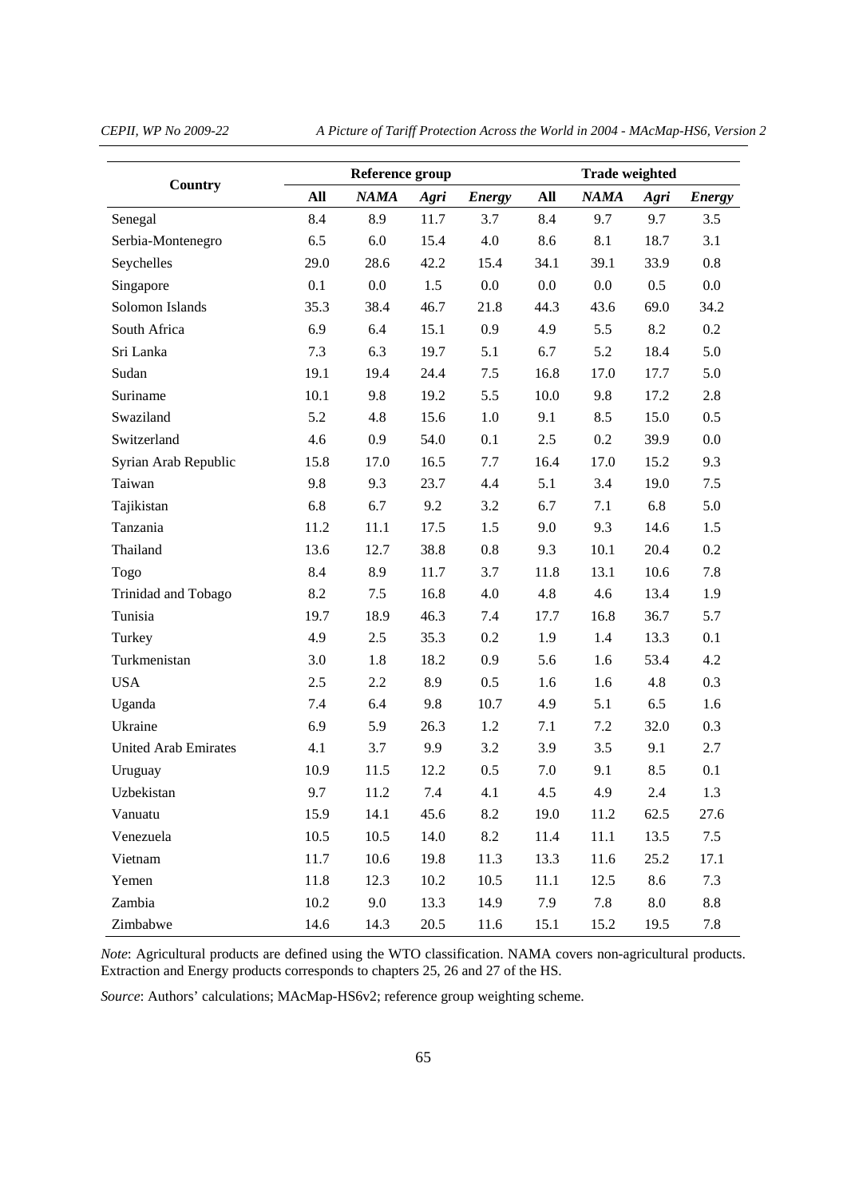| Country | Reference group | | | | Trade weighted | | | |
|---|---|---|---|---|---|---|---|---|
| | **All** | ***NAMA*** | ***Agri*** | ***Energy*** | **All** | ***NAMA*** | ***Agri*** | ***Energy*** |
| Senegal | 8.4 | 8.9 | 11.7 | 3.7 | 8.4 | 9.7 | 9.7 | 3.5 |
| Serbia-Montenegro | 6.5 | 6.0 | 15.4 | 4.0 | 8.6 | 8.1 | 18.7 | 3.1 |
| Seychelles | 29.0 | 28.6 | 42.2 | 15.4 | 34.1 | 39.1 | 33.9 | 0.8 |
| Singapore | 0.1 | 0.0 | 1.5 | 0.0 | 0.0 | 0.0 | 0.5 | 0.0 |
| Solomon Islands | 35.3 | 38.4 | 46.7 | 21.8 | 44.3 | 43.6 | 69.0 | 34.2 |
| South Africa | 6.9 | 6.4 | 15.1 | 0.9 | 4.9 | 5.5 | 8.2 | 0.2 |
| Sri Lanka | 7.3 | 6.3 | 19.7 | 5.1 | 6.7 | 5.2 | 18.4 | 5.0 |
| Sudan | 19.1 | 19.4 | 24.4 | 7.5 | 16.8 | 17.0 | 17.7 | 5.0 |
| Suriname | 10.1 | 9.8 | 19.2 | 5.5 | 10.0 | 9.8 | 17.2 | 2.8 |
| Swaziland | 5.2 | 4.8 | 15.6 | 1.0 | 9.1 | 8.5 | 15.0 | 0.5 |
| Switzerland | 4.6 | 0.9 | 54.0 | 0.1 | 2.5 | 0.2 | 39.9 | 0.0 |
| Syrian Arab Republic | 15.8 | 17.0 | 16.5 | 7.7 | 16.4 | 17.0 | 15.2 | 9.3 |
| Taiwan | 9.8 | 9.3 | 23.7 | 4.4 | 5.1 | 3.4 | 19.0 | 7.5 |
| Tajikistan | 6.8 | 6.7 | 9.2 | 3.2 | 6.7 | 7.1 | 6.8 | 5.0 |
| Tanzania | 11.2 | 11.1 | 17.5 | 1.5 | 9.0 | 9.3 | 14.6 | 1.5 |
| Thailand | 13.6 | 12.7 | 38.8 | 0.8 | 9.3 | 10.1 | 20.4 | 0.2 |
| Togo | 8.4 | 8.9 | 11.7 | 3.7 | 11.8 | 13.1 | 10.6 | 7.8 |
| Trinidad and Tobago | 8.2 | 7.5 | 16.8 | 4.0 | 4.8 | 4.6 | 13.4 | 1.9 |
| Tunisia | 19.7 | 18.9 | 46.3 | 7.4 | 17.7 | 16.8 | 36.7 | 5.7 |
| Turkey | 4.9 | 2.5 | 35.3 | 0.2 | 1.9 | 1.4 | 13.3 | 0.1 |
| Turkmenistan | 3.0 | 1.8 | 18.2 | 0.9 | 5.6 | 1.6 | 53.4 | 4.2 |
| USA | 2.5 | 2.2 | 8.9 | 0.5 | 1.6 | 1.6 | 4.8 | 0.3 |
| Uganda | 7.4 | 6.4 | 9.8 | 10.7 | 4.9 | 5.1 | 6.5 | 1.6 |
| Ukraine | 6.9 | 5.9 | 26.3 | 1.2 | 7.1 | 7.2 | 32.0 | 0.3 |
| United Arab Emirates | 4.1 | 3.7 | 9.9 | 3.2 | 3.9 | 3.5 | 9.1 | 2.7 |
| Uruguay | 10.9 | 11.5 | 12.2 | 0.5 | 7.0 | 9.1 | 8.5 | 0.1 |
| Uzbekistan | 9.7 | 11.2 | 7.4 | 4.1 | 4.5 | 4.9 | 2.4 | 1.3 |
| Vanuatu | 15.9 | 14.1 | 45.6 | 8.2 | 19.0 | 11.2 | 62.5 | 27.6 |
| Venezuela | 10.5 | 10.5 | 14.0 | 8.2 | 11.4 | 11.1 | 13.5 | 7.5 |
| Vietnam | 11.7 | 10.6 | 19.8 | 11.3 | 13.3 | 11.6 | 25.2 | 17.1 |
| Yemen | 11.8 | 12.3 | 10.2 | 10.5 | 11.1 | 12.5 | 8.6 | 7.3 |
| Zambia | 10.2 | 9.0 | 13.3 | 14.9 | 7.9 | 7.8 | 8.0 | 8.8 |
| Zimbabwe | 14.6 | 14.3 | 20.5 | 11.6 | 15.1 | 15.2 | 19.5 | 7.8 |

*Note*: Agricultural products are defined using the WTO classification. NAMA covers non-agricultural products. Extraction and Energy products corresponds to chapters 25, 26 and 27 of the HS.

*Source*: Authors' calculations; MAcMap-HS6v2; reference group weighting scheme.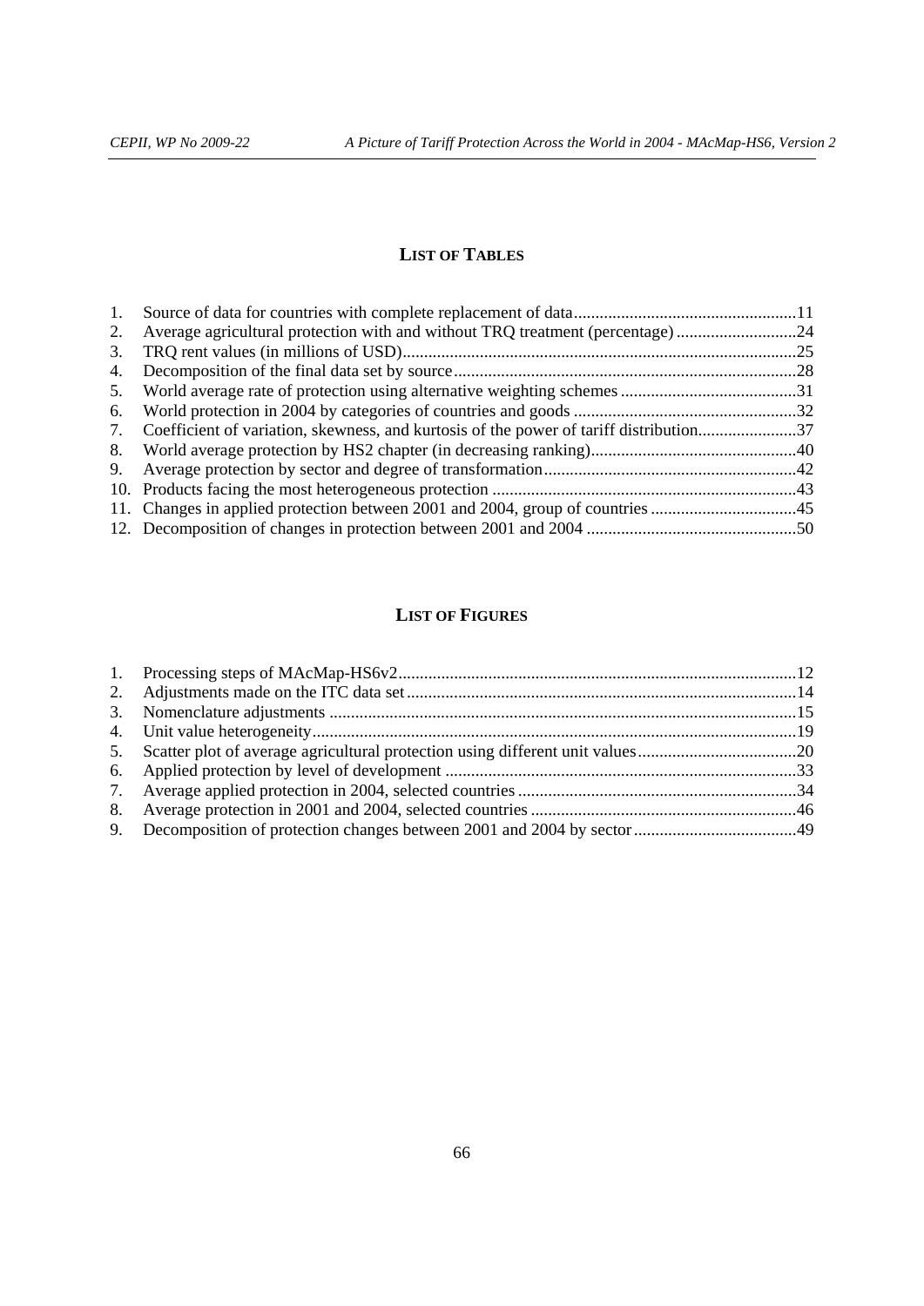## LIST OF TABLES

1. Source of data for countries with complete replacement of data....................................................11
2. Average agricultural protection with and without TRQ treatment (percentage) ............................24
3. TRQ rent values (in millions of USD)...........................................................................................25
4. Decomposition of the final data set by source................................................................................28
5. World average rate of protection using alternative weighting schemes .........................................31
6. World protection in 2004 by categories of countries and goods ....................................................32
7. Coefficient of variation, skewness, and kurtosis of the power of tariff distribution.......................37
8. World average protection by HS2 chapter (in decreasing ranking)................................................40
9. Average protection by sector and degree of transformation...........................................................42
10. Products facing the most heterogeneous protection .......................................................................43
11. Changes in applied protection between 2001 and 2004, group of countries ..................................45
12. Decomposition of changes in protection between 2001 and 2004 .................................................50

## LIST OF FIGURES

1. Processing steps of MAcMap-HS6v2............................................................................................12
2. Adjustments made on the ITC data set..........................................................................................14
3. Nomenclature adjustments ............................................................................................................15
4. Unit value heterogeneity................................................................................................................19
5. Scatter plot of average agricultural protection using different unit values.....................................20
6. Applied protection by level of development .................................................................................33
7. Average applied protection in 2004, selected countries.................................................................34
8. Average protection in 2001 and 2004, selected countries ..............................................................46
9. Decomposition of protection changes between 2001 and 2004 by sector......................................49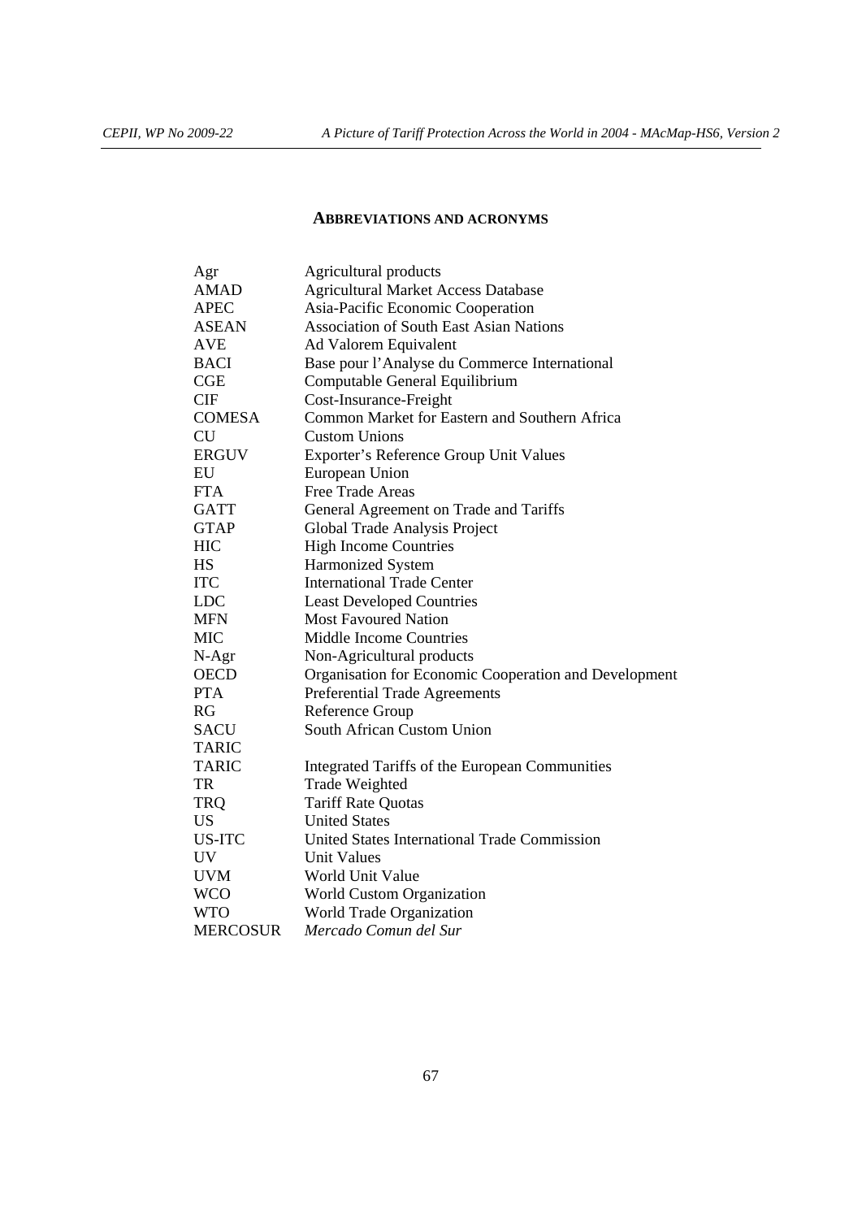## ABBREVIATIONS AND ACRONYMS

| | |
|---|---|
| Agr | Agricultural products |
| AMAD | Agricultural Market Access Database |
| APEC | Asia-Pacific Economic Cooperation |
| ASEAN | Association of South East Asian Nations |
| AVE | Ad Valorem Equivalent |
| BACI | Base pour l'Analyse du Commerce International |
| CGE | Computable General Equilibrium |
| CIF | Cost-Insurance-Freight |
| COMESA | Common Market for Eastern and Southern Africa |
| CU | Custom Unions |
| ERGUV | Exporter's Reference Group Unit Values |
| EU | European Union |
| FTA | Free Trade Areas |
| GATT | General Agreement on Trade and Tariffs |
| GTAP | Global Trade Analysis Project |
| HIC | High Income Countries |
| HS | Harmonized System |
| ITC | International Trade Center |
| LDC | Least Developed Countries |
| MFN | Most Favoured Nation |
| MIC | Middle Income Countries |
| N-Agr | Non-Agricultural products |
| OECD | Organisation for Economic Cooperation and Development |
| PTA | Preferential Trade Agreements |
| RG | Reference Group |
| SACU | South African Custom Union |
| TARIC | |
| TARIC | Integrated Tariffs of the European Communities |
| TR | Trade Weighted |
| TRQ | Tariff Rate Quotas |
| US | United States |
| US-ITC | United States International Trade Commission |
| UV | Unit Values |
| UVM | World Unit Value |
| WCO | World Custom Organization |
| WTO | World Trade Organization |
| MERCOSUR | *Mercado Comun del Sur* |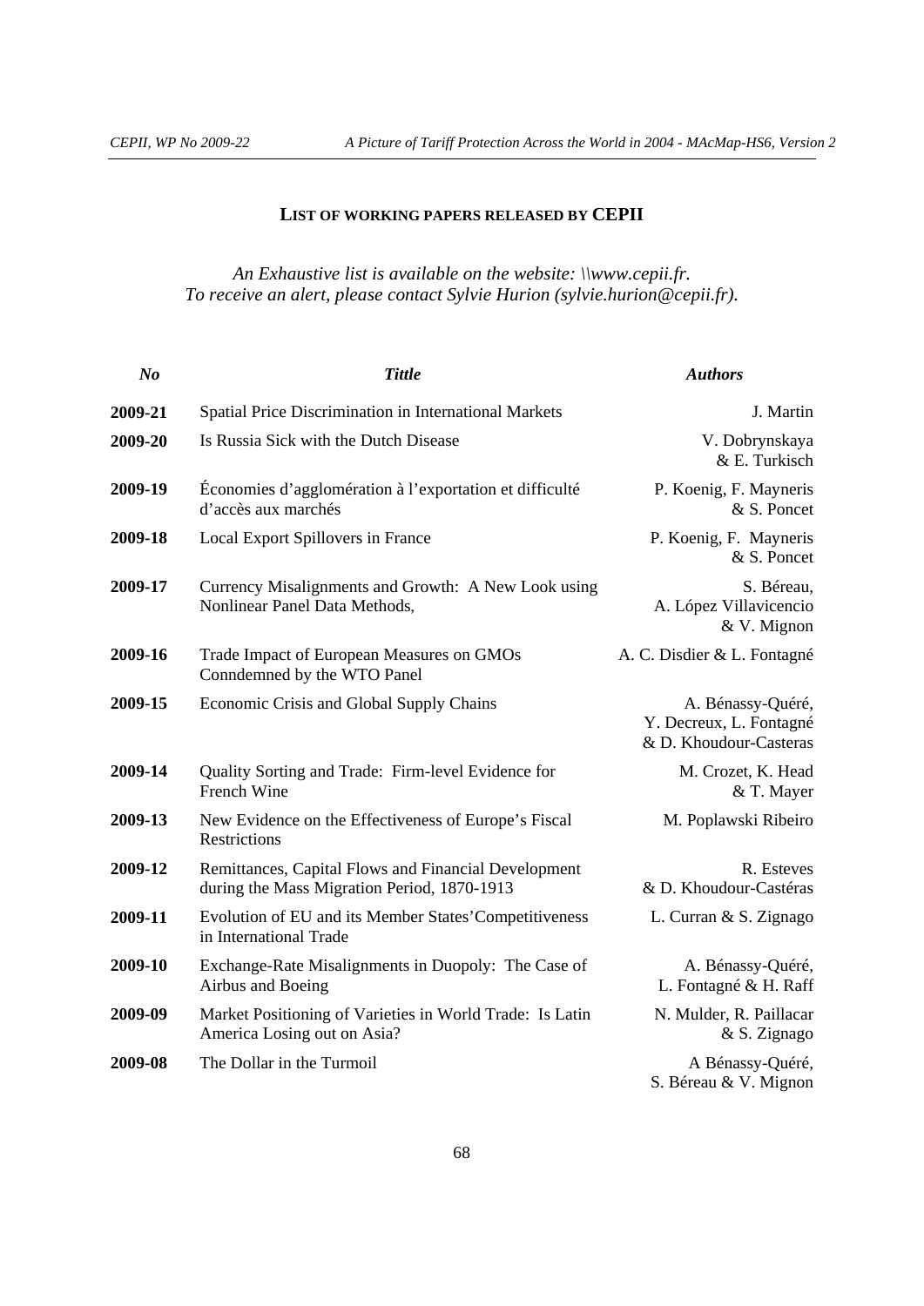## LIST OF WORKING PAPERS RELEASED BY CEPII

*An Exhaustive list is available on the website: \\www.cepii.fr.*
*To receive an alert, please contact Sylvie Hurion (sylvie.hurion@cepii.fr).*

| *No* | *Tittle* | *Authors* |
|---|---|---|
| **2009-21** | Spatial Price Discrimination in International Markets | J. Martin |
| **2009-20** | Is Russia Sick with the Dutch Disease | V. Dobrynskaya & E. Turkisch |
| **2009-19** | Économies d'agglomération à l'exportation et difficulté d'accès aux marchés | P. Koenig, F. Mayneris & S. Poncet |
| **2009-18** | Local Export Spillovers in France | P. Koenig, F. Mayneris & S. Poncet |
| **2009-17** | Currency Misalignments and Growth: A New Look using Nonlinear Panel Data Methods, | S. Béreau, A. López Villavicencio & V. Mignon |
| **2009-16** | Trade Impact of European Measures on GMOs Conndemned by the WTO Panel | A. C. Disdier & L. Fontagné |
| **2009-15** | Economic Crisis and Global Supply Chains | A. Bénassy-Quéré, Y. Decreux, L. Fontagné & D. Khoudour-Casteras |
| **2009-14** | Quality Sorting and Trade: Firm-level Evidence for French Wine | M. Crozet, K. Head & T. Mayer |
| **2009-13** | New Evidence on the Effectiveness of Europe's Fiscal Restrictions | M. Poplawski Ribeiro |
| **2009-12** | Remittances, Capital Flows and Financial Development during the Mass Migration Period, 1870-1913 | R. Esteves & D. Khoudour-Castéras |
| **2009-11** | Evolution of EU and its Member States'Competitiveness in International Trade | L. Curran & S. Zignago |
| **2009-10** | Exchange-Rate Misalignments in Duopoly: The Case of Airbus and Boeing | A. Bénassy-Quéré, L. Fontagné & H. Raff |
| **2009-09** | Market Positioning of Varieties in World Trade: Is Latin America Losing out on Asia? | N. Mulder, R. Paillacar & S. Zignago |
| **2009-08** | The Dollar in the Turmoil | A Bénassy-Quéré, S. Béreau & V. Mignon |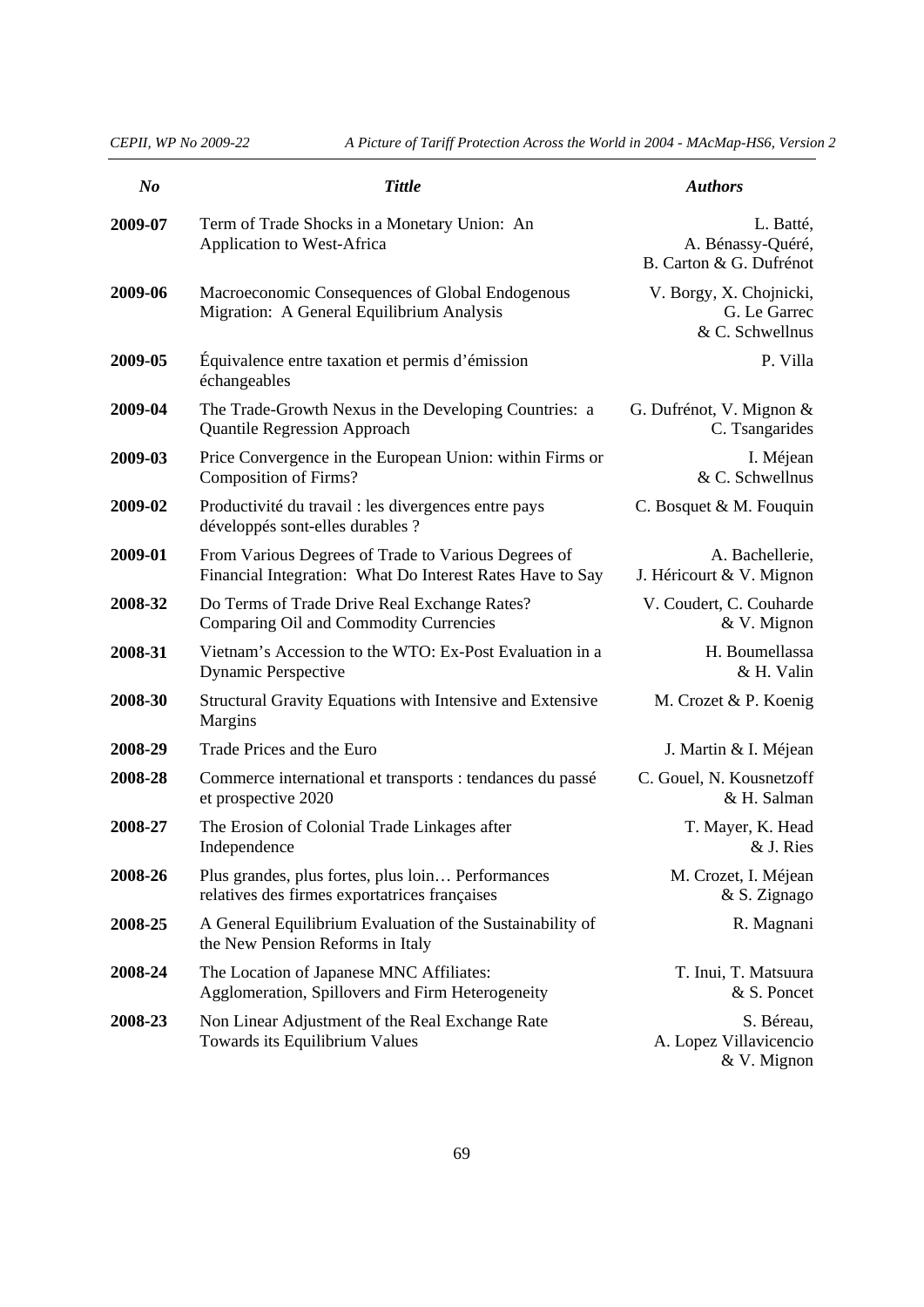| *No* | *Tittle* | *Authors* |
|---|---|---|
| **2009-07** | Term of Trade Shocks in a Monetary Union: An Application to West-Africa | L. Batté, A. Bénassy-Quéré, B. Carton & G. Dufrénot |
| **2009-06** | Macroeconomic Consequences of Global Endogenous Migration: A General Equilibrium Analysis | V. Borgy, X. Chojnicki, G. Le Garrec & C. Schwellnus |
| **2009-05** | Équivalence entre taxation et permis d'émission échangeables | P. Villa |
| **2009-04** | The Trade-Growth Nexus in the Developing Countries: a Quantile Regression Approach | G. Dufrénot, V. Mignon & C. Tsangarides |
| **2009-03** | Price Convergence in the European Union: within Firms or Composition of Firms? | I. Méjean & C. Schwellnus |
| **2009-02** | Productivité du travail : les divergences entre pays développés sont-elles durables ? | C. Bosquet & M. Fouquin |
| **2009-01** | From Various Degrees of Trade to Various Degrees of Financial Integration: What Do Interest Rates Have to Say | A. Bachellerie, J. Héricourt & V. Mignon |
| **2008-32** | Do Terms of Trade Drive Real Exchange Rates? Comparing Oil and Commodity Currencies | V. Coudert, C. Couharde & V. Mignon |
| **2008-31** | Vietnam's Accession to the WTO: Ex-Post Evaluation in a Dynamic Perspective | H. Boumellassa & H. Valin |
| **2008-30** | Structural Gravity Equations with Intensive and Extensive Margins | M. Crozet & P. Koenig |
| **2008-29** | Trade Prices and the Euro | J. Martin & I. Méjean |
| **2008-28** | Commerce international et transports : tendances du passé et prospective 2020 | C. Gouel, N. Kousnetzoff & H. Salman |
| **2008-27** | The Erosion of Colonial Trade Linkages after Independence | T. Mayer, K. Head & J. Ries |
| **2008-26** | Plus grandes, plus fortes, plus loin… Performances relatives des firmes exportatrices françaises | M. Crozet, I. Méjean & S. Zignago |
| **2008-25** | A General Equilibrium Evaluation of the Sustainability of the New Pension Reforms in Italy | R. Magnani |
| **2008-24** | The Location of Japanese MNC Affiliates: Agglomeration, Spillovers and Firm Heterogeneity | T. Inui, T. Matsuura & S. Poncet |
| **2008-23** | Non Linear Adjustment of the Real Exchange Rate Towards its Equilibrium Values | S. Béreau, A. Lopez Villavicencio & V. Mignon |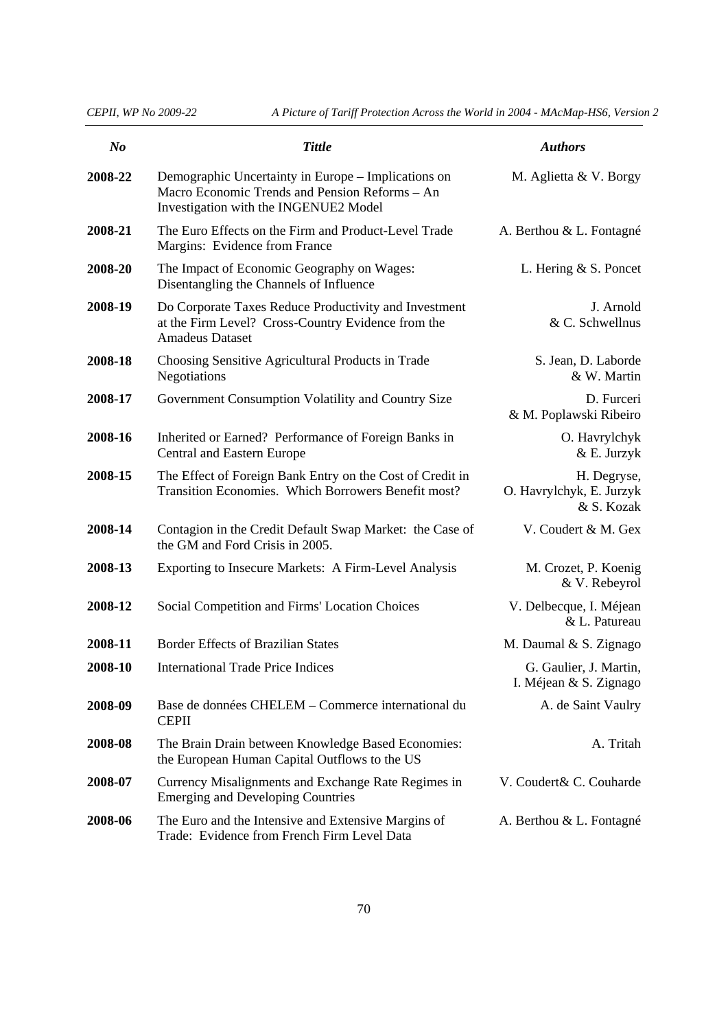| *No* | *Tittle* | *Authors* |
|---|---|---|
| **2008-22** | Demographic Uncertainty in Europe – Implications on Macro Economic Trends and Pension Reforms – An Investigation with the INGENUE2 Model | M. Aglietta & V. Borgy |
| **2008-21** | The Euro Effects on the Firm and Product-Level Trade Margins: Evidence from France | A. Berthou & L. Fontagné |
| **2008-20** | The Impact of Economic Geography on Wages: Disentangling the Channels of Influence | L. Hering & S. Poncet |
| **2008-19** | Do Corporate Taxes Reduce Productivity and Investment at the Firm Level? Cross-Country Evidence from the Amadeus Dataset | J. Arnold & C. Schwellnus |
| **2008-18** | Choosing Sensitive Agricultural Products in Trade Negotiations | S. Jean, D. Laborde & W. Martin |
| **2008-17** | Government Consumption Volatility and Country Size | D. Furceri & M. Poplawski Ribeiro |
| **2008-16** | Inherited or Earned? Performance of Foreign Banks in Central and Eastern Europe | O. Havrylchyk & E. Jurzyk |
| **2008-15** | The Effect of Foreign Bank Entry on the Cost of Credit in Transition Economies. Which Borrowers Benefit most? | H. Degryse, O. Havrylchyk, E. Jurzyk & S. Kozak |
| **2008-14** | Contagion in the Credit Default Swap Market: the Case of the GM and Ford Crisis in 2005. | V. Coudert & M. Gex |
| **2008-13** | Exporting to Insecure Markets: A Firm-Level Analysis | M. Crozet, P. Koenig & V. Rebeyrol |
| **2008-12** | Social Competition and Firms' Location Choices | V. Delbecque, I. Méjean & L. Patureau |
| **2008-11** | Border Effects of Brazilian States | M. Daumal & S. Zignago |
| **2008-10** | International Trade Price Indices | G. Gaulier, J. Martin, I. Méjean & S. Zignago |
| **2008-09** | Base de données CHELEM – Commerce international du CEPII | A. de Saint Vaulry |
| **2008-08** | The Brain Drain between Knowledge Based Economies: the European Human Capital Outflows to the US | A. Tritah |
| **2008-07** | Currency Misalignments and Exchange Rate Regimes in Emerging and Developing Countries | V. Coudert& C. Couharde |
| **2008-06** | The Euro and the Intensive and Extensive Margins of Trade: Evidence from French Firm Level Data | A. Berthou & L. Fontagné |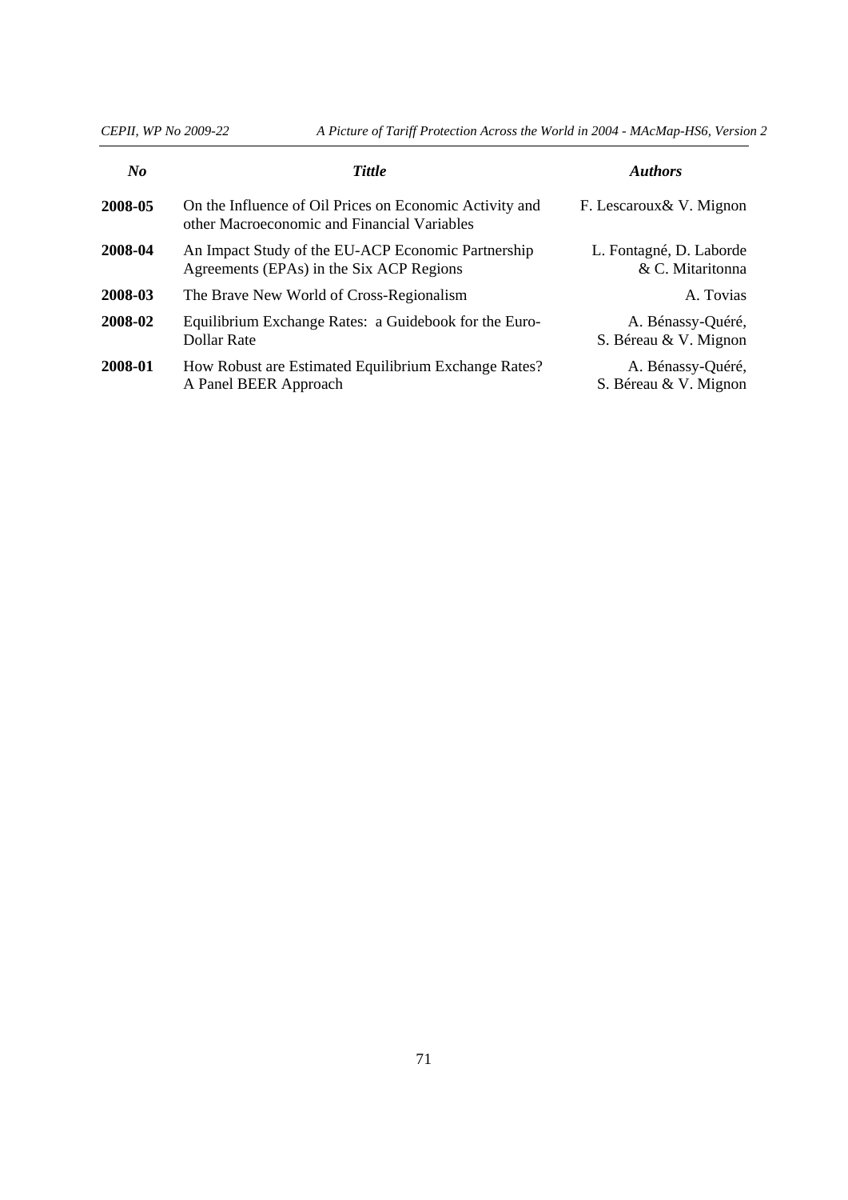| *No* | *Tittle* | *Authors* |
|---|---|---|
| **2008-05** | On the Influence of Oil Prices on Economic Activity and other Macroeconomic and Financial Variables | F. Lescaroux& V. Mignon |
| **2008-04** | An Impact Study of the EU-ACP Economic Partnership Agreements (EPAs) in the Six ACP Regions | L. Fontagné, D. Laborde & C. Mitaritonna |
| **2008-03** | The Brave New World of Cross-Regionalism | A. Tovias |
| **2008-02** | Equilibrium Exchange Rates: a Guidebook for the Euro-Dollar Rate | A. Bénassy-Quéré, S. Béreau & V. Mignon |
| **2008-01** | How Robust are Estimated Equilibrium Exchange Rates? A Panel BEER Approach | A. Bénassy-Quéré, S. Béreau & V. Mignon |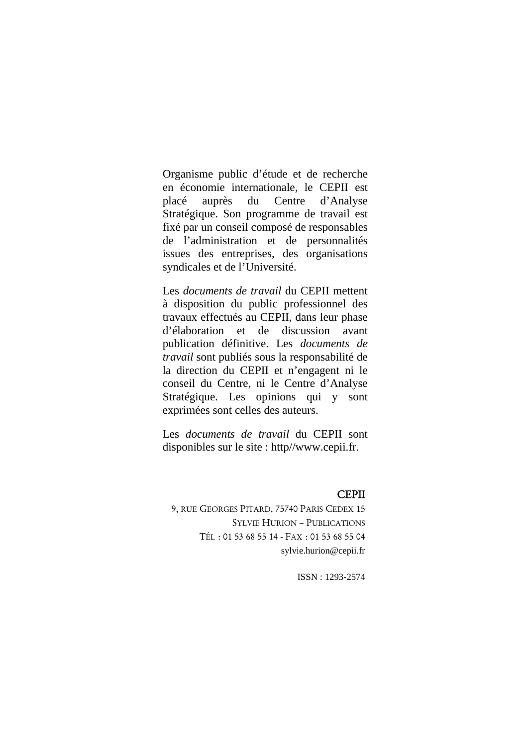Organisme public d'étude et de recherche en économie internationale, le CEPII est placé auprès du Centre d'Analyse Stratégique. Son programme de travail est fixé par un conseil composé de responsables de l'administration et de personnalités issues des entreprises, des organisations syndicales et de l'Université.

Les *documents de travail* du CEPII mettent à disposition du public professionnel des travaux effectués au CEPII, dans leur phase d'élaboration et de discussion avant publication définitive. Les *documents de travail* sont publiés sous la responsabilité de la direction du CEPII et n'engagent ni le conseil du Centre, ni le Centre d'Analyse Stratégique. Les opinions qui y sont exprimées sont celles des auteurs.

Les *documents de travail* du CEPII sont disponibles sur le site : http//www.cepii.fr.

CEPII

9, RUE GEORGES PITARD, 75740 PARIS CEDEX 15

SYLVIE HURION – PUBLICATIONS

TÉL : 01 53 68 55 14 - FAX : 01 53 68 55 04

sylvie.hurion@cepii.fr

ISSN : 1293-2574